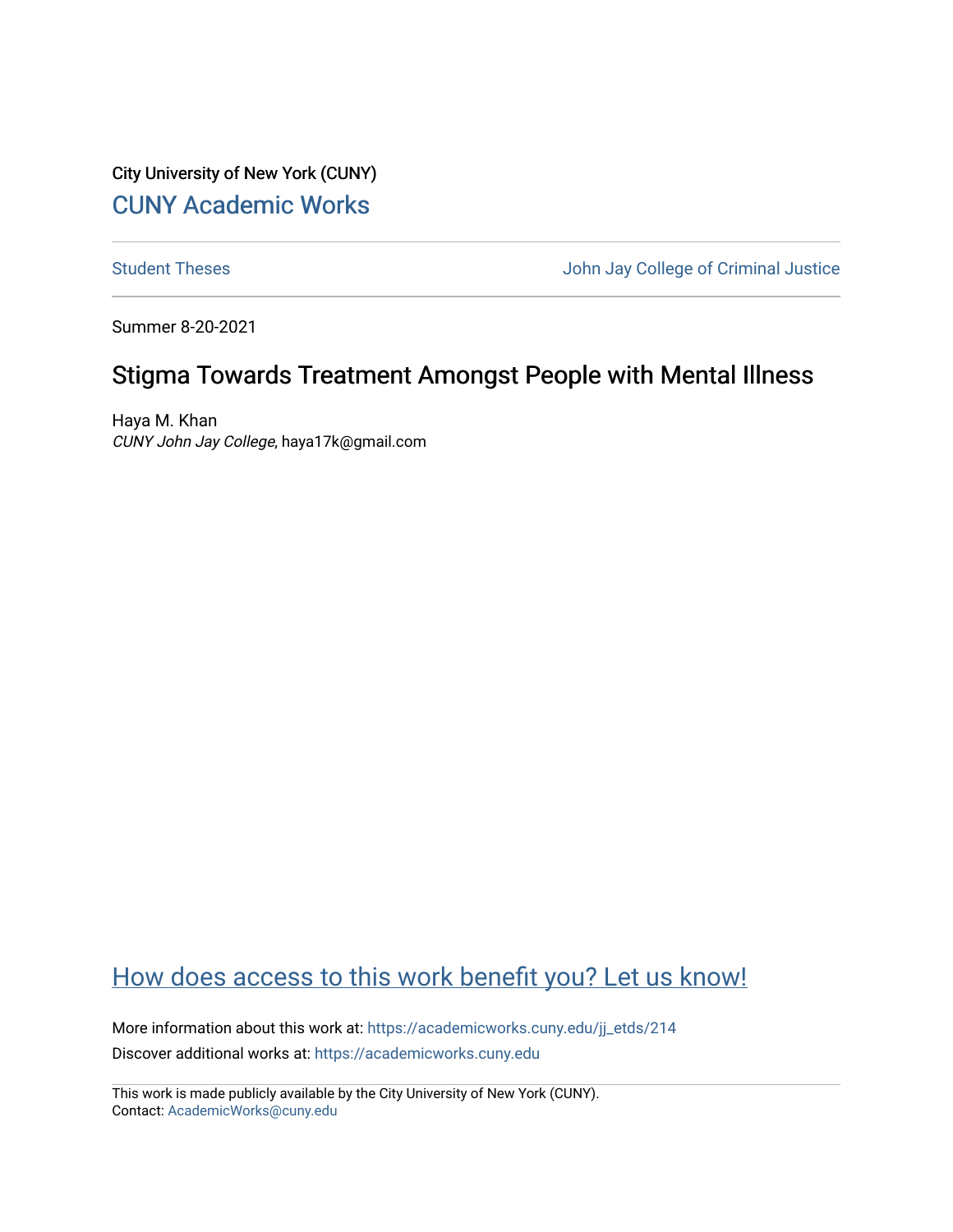City University of New York (CUNY)

[CUNY Academic Works](https://academicworks.cuny.edu)

---

[Student Theses](https://academicworks.cuny.edu/jj_etds) | [John Jay College of Criminal Justice](https://academicworks.cuny.edu/jj)

---

Summer 8-20-2021

# Stigma Towards Treatment Amongst People with Mental Illness

Haya M. Khan
*CUNY John Jay College*, haya17k@gmail.com

## [How does access to this work benefit you? Let us know!](https://ols.cuny.edu/academicworks/?ref=https://academicworks.cuny.edu/jj_etds/214)

More information about this work at: https://academicworks.cuny.edu/jj_etds/214
Discover additional works at: https://academicworks.cuny.edu

---

This work is made publicly available by the City University of New York (CUNY).
Contact: AcademicWorks@cuny.edu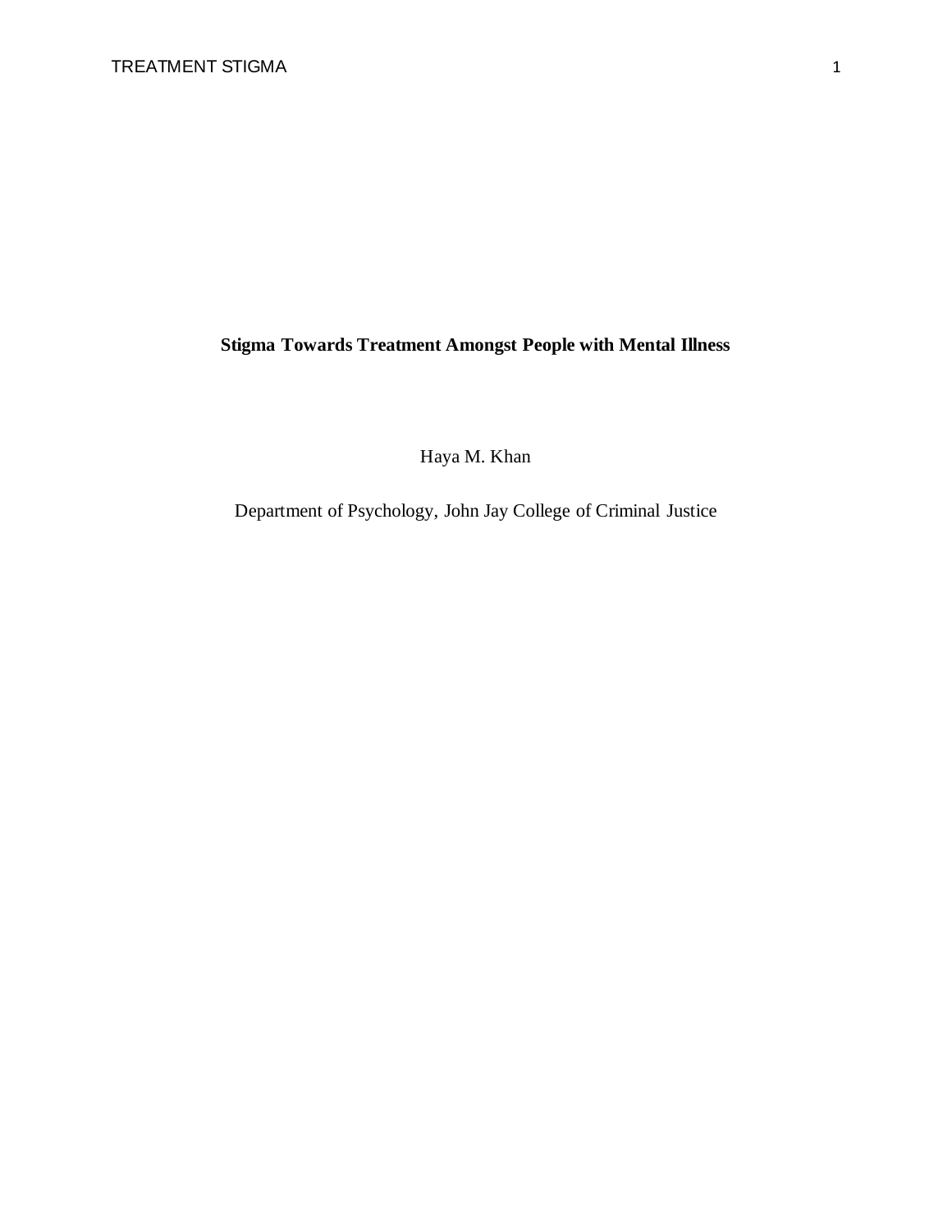**Stigma Towards Treatment Amongst People with Mental Illness**

Haya M. Khan

Department of Psychology, John Jay College of Criminal Justice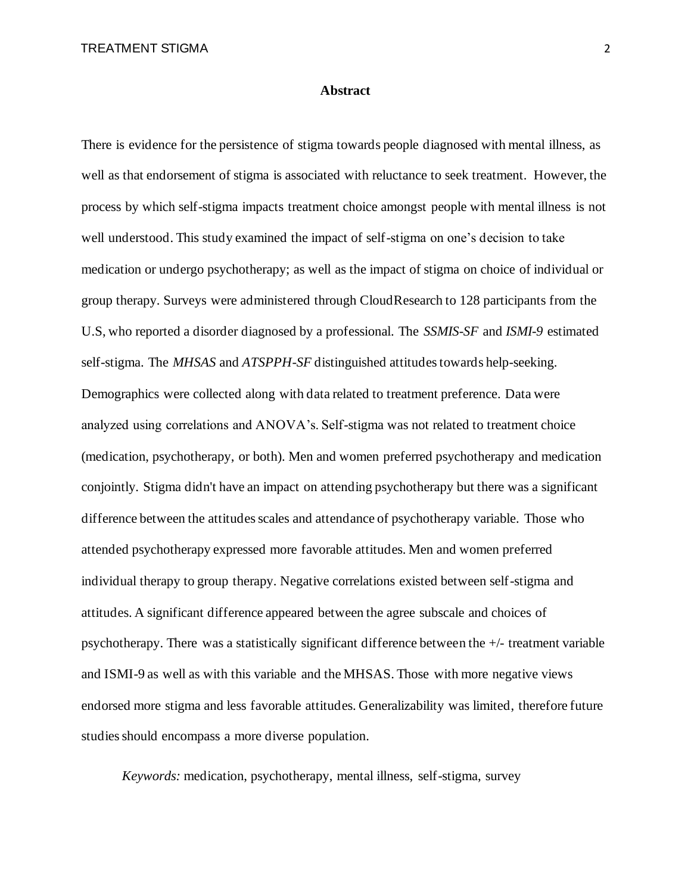## Abstract

There is evidence for the persistence of stigma towards people diagnosed with mental illness, as well as that endorsement of stigma is associated with reluctance to seek treatment. However, the process by which self-stigma impacts treatment choice amongst people with mental illness is not well understood. This study examined the impact of self-stigma on one's decision to take medication or undergo psychotherapy; as well as the impact of stigma on choice of individual or group therapy. Surveys were administered through CloudResearch to 128 participants from the U.S, who reported a disorder diagnosed by a professional. The *SSMIS-SF* and *ISMI-9* estimated self-stigma. The *MHSAS* and *ATSPPH-SF* distinguished attitudes towards help-seeking. Demographics were collected along with data related to treatment preference. Data were analyzed using correlations and ANOVA's. Self-stigma was not related to treatment choice (medication, psychotherapy, or both). Men and women preferred psychotherapy and medication conjointly. Stigma didn't have an impact on attending psychotherapy but there was a significant difference between the attitudes scales and attendance of psychotherapy variable. Those who attended psychotherapy expressed more favorable attitudes. Men and women preferred individual therapy to group therapy. Negative correlations existed between self-stigma and attitudes. A significant difference appeared between the agree subscale and choices of psychotherapy. There was a statistically significant difference between the +/- treatment variable and ISMI-9 as well as with this variable and the MHSAS. Those with more negative views endorsed more stigma and less favorable attitudes. Generalizability was limited, therefore future studies should encompass a more diverse population.

*Keywords:* medication, psychotherapy, mental illness, self-stigma, survey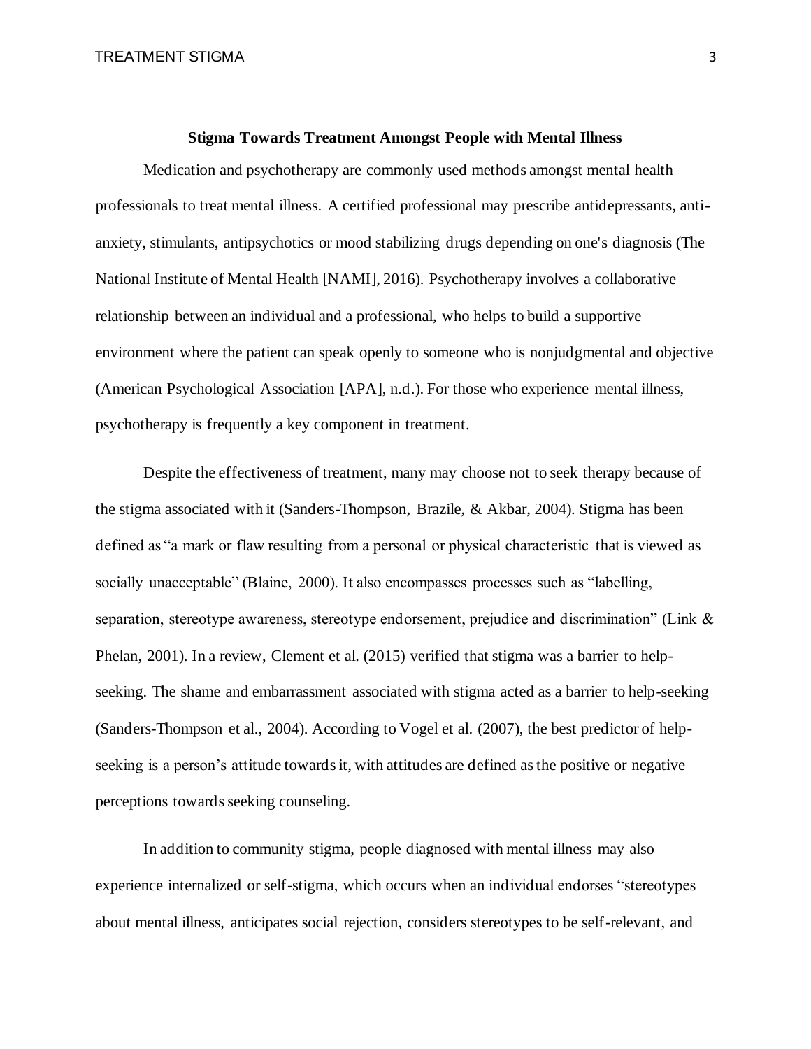## Stigma Towards Treatment Amongst People with Mental Illness

Medication and psychotherapy are commonly used methods amongst mental health professionals to treat mental illness. A certified professional may prescribe antidepressants, anti-anxiety, stimulants, antipsychotics or mood stabilizing drugs depending on one's diagnosis (The National Institute of Mental Health [NAMI], 2016). Psychotherapy involves a collaborative relationship between an individual and a professional, who helps to build a supportive environment where the patient can speak openly to someone who is nonjudgmental and objective (American Psychological Association [APA], n.d.). For those who experience mental illness, psychotherapy is frequently a key component in treatment.

Despite the effectiveness of treatment, many may choose not to seek therapy because of the stigma associated with it (Sanders-Thompson, Brazile, & Akbar, 2004). Stigma has been defined as "a mark or flaw resulting from a personal or physical characteristic that is viewed as socially unacceptable" (Blaine, 2000). It also encompasses processes such as "labelling, separation, stereotype awareness, stereotype endorsement, prejudice and discrimination" (Link & Phelan, 2001). In a review, Clement et al. (2015) verified that stigma was a barrier to help-seeking. The shame and embarrassment associated with stigma acted as a barrier to help-seeking (Sanders-Thompson et al., 2004). According to Vogel et al. (2007), the best predictor of help-seeking is a person's attitude towards it, with attitudes are defined as the positive or negative perceptions towards seeking counseling.

In addition to community stigma, people diagnosed with mental illness may also experience internalized or self-stigma, which occurs when an individual endorses "stereotypes about mental illness, anticipates social rejection, considers stereotypes to be self-relevant, and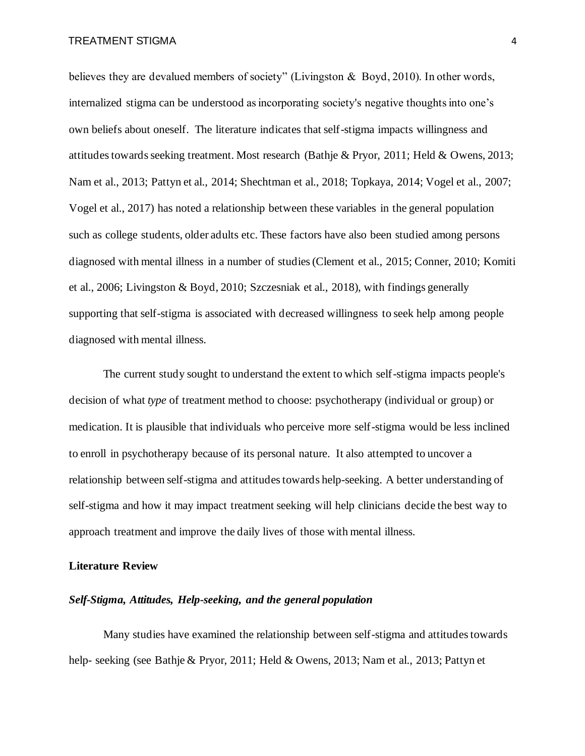believes they are devalued members of society" (Livingston & Boyd, 2010). In other words, internalized stigma can be understood as incorporating society's negative thoughts into one's own beliefs about oneself. The literature indicates that self-stigma impacts willingness and attitudes towards seeking treatment. Most research (Bathje & Pryor, 2011; Held & Owens, 2013; Nam et al., 2013; Pattyn et al., 2014; Shechtman et al., 2018; Topkaya, 2014; Vogel et al., 2007; Vogel et al., 2017) has noted a relationship between these variables in the general population such as college students, older adults etc. These factors have also been studied among persons diagnosed with mental illness in a number of studies (Clement et al., 2015; Conner, 2010; Komiti et al., 2006; Livingston & Boyd, 2010; Szczesniak et al., 2018), with findings generally supporting that self-stigma is associated with decreased willingness to seek help among people diagnosed with mental illness.

The current study sought to understand the extent to which self-stigma impacts people's decision of what *type* of treatment method to choose: psychotherapy (individual or group) or medication. It is plausible that individuals who perceive more self-stigma would be less inclined to enroll in psychotherapy because of its personal nature. It also attempted to uncover a relationship between self-stigma and attitudes towards help-seeking. A better understanding of self-stigma and how it may impact treatment seeking will help clinicians decide the best way to approach treatment and improve the daily lives of those with mental illness.

## Literature Review

### *Self-Stigma, Attitudes, Help-seeking, and the general population*

Many studies have examined the relationship between self-stigma and attitudes towards help- seeking (see Bathje & Pryor, 2011; Held & Owens, 2013; Nam et al., 2013; Pattyn et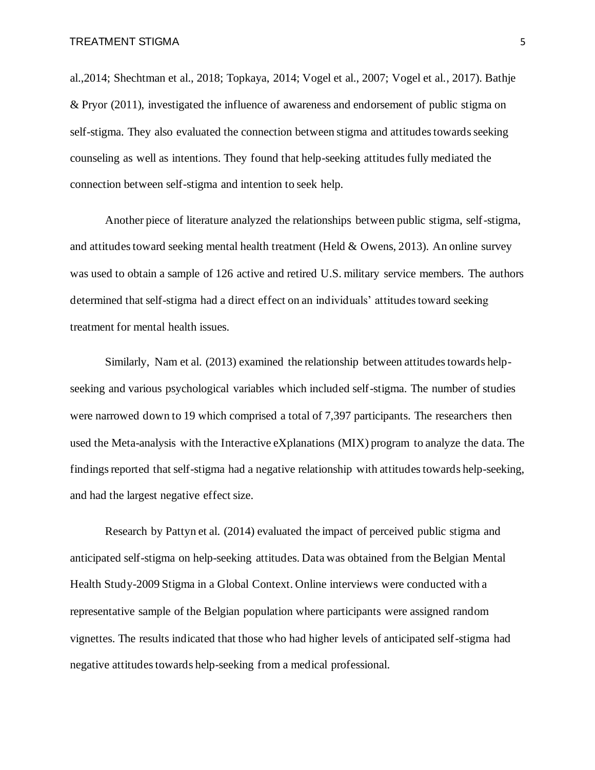al.,2014; Shechtman et al., 2018; Topkaya, 2014; Vogel et al., 2007; Vogel et al., 2017). Bathje & Pryor (2011), investigated the influence of awareness and endorsement of public stigma on self-stigma. They also evaluated the connection between stigma and attitudes towards seeking counseling as well as intentions. They found that help-seeking attitudes fully mediated the connection between self-stigma and intention to seek help.

Another piece of literature analyzed the relationships between public stigma, self-stigma, and attitudes toward seeking mental health treatment (Held & Owens, 2013). An online survey was used to obtain a sample of 126 active and retired U.S. military service members. The authors determined that self-stigma had a direct effect on an individuals' attitudes toward seeking treatment for mental health issues.

Similarly, Nam et al. (2013) examined the relationship between attitudes towards help-seeking and various psychological variables which included self-stigma. The number of studies were narrowed down to 19 which comprised a total of 7,397 participants. The researchers then used the Meta-analysis with the Interactive eXplanations (MIX) program to analyze the data. The findings reported that self-stigma had a negative relationship with attitudes towards help-seeking, and had the largest negative effect size.

Research by Pattyn et al. (2014) evaluated the impact of perceived public stigma and anticipated self-stigma on help-seeking attitudes. Data was obtained from the Belgian Mental Health Study-2009 Stigma in a Global Context. Online interviews were conducted with a representative sample of the Belgian population where participants were assigned random vignettes. The results indicated that those who had higher levels of anticipated self-stigma had negative attitudes towards help-seeking from a medical professional.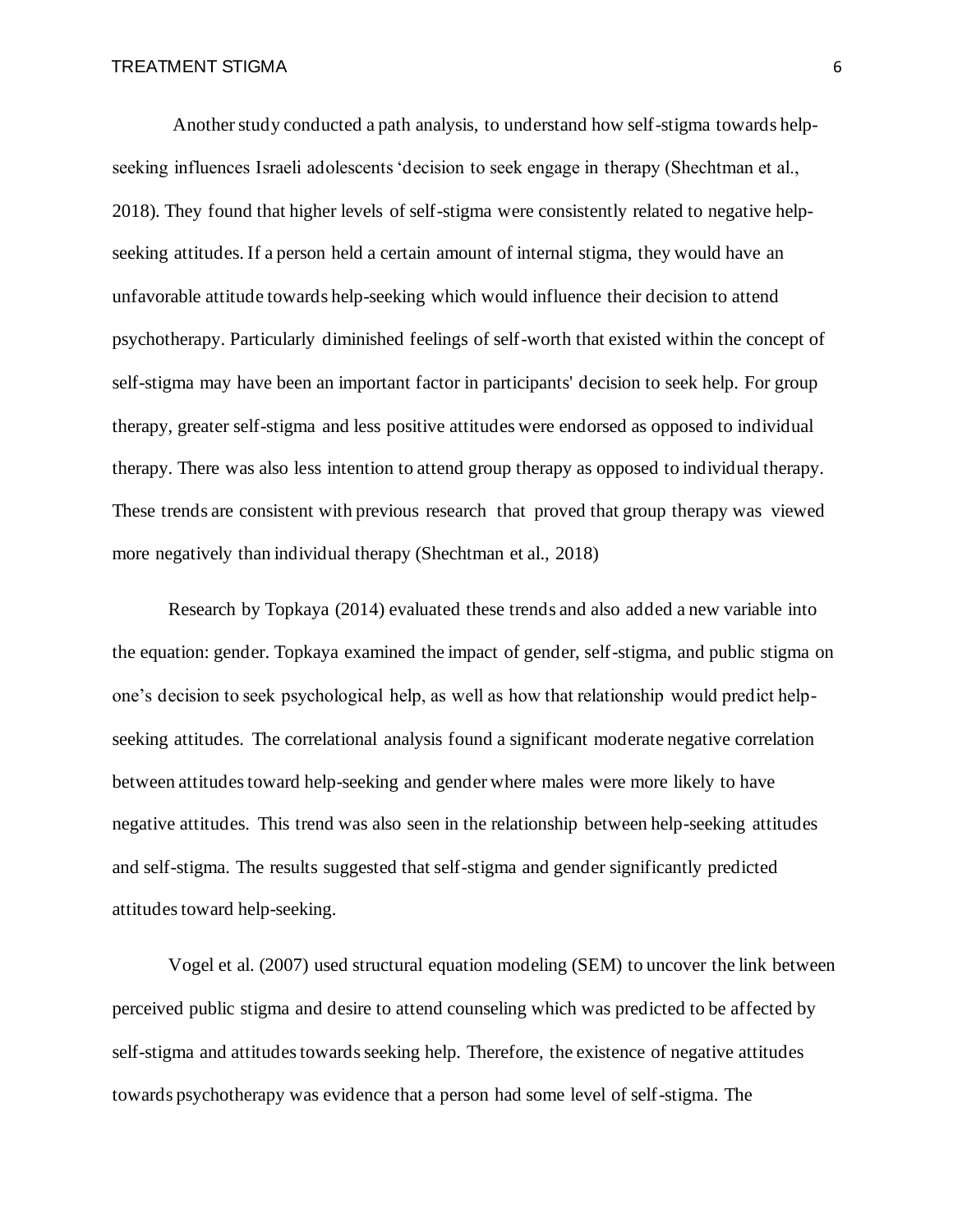Another study conducted a path analysis, to understand how self-stigma towards help-seeking influences Israeli adolescents 'decision to seek engage in therapy (Shechtman et al., 2018). They found that higher levels of self-stigma were consistently related to negative help-seeking attitudes. If a person held a certain amount of internal stigma, they would have an unfavorable attitude towards help-seeking which would influence their decision to attend psychotherapy. Particularly diminished feelings of self-worth that existed within the concept of self-stigma may have been an important factor in participants' decision to seek help. For group therapy, greater self-stigma and less positive attitudes were endorsed as opposed to individual therapy. There was also less intention to attend group therapy as opposed to individual therapy. These trends are consistent with previous research that proved that group therapy was viewed more negatively than individual therapy (Shechtman et al., 2018)

Research by Topkaya (2014) evaluated these trends and also added a new variable into the equation: gender. Topkaya examined the impact of gender, self-stigma, and public stigma on one's decision to seek psychological help, as well as how that relationship would predict help-seeking attitudes. The correlational analysis found a significant moderate negative correlation between attitudes toward help-seeking and gender where males were more likely to have negative attitudes. This trend was also seen in the relationship between help-seeking attitudes and self-stigma. The results suggested that self-stigma and gender significantly predicted attitudes toward help-seeking.

Vogel et al. (2007) used structural equation modeling (SEM) to uncover the link between perceived public stigma and desire to attend counseling which was predicted to be affected by self-stigma and attitudes towards seeking help. Therefore, the existence of negative attitudes towards psychotherapy was evidence that a person had some level of self-stigma. The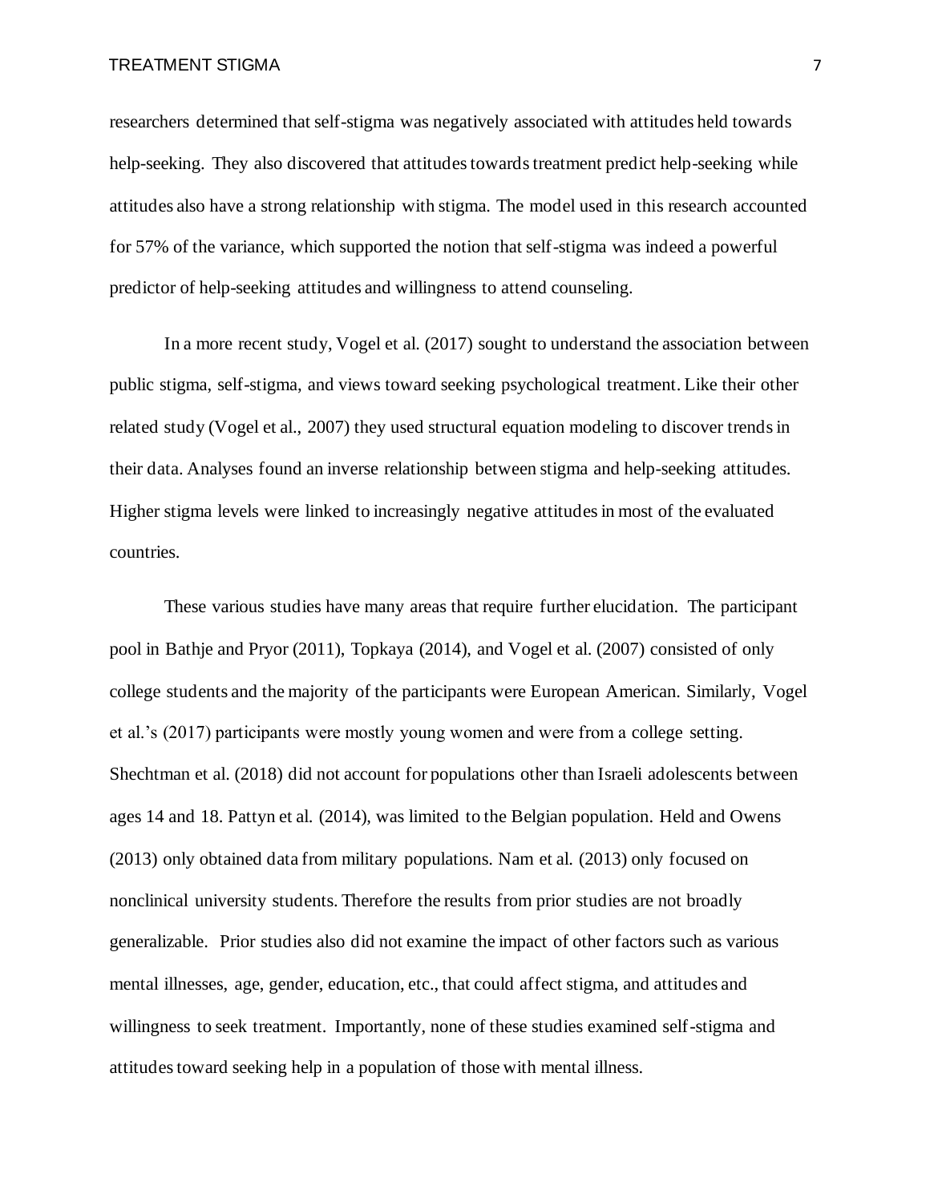researchers determined that self-stigma was negatively associated with attitudes held towards help-seeking. They also discovered that attitudes towards treatment predict help-seeking while attitudes also have a strong relationship with stigma. The model used in this research accounted for 57% of the variance, which supported the notion that self-stigma was indeed a powerful predictor of help-seeking attitudes and willingness to attend counseling.

In a more recent study, Vogel et al. (2017) sought to understand the association between public stigma, self-stigma, and views toward seeking psychological treatment. Like their other related study (Vogel et al., 2007) they used structural equation modeling to discover trends in their data. Analyses found an inverse relationship between stigma and help-seeking attitudes. Higher stigma levels were linked to increasingly negative attitudes in most of the evaluated countries.

These various studies have many areas that require further elucidation. The participant pool in Bathje and Pryor (2011), Topkaya (2014), and Vogel et al. (2007) consisted of only college students and the majority of the participants were European American. Similarly, Vogel et al.'s (2017) participants were mostly young women and were from a college setting. Shechtman et al. (2018) did not account for populations other than Israeli adolescents between ages 14 and 18. Pattyn et al. (2014), was limited to the Belgian population. Held and Owens (2013) only obtained data from military populations. Nam et al. (2013) only focused on nonclinical university students. Therefore the results from prior studies are not broadly generalizable. Prior studies also did not examine the impact of other factors such as various mental illnesses, age, gender, education, etc., that could affect stigma, and attitudes and willingness to seek treatment. Importantly, none of these studies examined self-stigma and attitudes toward seeking help in a population of those with mental illness.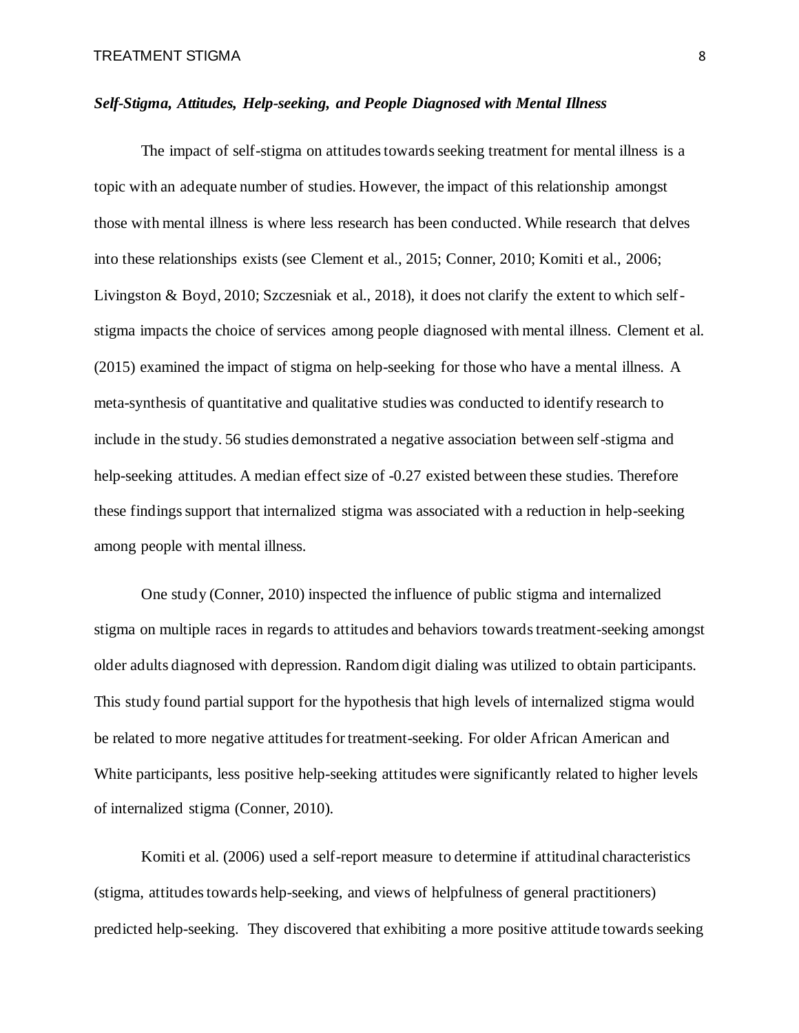### ***Self-Stigma, Attitudes, Help-seeking, and People Diagnosed with Mental Illness***

The impact of self-stigma on attitudes towards seeking treatment for mental illness is a topic with an adequate number of studies. However, the impact of this relationship amongst those with mental illness is where less research has been conducted. While research that delves into these relationships exists (see Clement et al., 2015; Conner, 2010; Komiti et al., 2006; Livingston & Boyd, 2010; Szczesniak et al., 2018), it does not clarify the extent to which self-stigma impacts the choice of services among people diagnosed with mental illness. Clement et al. (2015) examined the impact of stigma on help-seeking for those who have a mental illness. A meta-synthesis of quantitative and qualitative studies was conducted to identify research to include in the study. 56 studies demonstrated a negative association between self-stigma and help-seeking attitudes. A median effect size of -0.27 existed between these studies. Therefore these findings support that internalized stigma was associated with a reduction in help-seeking among people with mental illness.

One study (Conner, 2010) inspected the influence of public stigma and internalized stigma on multiple races in regards to attitudes and behaviors towards treatment-seeking amongst older adults diagnosed with depression. Random digit dialing was utilized to obtain participants. This study found partial support for the hypothesis that high levels of internalized stigma would be related to more negative attitudes for treatment-seeking. For older African American and White participants, less positive help-seeking attitudes were significantly related to higher levels of internalized stigma (Conner, 2010).

Komiti et al. (2006) used a self-report measure to determine if attitudinal characteristics (stigma, attitudes towards help-seeking, and views of helpfulness of general practitioners) predicted help-seeking. They discovered that exhibiting a more positive attitude towards seeking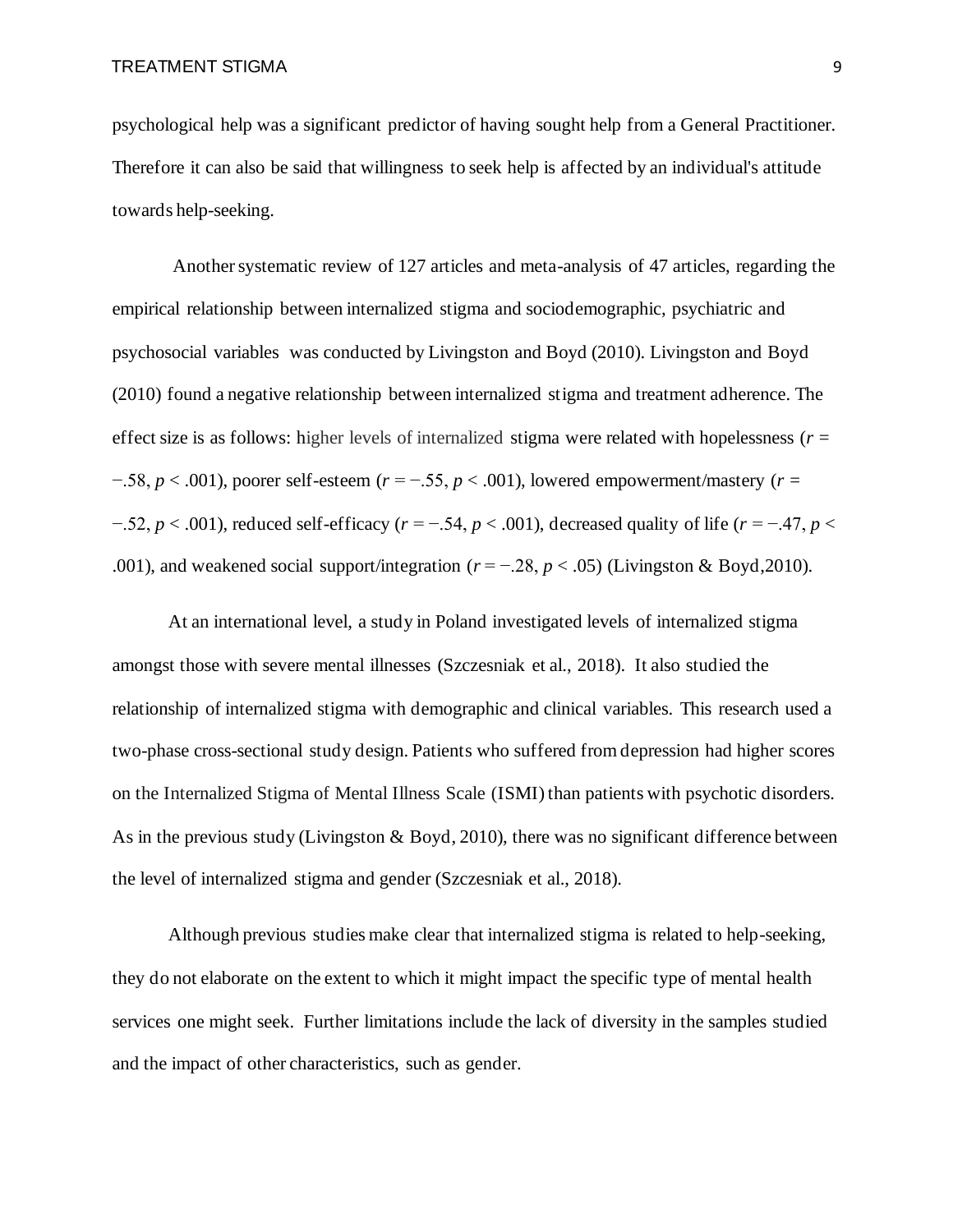psychological help was a significant predictor of having sought help from a General Practitioner. Therefore it can also be said that willingness to seek help is affected by an individual's attitude towards help-seeking.

Another systematic review of 127 articles and meta-analysis of 47 articles, regarding the empirical relationship between internalized stigma and sociodemographic, psychiatric and psychosocial variables was conducted by Livingston and Boyd (2010). Livingston and Boyd (2010) found a negative relationship between internalized stigma and treatment adherence. The effect size is as follows: higher levels of internalized stigma were related with hopelessness ($r = -.58$, $p < .001$), poorer self-esteem ($r = -.55$, $p < .001$), lowered empowerment/mastery ($r = -.52$, $p < .001$), reduced self-efficacy ($r = -.54$, $p < .001$), decreased quality of life ($r = -.47$, $p < .001$), and weakened social support/integration ($r = -.28$, $p < .05$) (Livingston & Boyd,2010).

At an international level, a study in Poland investigated levels of internalized stigma amongst those with severe mental illnesses (Szczesniak et al., 2018). It also studied the relationship of internalized stigma with demographic and clinical variables. This research used a two-phase cross-sectional study design. Patients who suffered from depression had higher scores on the Internalized Stigma of Mental Illness Scale (ISMI) than patients with psychotic disorders. As in the previous study (Livingston & Boyd, 2010), there was no significant difference between the level of internalized stigma and gender (Szczesniak et al., 2018).

Although previous studies make clear that internalized stigma is related to help-seeking, they do not elaborate on the extent to which it might impact the specific type of mental health services one might seek. Further limitations include the lack of diversity in the samples studied and the impact of other characteristics, such as gender.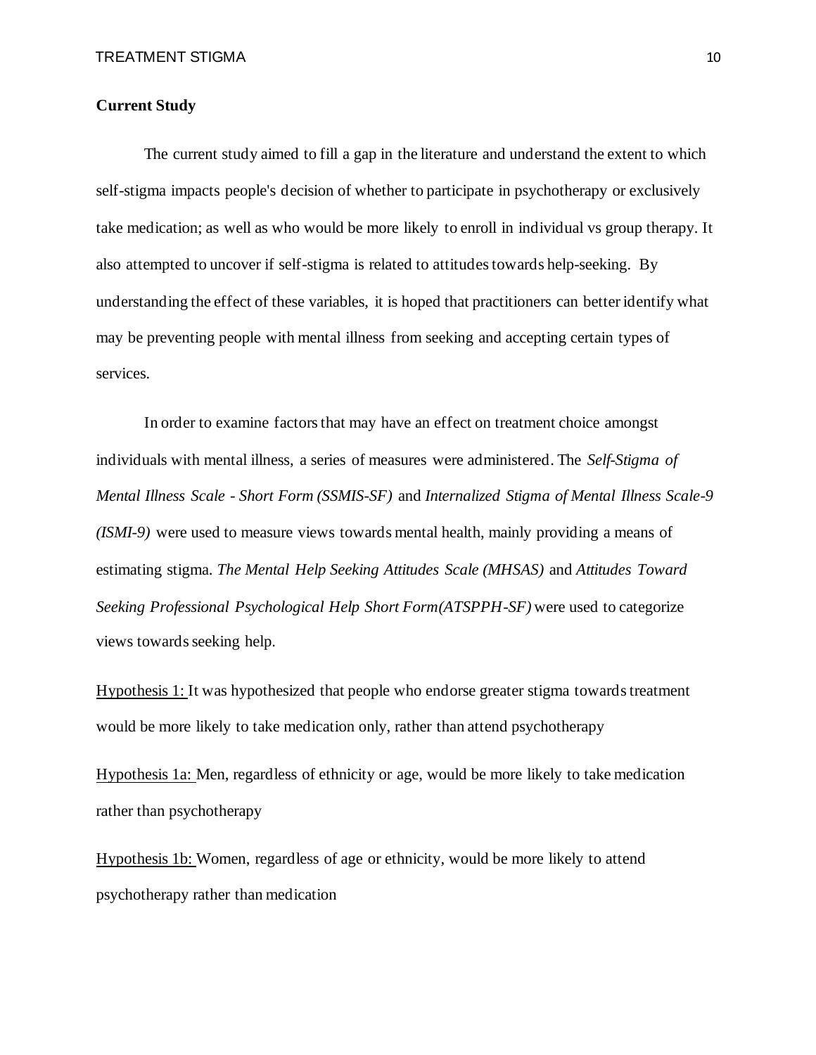**Current Study**

The current study aimed to fill a gap in the literature and understand the extent to which self-stigma impacts people's decision of whether to participate in psychotherapy or exclusively take medication; as well as who would be more likely to enroll in individual vs group therapy. It also attempted to uncover if self-stigma is related to attitudes towards help-seeking. By understanding the effect of these variables, it is hoped that practitioners can better identify what may be preventing people with mental illness from seeking and accepting certain types of services.

In order to examine factors that may have an effect on treatment choice amongst individuals with mental illness, a series of measures were administered. The *Self-Stigma of Mental Illness Scale - Short Form (SSMIS-SF)* and *Internalized Stigma of Mental Illness Scale-9 (ISMI-9)* were used to measure views towards mental health, mainly providing a means of estimating stigma. *The Mental Help Seeking Attitudes Scale (MHSAS)* and *Attitudes Toward Seeking Professional Psychological Help Short Form(ATSPPH-SF)* were used to categorize views towards seeking help.

<u>Hypothesis 1:</u> It was hypothesized that people who endorse greater stigma towards treatment would be more likely to take medication only, rather than attend psychotherapy

<u>Hypothesis 1a:</u> Men, regardless of ethnicity or age, would be more likely to take medication rather than psychotherapy

<u>Hypothesis 1b:</u> Women, regardless of age or ethnicity, would be more likely to attend psychotherapy rather than medication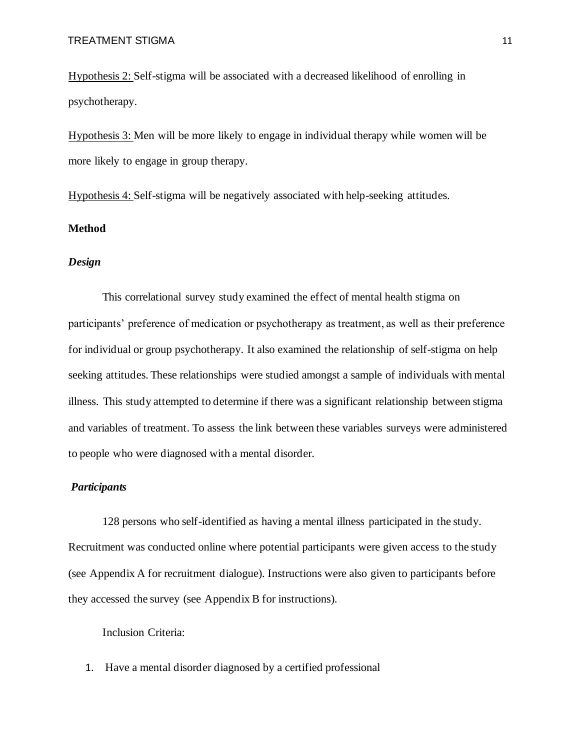Hypothesis 2: Self-stigma will be associated with a decreased likelihood of enrolling in psychotherapy.

Hypothesis 3: Men will be more likely to engage in individual therapy while women will be more likely to engage in group therapy.

Hypothesis 4: Self-stigma will be negatively associated with help-seeking attitudes.

## Method

### *Design*

This correlational survey study examined the effect of mental health stigma on participants' preference of medication or psychotherapy as treatment, as well as their preference for individual or group psychotherapy. It also examined the relationship of self-stigma on help seeking attitudes. These relationships were studied amongst a sample of individuals with mental illness. This study attempted to determine if there was a significant relationship between stigma and variables of treatment. To assess the link between these variables surveys were administered to people who were diagnosed with a mental disorder.

### *Participants*

128 persons who self-identified as having a mental illness participated in the study. Recruitment was conducted online where potential participants were given access to the study (see Appendix A for recruitment dialogue). Instructions were also given to participants before they accessed the survey (see Appendix B for instructions).

Inclusion Criteria:

1. Have a mental disorder diagnosed by a certified professional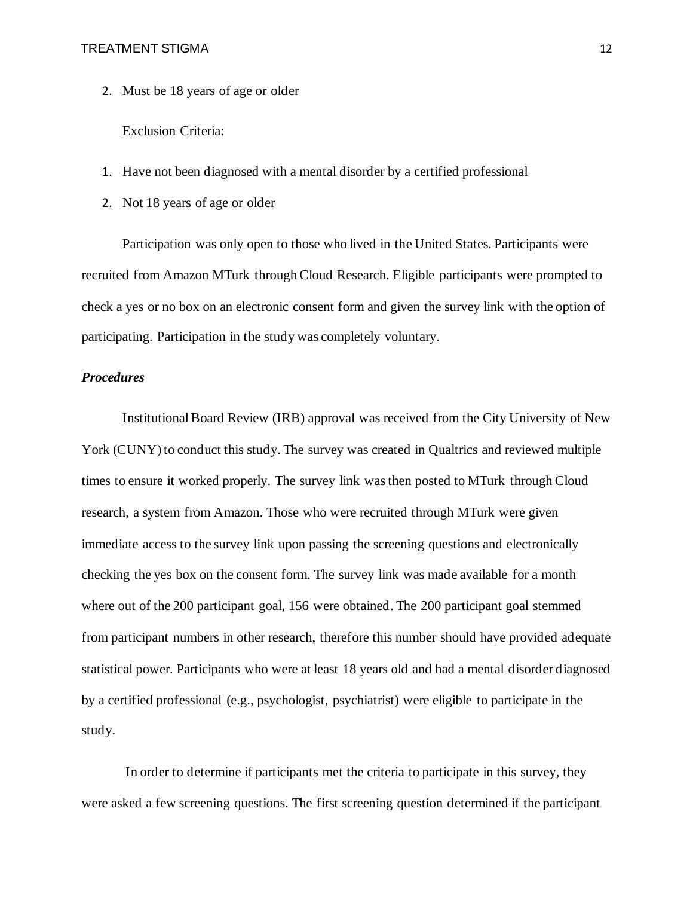2. Must be 18 years of age or older

Exclusion Criteria:

1. Have not been diagnosed with a mental disorder by a certified professional
2. Not 18 years of age or older

Participation was only open to those who lived in the United States. Participants were recruited from Amazon MTurk through Cloud Research. Eligible participants were prompted to check a yes or no box on an electronic consent form and given the survey link with the option of participating. Participation in the study was completely voluntary.

### *Procedures*

Institutional Board Review (IRB) approval was received from the City University of New York (CUNY) to conduct this study. The survey was created in Qualtrics and reviewed multiple times to ensure it worked properly. The survey link was then posted to MTurk through Cloud research, a system from Amazon. Those who were recruited through MTurk were given immediate access to the survey link upon passing the screening questions and electronically checking the yes box on the consent form. The survey link was made available for a month where out of the 200 participant goal, 156 were obtained. The 200 participant goal stemmed from participant numbers in other research, therefore this number should have provided adequate statistical power. Participants who were at least 18 years old and had a mental disorder diagnosed by a certified professional (e.g., psychologist, psychiatrist) were eligible to participate in the study.

In order to determine if participants met the criteria to participate in this survey, they were asked a few screening questions. The first screening question determined if the participant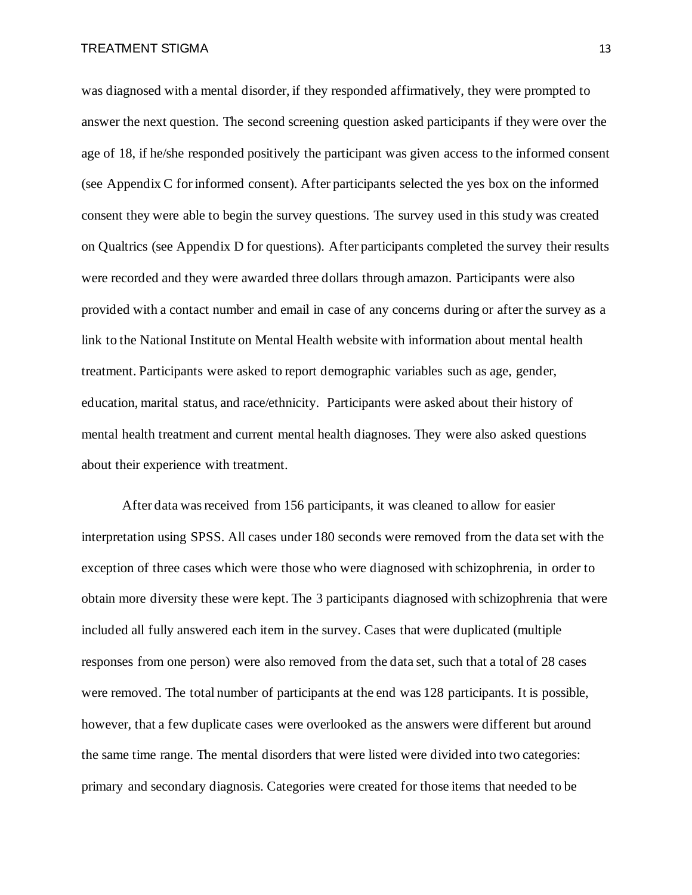was diagnosed with a mental disorder, if they responded affirmatively, they were prompted to answer the next question. The second screening question asked participants if they were over the age of 18, if he/she responded positively the participant was given access to the informed consent (see Appendix C for informed consent). After participants selected the yes box on the informed consent they were able to begin the survey questions. The survey used in this study was created on Qualtrics (see Appendix D for questions). After participants completed the survey their results were recorded and they were awarded three dollars through amazon. Participants were also provided with a contact number and email in case of any concerns during or after the survey as a link to the National Institute on Mental Health website with information about mental health treatment. Participants were asked to report demographic variables such as age, gender, education, marital status, and race/ethnicity. Participants were asked about their history of mental health treatment and current mental health diagnoses. They were also asked questions about their experience with treatment.

After data was received from 156 participants, it was cleaned to allow for easier interpretation using SPSS. All cases under 180 seconds were removed from the data set with the exception of three cases which were those who were diagnosed with schizophrenia, in order to obtain more diversity these were kept. The 3 participants diagnosed with schizophrenia that were included all fully answered each item in the survey. Cases that were duplicated (multiple responses from one person) were also removed from the data set, such that a total of 28 cases were removed. The total number of participants at the end was 128 participants. It is possible, however, that a few duplicate cases were overlooked as the answers were different but around the same time range. The mental disorders that were listed were divided into two categories: primary and secondary diagnosis. Categories were created for those items that needed to be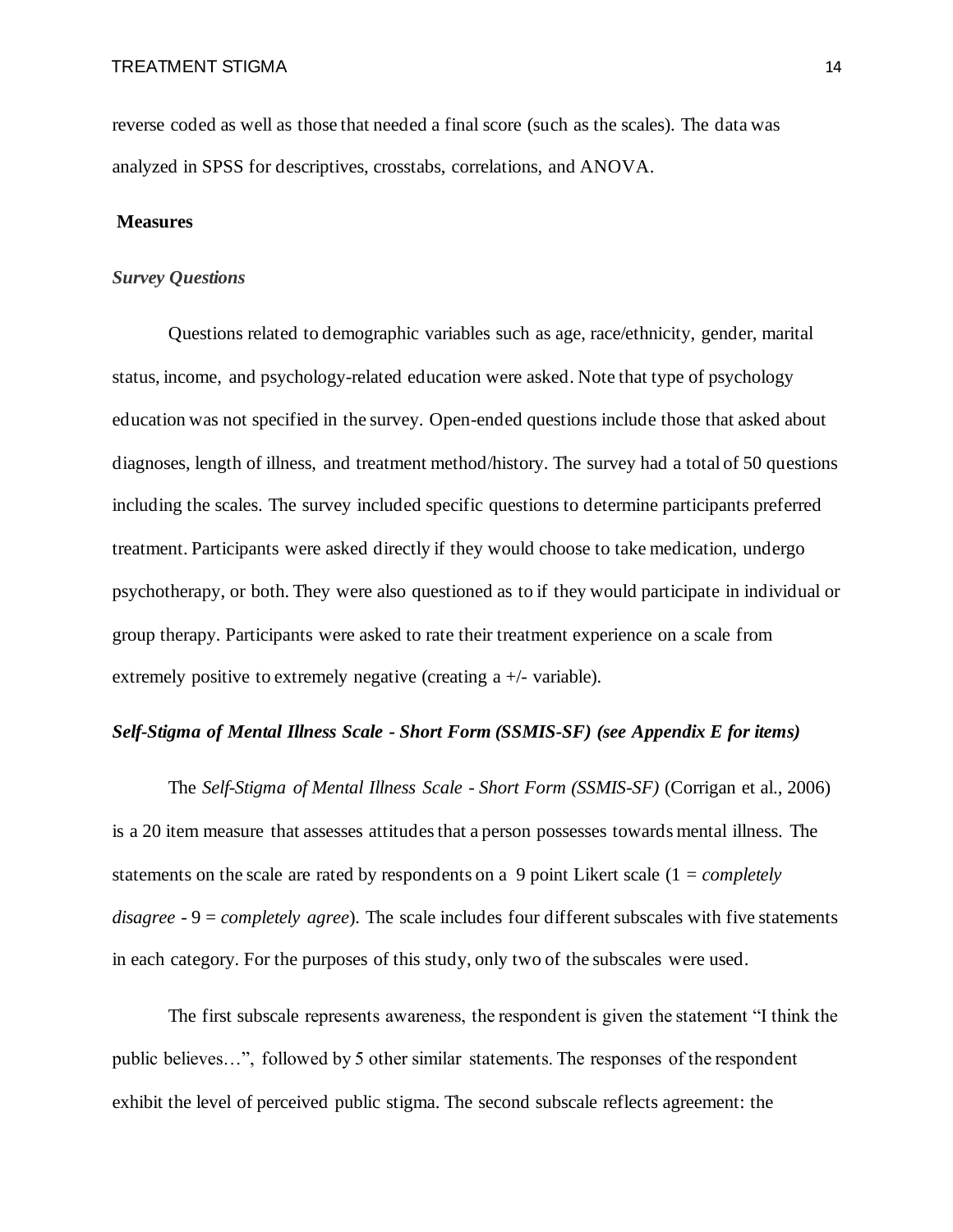reverse coded as well as those that needed a final score (such as the scales). The data was analyzed in SPSS for descriptives, crosstabs, correlations, and ANOVA.

## Measures

### *Survey Questions*

Questions related to demographic variables such as age, race/ethnicity, gender, marital status, income, and psychology-related education were asked. Note that type of psychology education was not specified in the survey. Open-ended questions include those that asked about diagnoses, length of illness, and treatment method/history. The survey had a total of 50 questions including the scales. The survey included specific questions to determine participants preferred treatment. Participants were asked directly if they would choose to take medication, undergo psychotherapy, or both. They were also questioned as to if they would participate in individual or group therapy. Participants were asked to rate their treatment experience on a scale from extremely positive to extremely negative (creating a +/- variable).

### *Self-Stigma of Mental Illness Scale - Short Form (SSMIS-SF) (see Appendix E for items)*

The *Self-Stigma of Mental Illness Scale - Short Form (SSMIS-SF)* (Corrigan et al., 2006) is a 20 item measure that assesses attitudes that a person possesses towards mental illness. The statements on the scale are rated by respondents on a 9 point Likert scale (1 = *completely disagree* - 9 = *completely agree*). The scale includes four different subscales with five statements in each category. For the purposes of this study, only two of the subscales were used.

The first subscale represents awareness, the respondent is given the statement "I think the public believes…", followed by 5 other similar statements. The responses of the respondent exhibit the level of perceived public stigma. The second subscale reflects agreement: the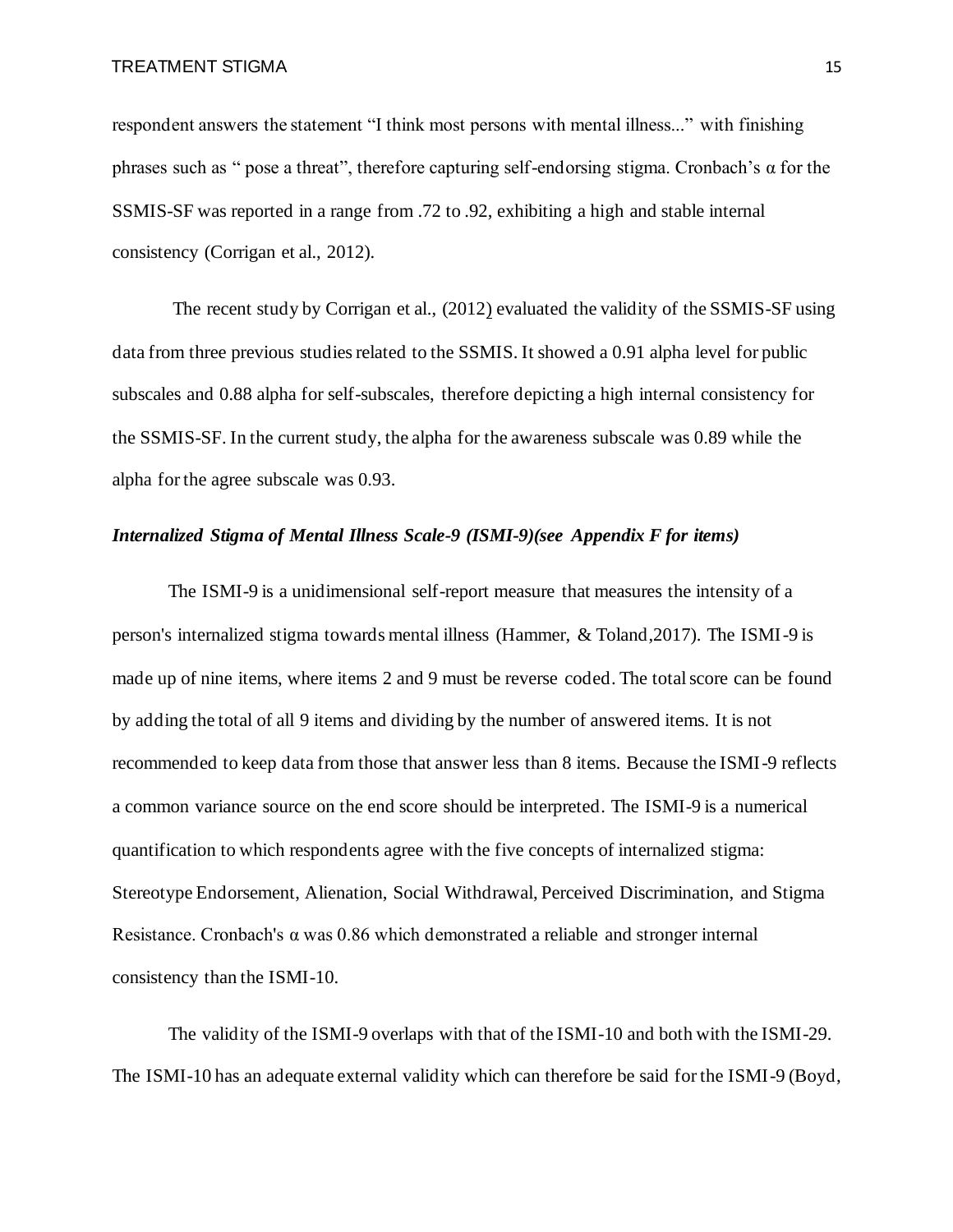respondent answers the statement "I think most persons with mental illness..." with finishing phrases such as " pose a threat", therefore capturing self-endorsing stigma. Cronbach's α for the SSMIS-SF was reported in a range from .72 to .92, exhibiting a high and stable internal consistency (Corrigan et al., 2012).

The recent study by Corrigan et al., (2012) evaluated the validity of the SSMIS-SF using data from three previous studies related to the SSMIS. It showed a 0.91 alpha level for public subscales and 0.88 alpha for self-subscales, therefore depicting a high internal consistency for the SSMIS-SF. In the current study, the alpha for the awareness subscale was 0.89 while the alpha for the agree subscale was 0.93.

***Internalized Stigma of Mental Illness Scale-9 (ISMI-9)(see Appendix F for items)***

The ISMI-9 is a unidimensional self-report measure that measures the intensity of a person's internalized stigma towards mental illness (Hammer, & Toland,2017). The ISMI-9 is made up of nine items, where items 2 and 9 must be reverse coded. The total score can be found by adding the total of all 9 items and dividing by the number of answered items. It is not recommended to keep data from those that answer less than 8 items. Because the ISMI-9 reflects a common variance source on the end score should be interpreted. The ISMI-9 is a numerical quantification to which respondents agree with the five concepts of internalized stigma: Stereotype Endorsement, Alienation, Social Withdrawal, Perceived Discrimination, and Stigma Resistance. Cronbach's α was 0.86 which demonstrated a reliable and stronger internal consistency than the ISMI-10.

The validity of the ISMI-9 overlaps with that of the ISMI-10 and both with the ISMI-29. The ISMI-10 has an adequate external validity which can therefore be said for the ISMI-9 (Boyd,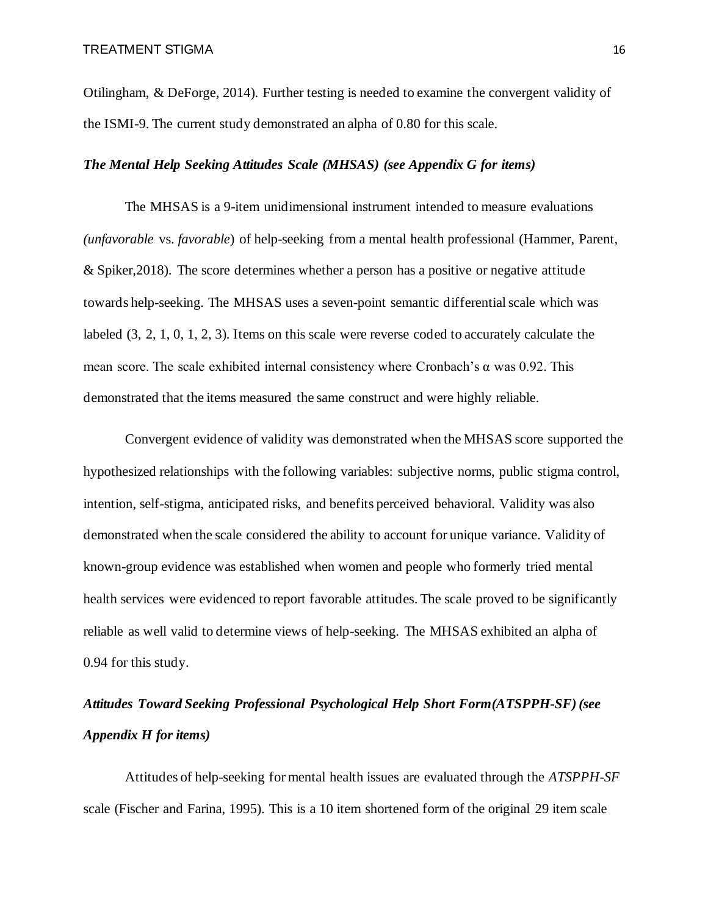Otilingham, & DeForge, 2014). Further testing is needed to examine the convergent validity of the ISMI-9. The current study demonstrated an alpha of 0.80 for this scale.

### *The Mental Help Seeking Attitudes Scale (MHSAS) (see Appendix G for items)*

The MHSAS is a 9-item unidimensional instrument intended to measure evaluations *(unfavorable* vs. *favorable*) of help-seeking from a mental health professional (Hammer, Parent, & Spiker,2018). The score determines whether a person has a positive or negative attitude towards help-seeking. The MHSAS uses a seven-point semantic differential scale which was labeled (3, 2, 1, 0, 1, 2, 3). Items on this scale were reverse coded to accurately calculate the mean score. The scale exhibited internal consistency where Cronbach's α was 0.92. This demonstrated that the items measured the same construct and were highly reliable.

Convergent evidence of validity was demonstrated when the MHSAS score supported the hypothesized relationships with the following variables: subjective norms, public stigma control, intention, self-stigma, anticipated risks, and benefits perceived behavioral. Validity was also demonstrated when the scale considered the ability to account for unique variance. Validity of known-group evidence was established when women and people who formerly tried mental health services were evidenced to report favorable attitudes. The scale proved to be significantly reliable as well valid to determine views of help-seeking. The MHSAS exhibited an alpha of 0.94 for this study.

### *Attitudes Toward Seeking Professional Psychological Help Short Form(ATSPPH-SF) (see Appendix H for items)*

Attitudes of help-seeking for mental health issues are evaluated through the *ATSPPH-SF* scale (Fischer and Farina, 1995). This is a 10 item shortened form of the original 29 item scale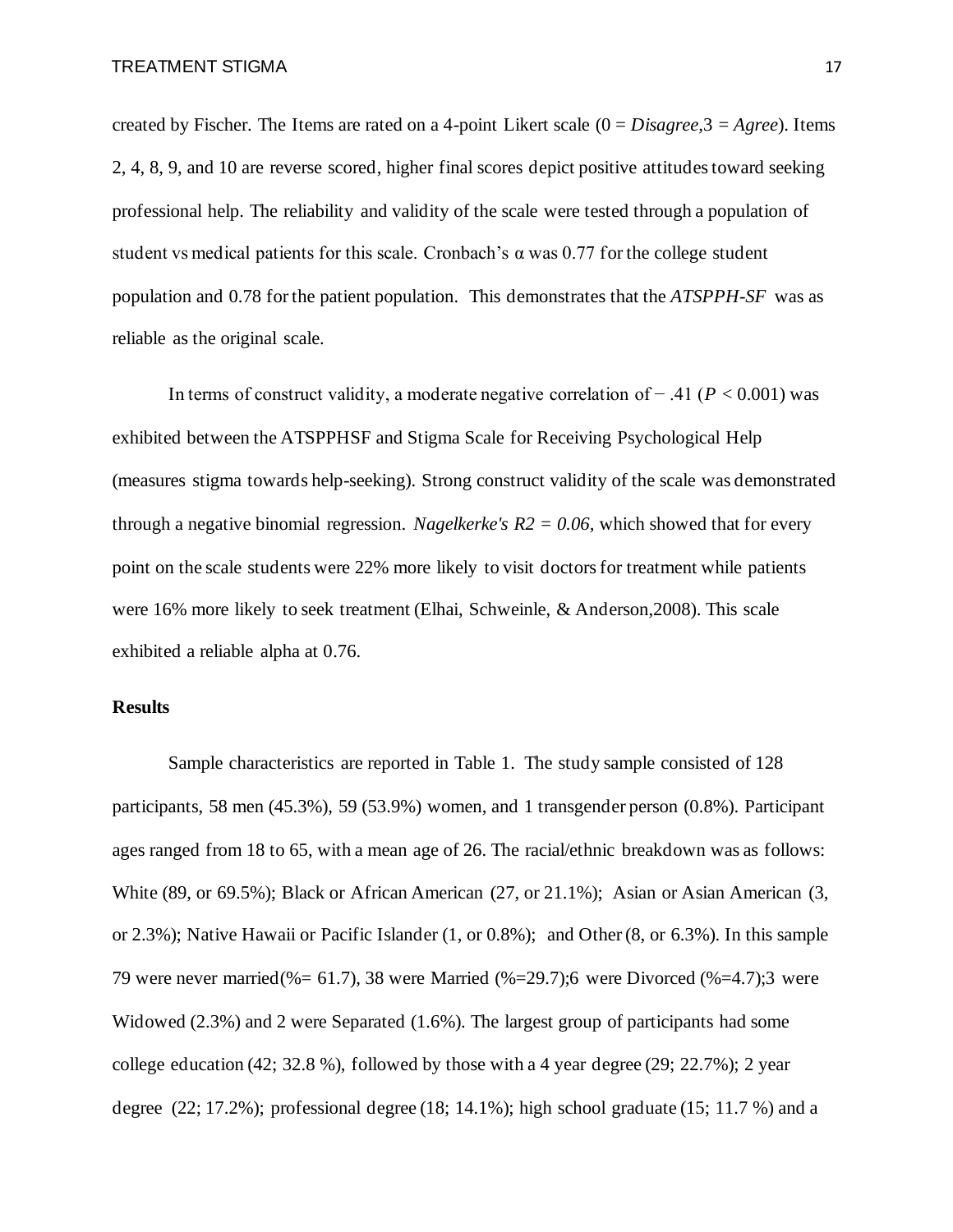created by Fischer. The Items are rated on a 4-point Likert scale (0 = *Disagree*,3 = *Agree*). Items 2, 4, 8, 9, and 10 are reverse scored, higher final scores depict positive attitudes toward seeking professional help. The reliability and validity of the scale were tested through a population of student vs medical patients for this scale. Cronbach's α was 0.77 for the college student population and 0.78 for the patient population. This demonstrates that the *ATSPPH-SF* was as reliable as the original scale.

In terms of construct validity, a moderate negative correlation of − .41 ($P < 0.001$) was exhibited between the ATSPPHSF and Stigma Scale for Receiving Psychological Help (measures stigma towards help-seeking). Strong construct validity of the scale was demonstrated through a negative binomial regression. *Nagelkerke's R2 = 0.06,* which showed that for every point on the scale students were 22% more likely to visit doctors for treatment while patients were 16% more likely to seek treatment (Elhai, Schweinle, & Anderson,2008). This scale exhibited a reliable alpha at 0.76.

**Results**

Sample characteristics are reported in Table 1. The study sample consisted of 128 participants, 58 men (45.3%), 59 (53.9%) women, and 1 transgender person (0.8%). Participant ages ranged from 18 to 65, with a mean age of 26. The racial/ethnic breakdown was as follows: White (89, or 69.5%); Black or African American (27, or 21.1%); Asian or Asian American (3, or 2.3%); Native Hawaii or Pacific Islander (1, or 0.8%); and Other (8, or 6.3%). In this sample 79 were never married(%= 61.7), 38 were Married (%=29.7);6 were Divorced (%=4.7);3 were Widowed (2.3%) and 2 were Separated (1.6%). The largest group of participants had some college education (42; 32.8 %), followed by those with a 4 year degree (29; 22.7%); 2 year degree (22; 17.2%); professional degree (18; 14.1%); high school graduate (15; 11.7 %) and a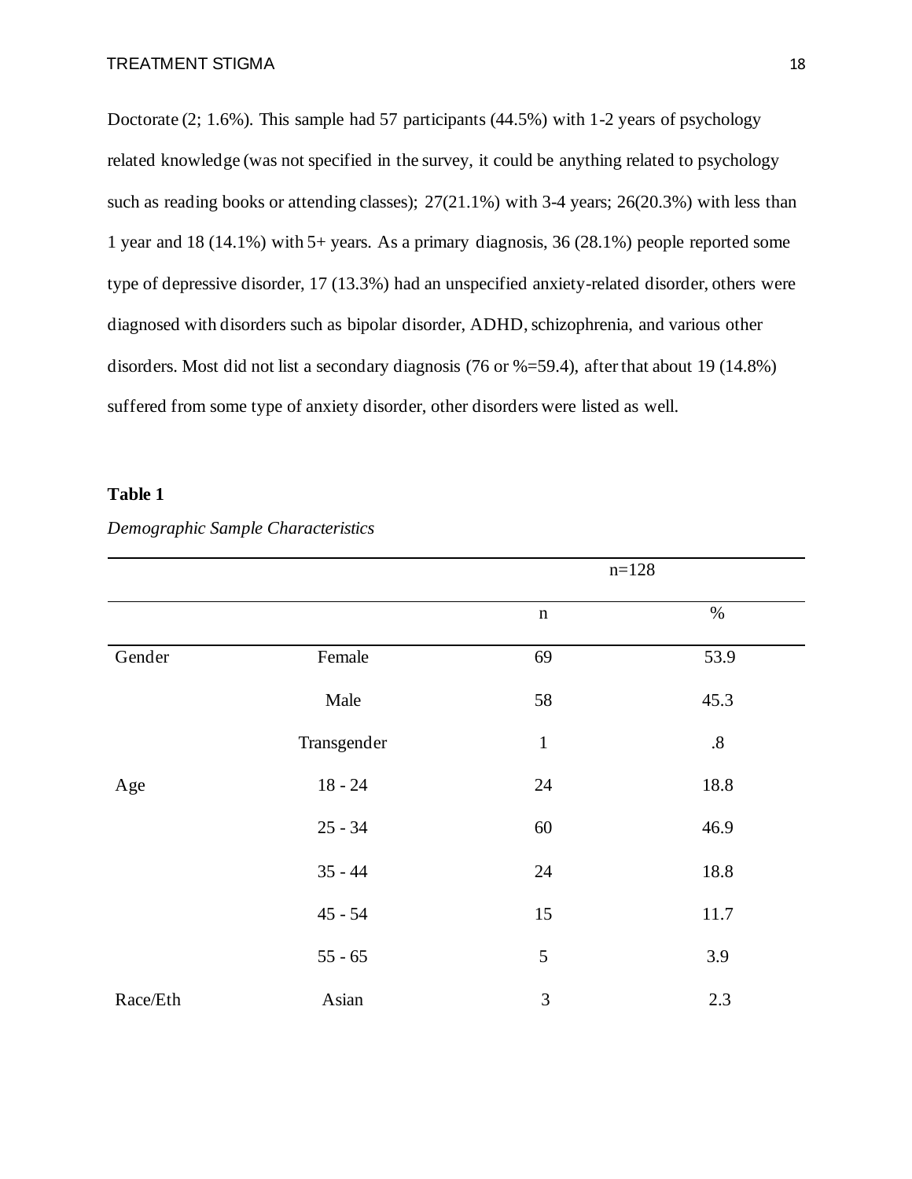Doctorate (2; 1.6%). This sample had 57 participants (44.5%) with 1-2 years of psychology related knowledge (was not specified in the survey, it could be anything related to psychology such as reading books or attending classes); 27(21.1%) with 3-4 years; 26(20.3%) with less than 1 year and 18 (14.1%) with 5+ years. As a primary diagnosis, 36 (28.1%) people reported some type of depressive disorder, 17 (13.3%) had an unspecified anxiety-related disorder, others were diagnosed with disorders such as bipolar disorder, ADHD, schizophrenia, and various other disorders. Most did not list a secondary diagnosis (76 or %=59.4), after that about 19 (14.8%) suffered from some type of anxiety disorder, other disorders were listed as well.

**Table 1**

*Demographic Sample Characteristics*

| | | n=128 | |
|---|---|---|---|
| | | n | % |
| Gender | Female | 69 | 53.9 |
| | Male | 58 | 45.3 |
| | Transgender | 1 | .8 |
| Age | 18 - 24 | 24 | 18.8 |
| | 25 - 34 | 60 | 46.9 |
| | 35 - 44 | 24 | 18.8 |
| | 45 - 54 | 15 | 11.7 |
| | 55 - 65 | 5 | 3.9 |
| Race/Eth | Asian | 3 | 2.3 |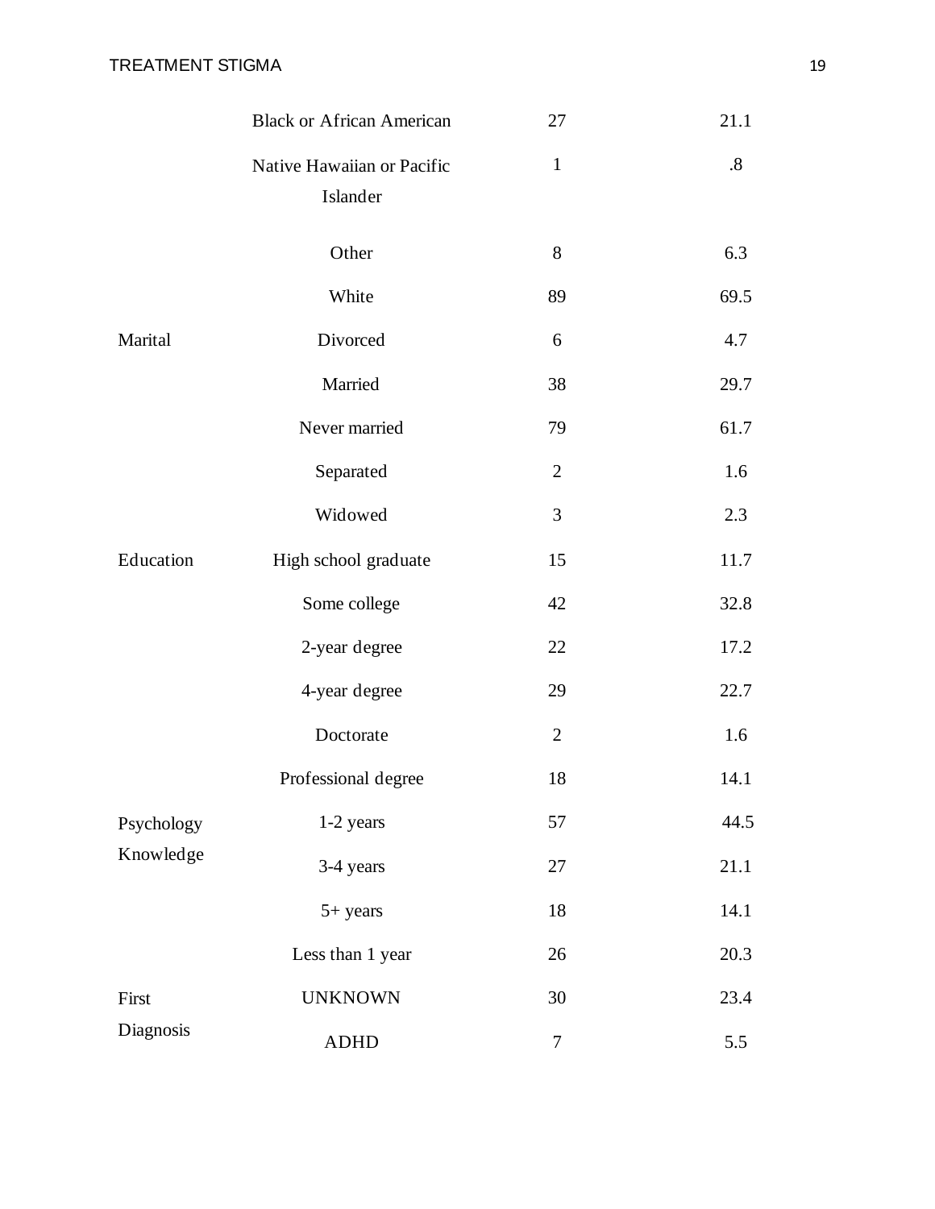| | | | |
|---|---|---|---|
| | Black or African American | 27 | 21.1 |
| | Native Hawaiian or Pacific Islander | 1 | .8 |
| | Other | 8 | 6.3 |
| | White | 89 | 69.5 |
| Marital | Divorced | 6 | 4.7 |
| | Married | 38 | 29.7 |
| | Never married | 79 | 61.7 |
| | Separated | 2 | 1.6 |
| | Widowed | 3 | 2.3 |
| Education | High school graduate | 15 | 11.7 |
| | Some college | 42 | 32.8 |
| | 2-year degree | 22 | 17.2 |
| | 4-year degree | 29 | 22.7 |
| | Doctorate | 2 | 1.6 |
| | Professional degree | 18 | 14.1 |
| Psychology Knowledge | 1-2 years | 57 | 44.5 |
| | 3-4 years | 27 | 21.1 |
| | 5+ years | 18 | 14.1 |
| | Less than 1 year | 26 | 20.3 |
| First Diagnosis | UNKNOWN | 30 | 23.4 |
| | ADHD | 7 | 5.5 |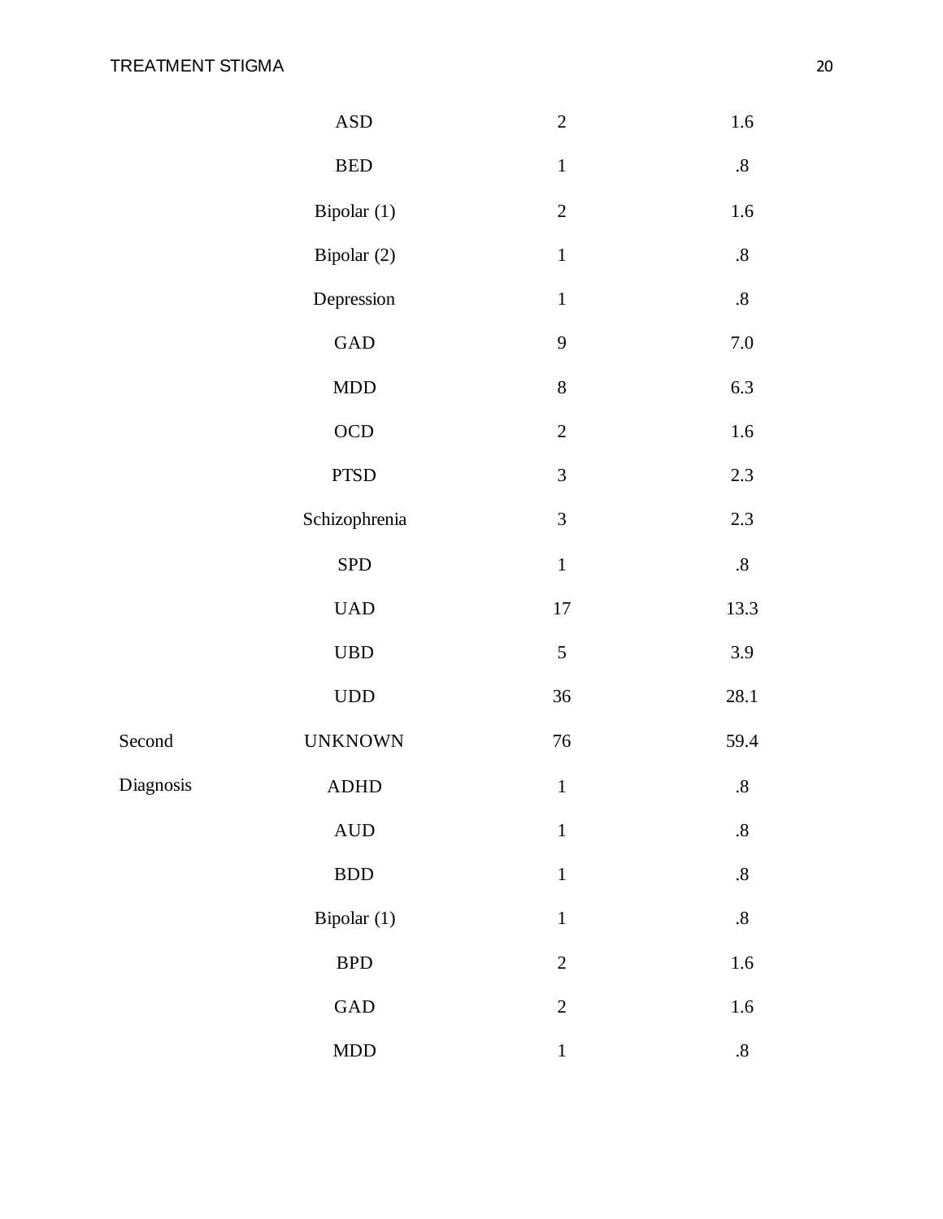| | | | |
|---|---|---|---|
| | ASD | 2 | 1.6 |
| | BED | 1 | .8 |
| | Bipolar (1) | 2 | 1.6 |
| | Bipolar (2) | 1 | .8 |
| | Depression | 1 | .8 |
| | GAD | 9 | 7.0 |
| | MDD | 8 | 6.3 |
| | OCD | 2 | 1.6 |
| | PTSD | 3 | 2.3 |
| | Schizophrenia | 3 | 2.3 |
| | SPD | 1 | .8 |
| | UAD | 17 | 13.3 |
| | UBD | 5 | 3.9 |
| | UDD | 36 | 28.1 |
| Second Diagnosis | UNKNOWN | 76 | 59.4 |
| | ADHD | 1 | .8 |
| | AUD | 1 | .8 |
| | BDD | 1 | .8 |
| | Bipolar (1) | 1 | .8 |
| | BPD | 2 | 1.6 |
| | GAD | 2 | 1.6 |
| | MDD | 1 | .8 |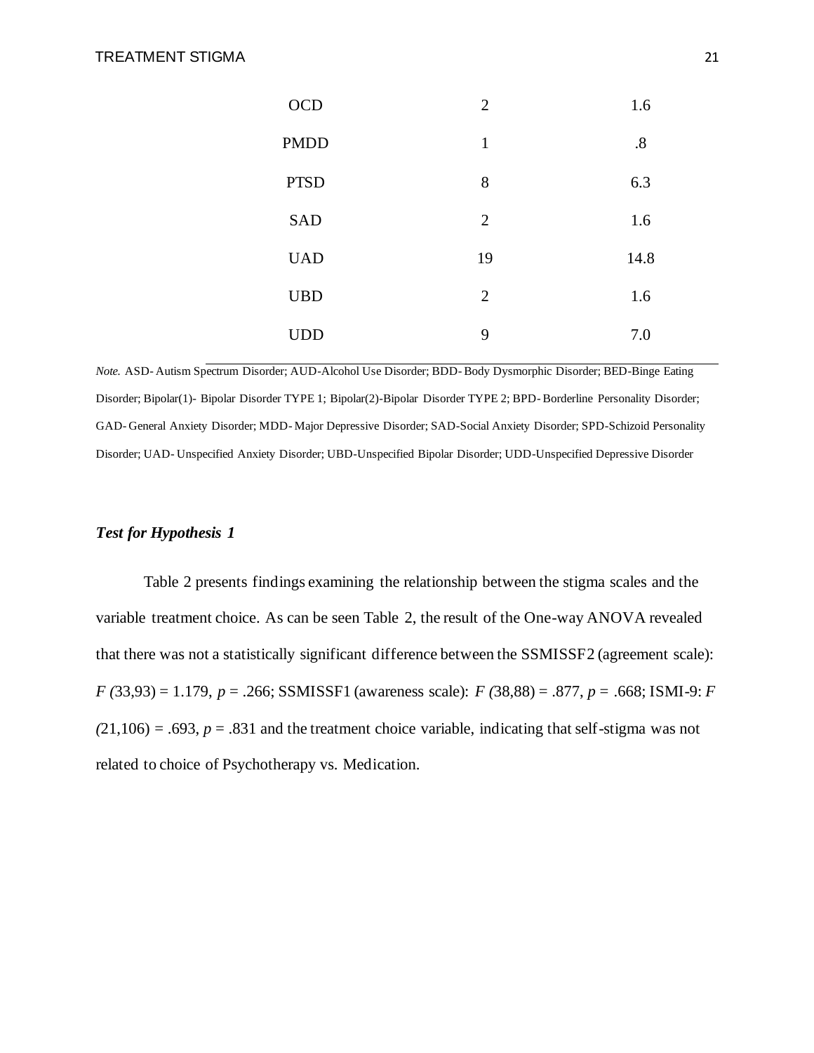| | | |
|---|---|---|
| OCD | 2 | 1.6 |
| PMDD | 1 | .8 |
| PTSD | 8 | 6.3 |
| SAD | 2 | 1.6 |
| UAD | 19 | 14.8 |
| UBD | 2 | 1.6 |
| UDD | 9 | 7.0 |

*Note.* ASD- Autism Spectrum Disorder; AUD-Alcohol Use Disorder; BDD- Body Dysmorphic Disorder; BED-Binge Eating Disorder; Bipolar(1)- Bipolar Disorder TYPE 1; Bipolar(2)-Bipolar Disorder TYPE 2; BPD- Borderline Personality Disorder; GAD- General Anxiety Disorder; MDD- Major Depressive Disorder; SAD-Social Anxiety Disorder; SPD-Schizoid Personality Disorder; UAD- Unspecified Anxiety Disorder; UBD-Unspecified Bipolar Disorder; UDD-Unspecified Depressive Disorder

### ***Test for Hypothesis 1***

Table 2 presents findings examining the relationship between the stigma scales and the variable treatment choice. As can be seen Table 2, the result of the One-way ANOVA revealed that there was not a statistically significant difference between the SSMISSF2 (agreement scale): $F(33,93) = 1.179$, $p = .266$; SSMISSF1 (awareness scale): $F(38,88) = .877$, $p = .668$; ISMI-9: $F(21,106) = .693$, $p = .831$ and the treatment choice variable, indicating that self-stigma was not related to choice of Psychotherapy vs. Medication.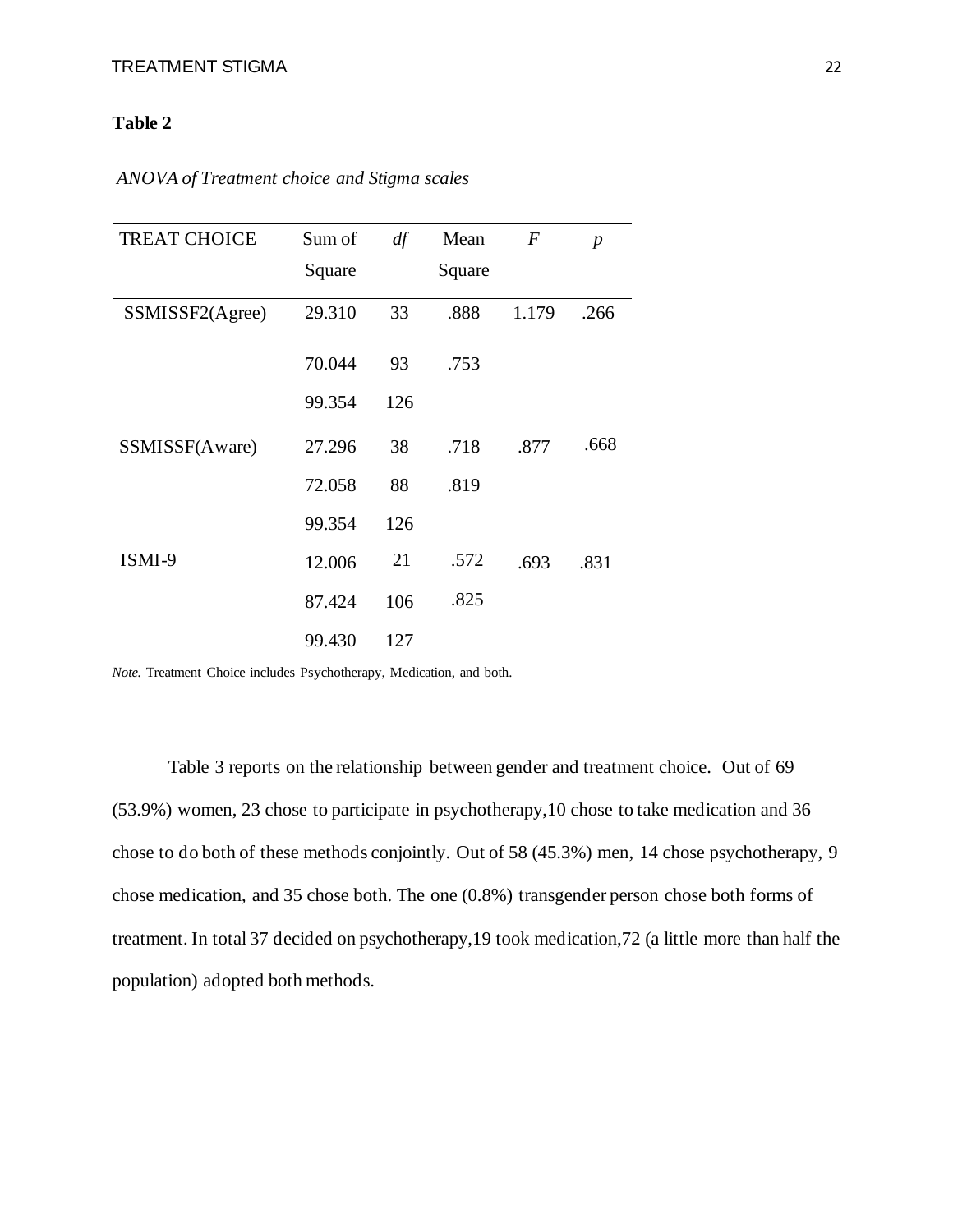**Table 2**

*ANOVA of Treatment choice and Stigma scales*

| TREAT CHOICE | Sum of Square | *df* | Mean Square | *F* | *p* |
|---|---|---|---|---|---|
| SSMISSF2(Agree) | 29.310 | 33 | .888 | 1.179 | .266 |
| | 70.044 | 93 | .753 | | |
| | 99.354 | 126 | | | |
| SSMISSF(Aware) | 27.296 | 38 | .718 | .877 | .668 |
| | 72.058 | 88 | .819 | | |
| | 99.354 | 126 | | | |
| ISMI-9 | 12.006 | 21 | .572 | .693 | .831 |
| | 87.424 | 106 | .825 | | |
| | 99.430 | 127 | | | |

*Note.* Treatment Choice includes Psychotherapy, Medication, and both.

Table 3 reports on the relationship between gender and treatment choice. Out of 69 (53.9%) women, 23 chose to participate in psychotherapy,10 chose to take medication and 36 chose to do both of these methods conjointly. Out of 58 (45.3%) men, 14 chose psychotherapy, 9 chose medication, and 35 chose both. The one (0.8%) transgender person chose both forms of treatment. In total 37 decided on psychotherapy,19 took medication,72 (a little more than half the population) adopted both methods.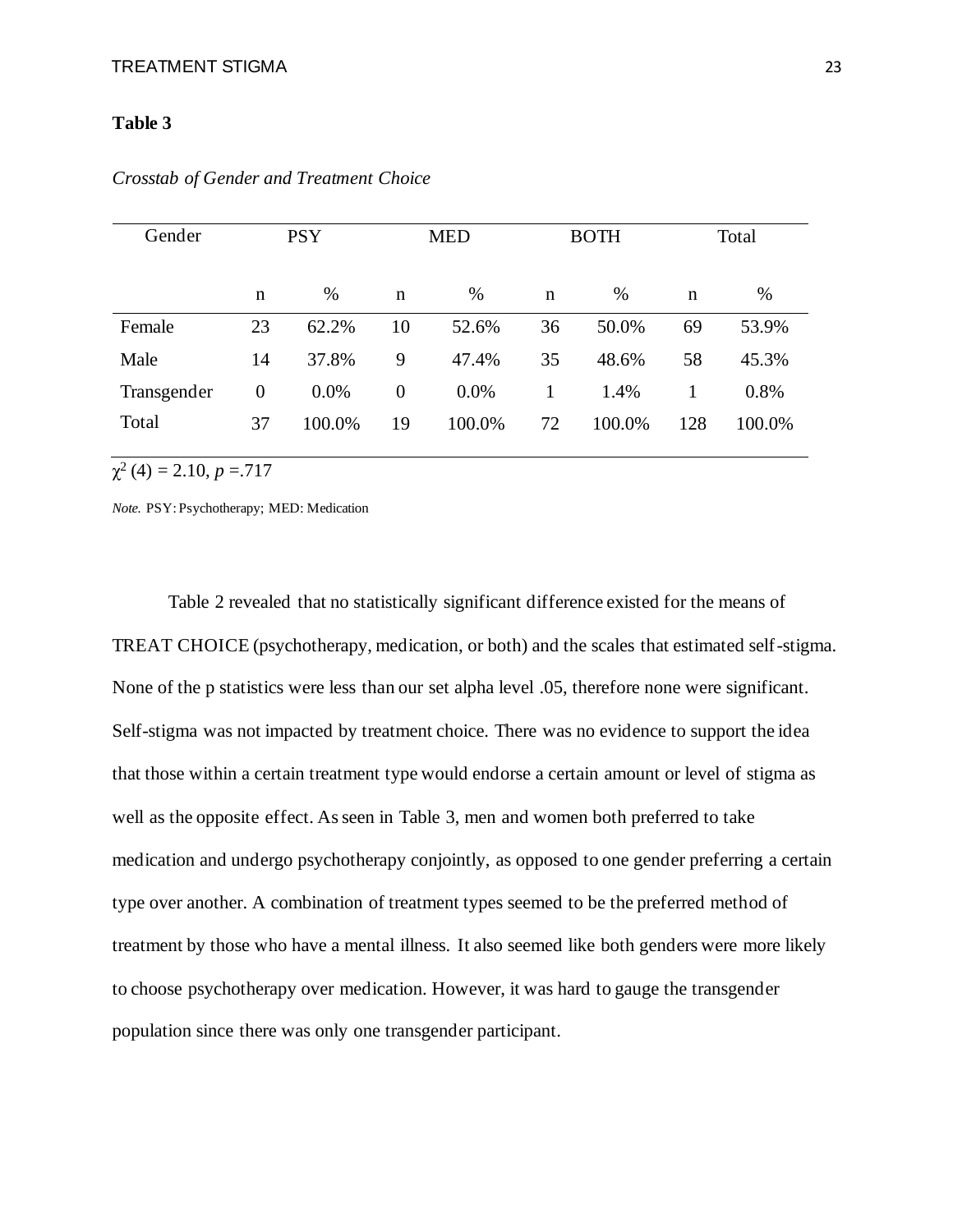**Table 3**

*Crosstab of Gender and Treatment Choice*

| Gender | PSY | | MED | | BOTH | | Total | |
|---|---|---|---|---|---|---|---|---|
| | n | % | n | % | n | % | n | % |
| Female | 23 | 62.2% | 10 | 52.6% | 36 | 50.0% | 69 | 53.9% |
| Male | 14 | 37.8% | 9 | 47.4% | 35 | 48.6% | 58 | 45.3% |
| Transgender | 0 | 0.0% | 0 | 0.0% | 1 | 1.4% | 1 | 0.8% |
| Total | 37 | 100.0% | 19 | 100.0% | 72 | 100.0% | 128 | 100.0% |

$\chi^2$ (4) = 2.10, *p* =.717

*Note.* PSY: Psychotherapy; MED: Medication

Table 2 revealed that no statistically significant difference existed for the means of TREAT CHOICE (psychotherapy, medication, or both) and the scales that estimated self-stigma. None of the p statistics were less than our set alpha level .05, therefore none were significant. Self-stigma was not impacted by treatment choice. There was no evidence to support the idea that those within a certain treatment type would endorse a certain amount or level of stigma as well as the opposite effect. As seen in Table 3, men and women both preferred to take medication and undergo psychotherapy conjointly, as opposed to one gender preferring a certain type over another. A combination of treatment types seemed to be the preferred method of treatment by those who have a mental illness. It also seemed like both genders were more likely to choose psychotherapy over medication. However, it was hard to gauge the transgender population since there was only one transgender participant.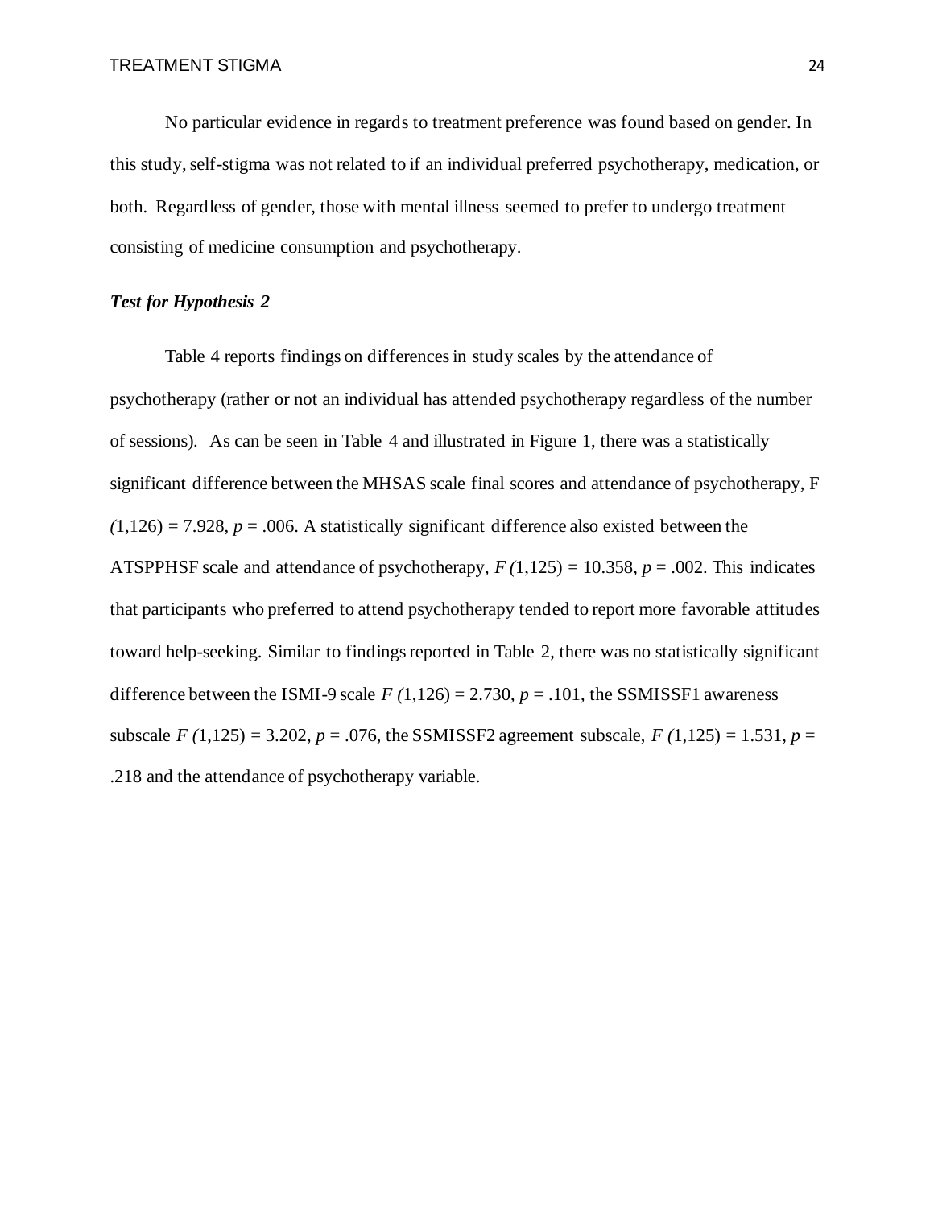No particular evidence in regards to treatment preference was found based on gender. In this study, self-stigma was not related to if an individual preferred psychotherapy, medication, or both. Regardless of gender, those with mental illness seemed to prefer to undergo treatment consisting of medicine consumption and psychotherapy.

### *Test for Hypothesis 2*

Table 4 reports findings on differences in study scales by the attendance of psychotherapy (rather or not an individual has attended psychotherapy regardless of the number of sessions). As can be seen in Table 4 and illustrated in Figure 1, there was a statistically significant difference between the MHSAS scale final scores and attendance of psychotherapy, $F(1,126) = 7.928$, $p = .006$. A statistically significant difference also existed between the ATSPPHSF scale and attendance of psychotherapy, $F(1,125) = 10.358$, $p = .002$. This indicates that participants who preferred to attend psychotherapy tended to report more favorable attitudes toward help-seeking. Similar to findings reported in Table 2, there was no statistically significant difference between the ISMI-9 scale $F(1,126) = 2.730$, $p = .101$, the SSMISSF1 awareness subscale $F(1,125) = 3.202$, $p = .076$, the SSMISSF2 agreement subscale, $F(1,125) = 1.531$, $p = .218$ and the attendance of psychotherapy variable.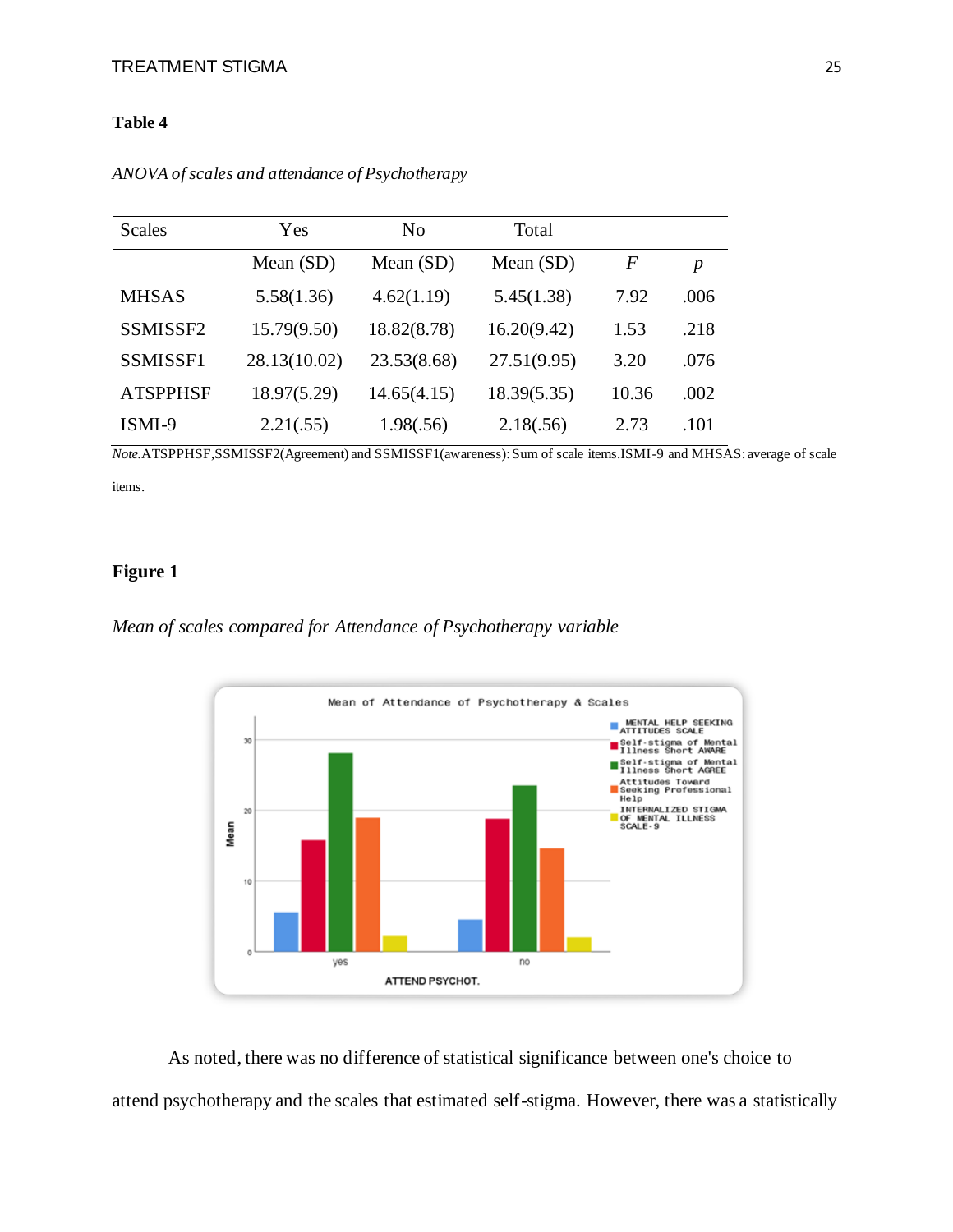**Table 4**

*ANOVA of scales and attendance of Psychotherapy*

| Scales | Yes | No | Total | | |
|---|---|---|---|---|---|
| | Mean (SD) | Mean (SD) | Mean (SD) | *F* | *p* |
| MHSAS | 5.58(1.36) | 4.62(1.19) | 5.45(1.38) | 7.92 | .006 |
| SSMISSF2 | 15.79(9.50) | 18.82(8.78) | 16.20(9.42) | 1.53 | .218 |
| SSMISSF1 | 28.13(10.02) | 23.53(8.68) | 27.51(9.95) | 3.20 | .076 |
| ATSPPHSF | 18.97(5.29) | 14.65(4.15) | 18.39(5.35) | 10.36 | .002 |
| ISMI-9 | 2.21(.55) | 1.98(.56) | 2.18(.56) | 2.73 | .101 |

*Note.* ATSPPHSF, SSMISSF2 (Agreement) and SSMISSF1 (awareness): Sum of scale items. ISMI-9 and MHSAS: average of scale items.

**Figure 1**

*Mean of scales compared for Attendance of Psychotherapy variable*

As noted, there was no difference of statistical significance between one's choice to attend psychotherapy and the scales that estimated self-stigma. However, there was a statistically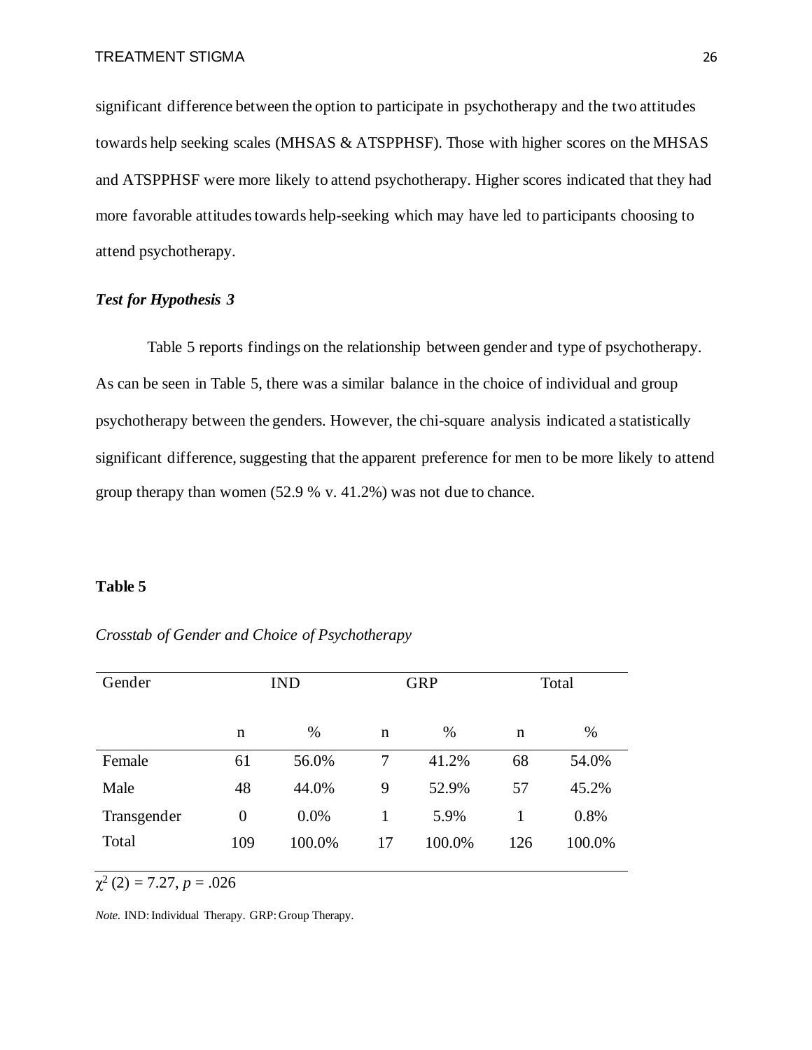significant difference between the option to participate in psychotherapy and the two attitudes towards help seeking scales (MHSAS & ATSPPHSF). Those with higher scores on the MHSAS and ATSPPHSF were more likely to attend psychotherapy. Higher scores indicated that they had more favorable attitudes towards help-seeking which may have led to participants choosing to attend psychotherapy.

### *Test for Hypothesis 3*

Table 5 reports findings on the relationship between gender and type of psychotherapy. As can be seen in Table 5, there was a similar balance in the choice of individual and group psychotherapy between the genders. However, the chi-square analysis indicated a statistically significant difference, suggesting that the apparent preference for men to be more likely to attend group therapy than women (52.9 % v. 41.2%) was not due to chance.

**Table 5**

*Crosstab of Gender and Choice of Psychotherapy*

| Gender | IND | | GRP | | Total | |
|---|---|---|---|---|---|---|
| | n | % | n | % | n | % |
| Female | 61 | 56.0% | 7 | 41.2% | 68 | 54.0% |
| Male | 48 | 44.0% | 9 | 52.9% | 57 | 45.2% |
| Transgender | 0 | 0.0% | 1 | 5.9% | 1 | 0.8% |
| Total | 109 | 100.0% | 17 | 100.0% | 126 | 100.0% |

$\chi^2$ (2) = 7.27, $p$ = .026

*Note.* IND: Individual Therapy. GRP: Group Therapy.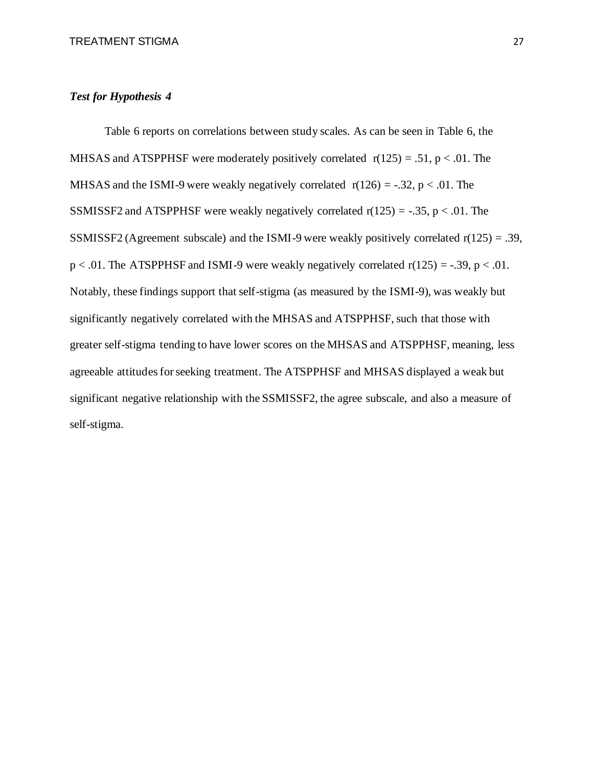### *Test for Hypothesis 4*

Table 6 reports on correlations between study scales. As can be seen in Table 6, the MHSAS and ATSPPHSF were moderately positively correlated $r(125) = .51, p < .01$. The MHSAS and the ISMI-9 were weakly negatively correlated $r(126) = -.32, p < .01$. The SSMISSF2 and ATSPPHSF were weakly negatively correlated $r(125) = -.35, p < .01$. The SSMISSF2 (Agreement subscale) and the ISMI-9 were weakly positively correlated $r(125) = .39, p < .01$. The ATSPPHSF and ISMI-9 were weakly negatively correlated $r(125) = -.39, p < .01$. Notably, these findings support that self-stigma (as measured by the ISMI-9), was weakly but significantly negatively correlated with the MHSAS and ATSPPHSF, such that those with greater self-stigma tending to have lower scores on the MHSAS and ATSPPHSF, meaning, less agreeable attitudes for seeking treatment. The ATSPPHSF and MHSAS displayed a weak but significant negative relationship with the SSMISSF2, the agree subscale, and also a measure of self-stigma.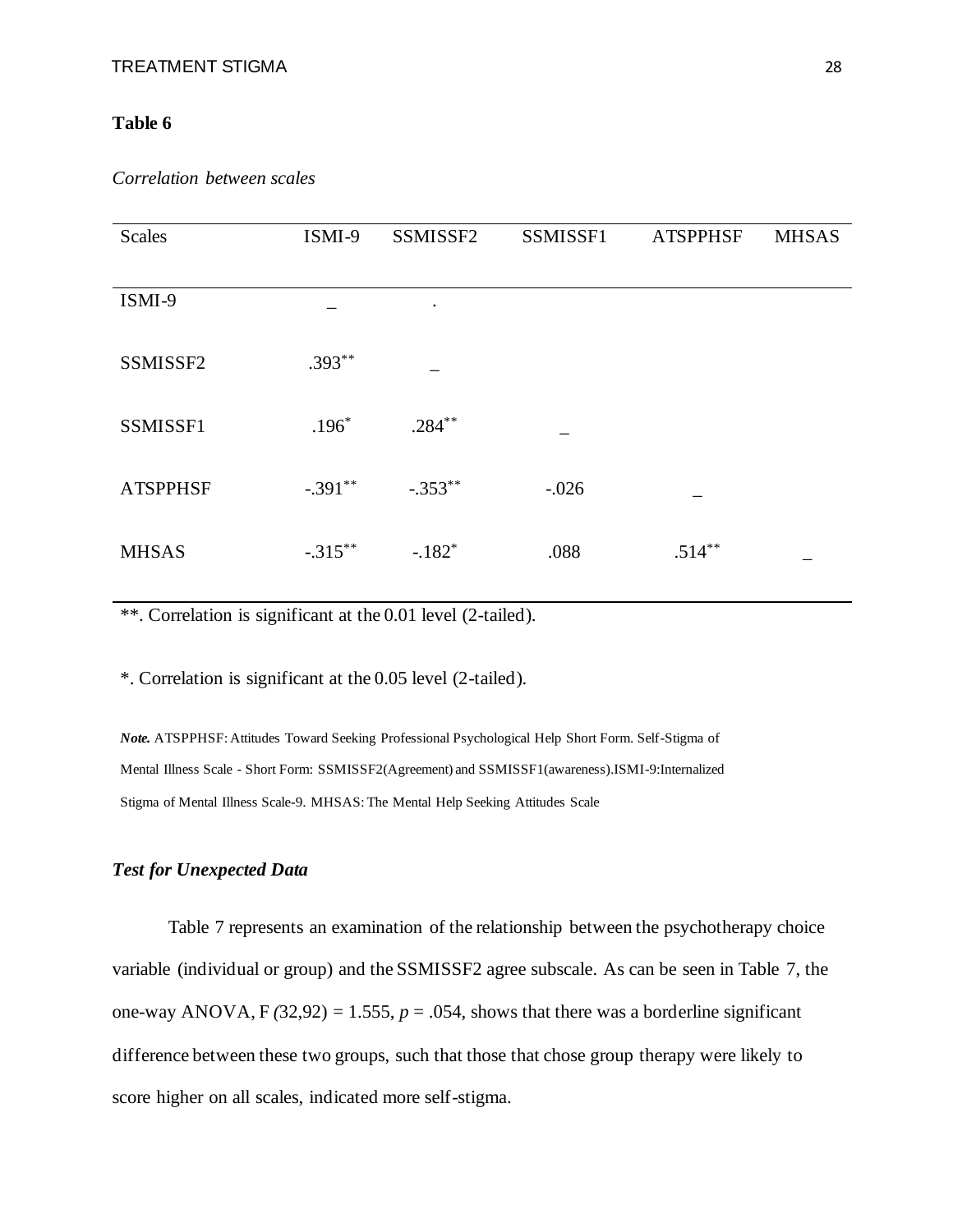**Table 6**

*Correlation between scales*

| Scales | ISMI-9 | SSMISSF2 | SSMISSF1 | ATSPPHSF | MHSAS |
|---|---|---|---|---|---|
| ISMI-9 | _ | . | | | |
| SSMISSF2 | .393** | _ | | | |
| SSMISSF1 | .196* | .284** | _ | | |
| ATSPPHSF | -.391** | -.353** | -.026 | _ | |
| MHSAS | -.315** | -.182* | .088 | .514** | _ |

**. Correlation is significant at the 0.01 level (2-tailed).

*. Correlation is significant at the 0.05 level (2-tailed).

***Note.*** ATSPPHSF: Attitudes Toward Seeking Professional Psychological Help Short Form. Self-Stigma of Mental Illness Scale - Short Form: SSMISSF2(Agreement) and SSMISSF1(awareness).ISMI-9:Internalized Stigma of Mental Illness Scale-9. MHSAS: The Mental Help Seeking Attitudes Scale

### *Test for Unexpected Data*

Table 7 represents an examination of the relationship between the psychotherapy choice variable (individual or group) and the SSMISSF2 agree subscale. As can be seen in Table 7, the one-way ANOVA, $F(32,92) = 1.555$, $p = .054$, shows that there was a borderline significant difference between these two groups, such that those that chose group therapy were likely to score higher on all scales, indicated more self-stigma.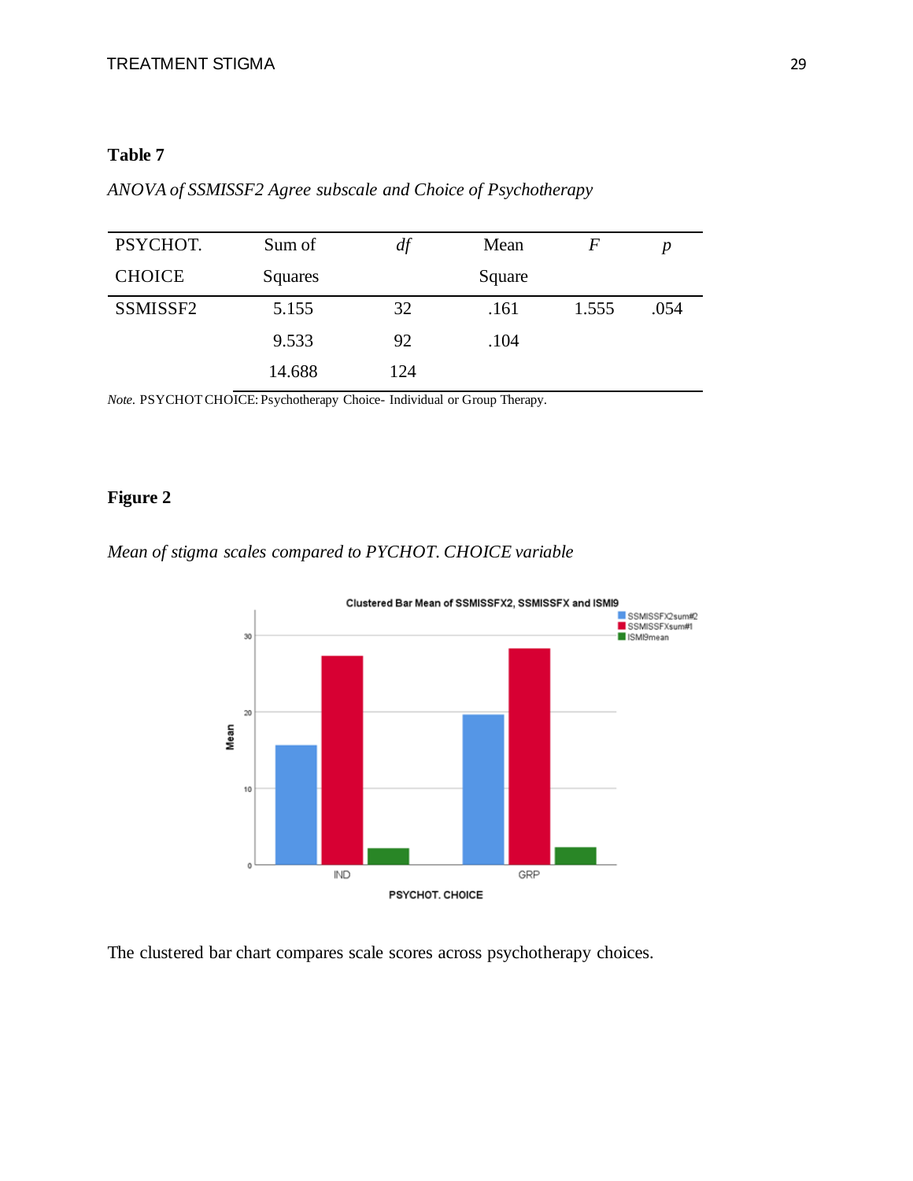**Table 7**

*ANOVA of SSMISSF2 Agree subscale and Choice of Psychotherapy*

| PSYCHOT. CHOICE | Sum of Squares | *df* | Mean Square | *F* | *p* |
|---|---|---|---|---|---|
| SSMISSF2 | 5.155 | 32 | .161 | 1.555 | .054 |
| | 9.533 | 92 | .104 | | |
| | 14.688 | 124 | | | |

*Note.* PSYCHOT CHOICE: Psychotherapy Choice- Individual or Group Therapy.

**Figure 2**

*Mean of stigma scales compared to PYCHOT. CHOICE variable*

The clustered bar chart compares scale scores across psychotherapy choices.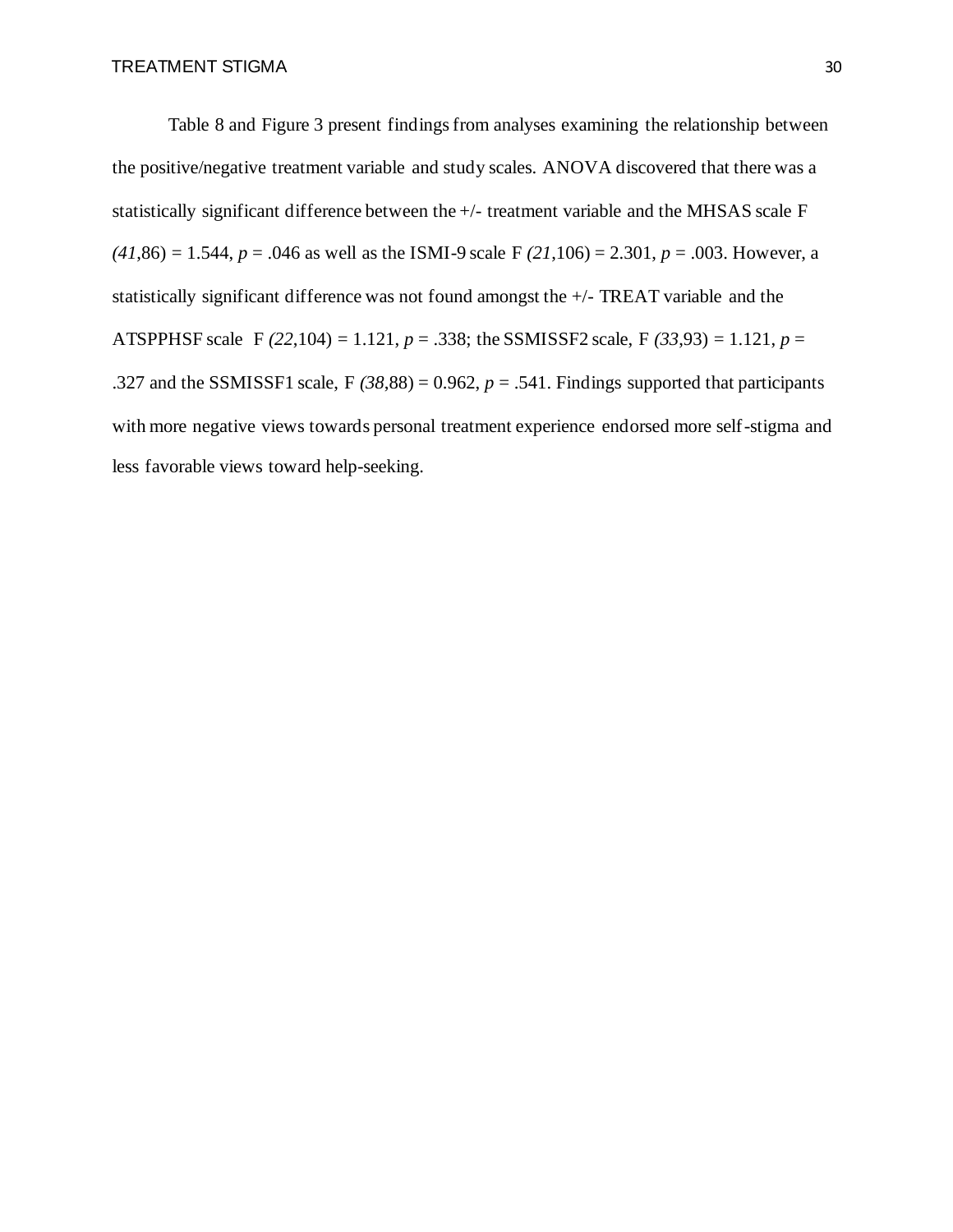Table 8 and Figure 3 present findings from analyses examining the relationship between the positive/negative treatment variable and study scales. ANOVA discovered that there was a statistically significant difference between the +/- treatment variable and the MHSAS scale $F_{(41, 86)} = 1.544$, $p = .046$ as well as the ISMI-9 scale $F_{(21, 106)} = 2.301$, $p = .003$. However, a statistically significant difference was not found amongst the +/- TREAT variable and the ATSPPHSF scale $F_{(22, 104)} = 1.121$, $p = .338$; the SSMISSF2 scale, $F_{(33, 93)} = 1.121$, $p = .327$ and the SSMISSF1 scale, $F_{(38, 88)} = 0.962$, $p = .541$. Findings supported that participants with more negative views towards personal treatment experience endorsed more self-stigma and less favorable views toward help-seeking.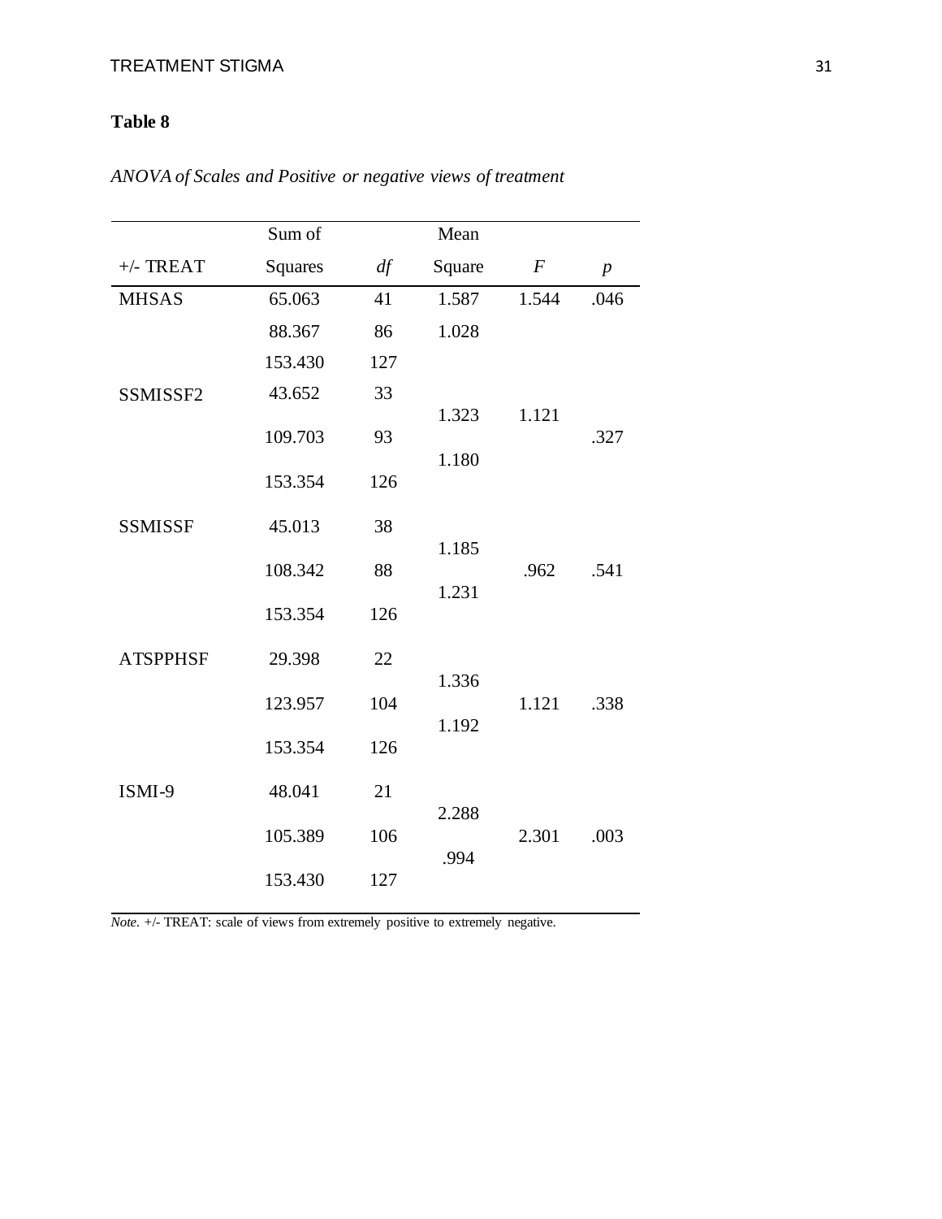**Table 8**

*ANOVA of Scales and Positive or negative views of treatment*

| +/- TREAT | Sum of Squares | *df* | Mean Square | *F* | *p* |
|---|---|---|---|---|---|
| MHSAS | 65.063 | 41 | 1.587 | 1.544 | .046 |
| | 88.367 | 86 | 1.028 | | |
| | 153.430 | 127 | | | |
| SSMISSF2 | 43.652 | 33 | 1.323 | 1.121 | .327 |
| | 109.703 | 93 | 1.180 | | |
| | 153.354 | 126 | | | |
| SSMISSF | 45.013 | 38 | 1.185 | .962 | .541 |
| | 108.342 | 88 | 1.231 | | |
| | 153.354 | 126 | | | |
| ATSPPHSF | 29.398 | 22 | 1.336 | 1.121 | .338 |
| | 123.957 | 104 | 1.192 | | |
| | 153.354 | 126 | | | |
| ISMI-9 | 48.041 | 21 | 2.288 | 2.301 | .003 |
| | 105.389 | 106 | .994 | | |
| | 153.430 | 127 | | | |

*Note*. +/- TREAT: scale of views from extremely positive to extremely negative.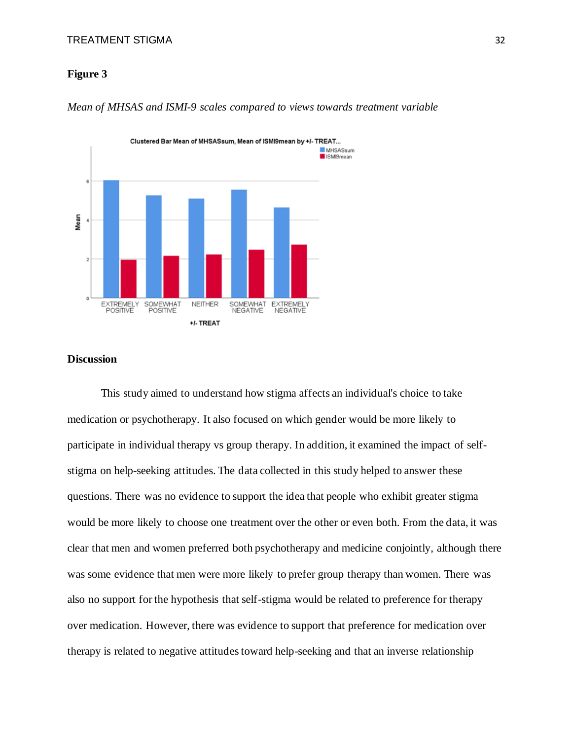**Figure 3**

*Mean of MHSAS and ISMI-9 scales compared to views towards treatment variable*

**Discussion**

This study aimed to understand how stigma affects an individual's choice to take medication or psychotherapy. It also focused on which gender would be more likely to participate in individual therapy vs group therapy. In addition, it examined the impact of self-stigma on help-seeking attitudes. The data collected in this study helped to answer these questions. There was no evidence to support the idea that people who exhibit greater stigma would be more likely to choose one treatment over the other or even both. From the data, it was clear that men and women preferred both psychotherapy and medicine conjointly, although there was some evidence that men were more likely to prefer group therapy than women. There was also no support for the hypothesis that self-stigma would be related to preference for therapy over medication. However, there was evidence to support that preference for medication over therapy is related to negative attitudes toward help-seeking and that an inverse relationship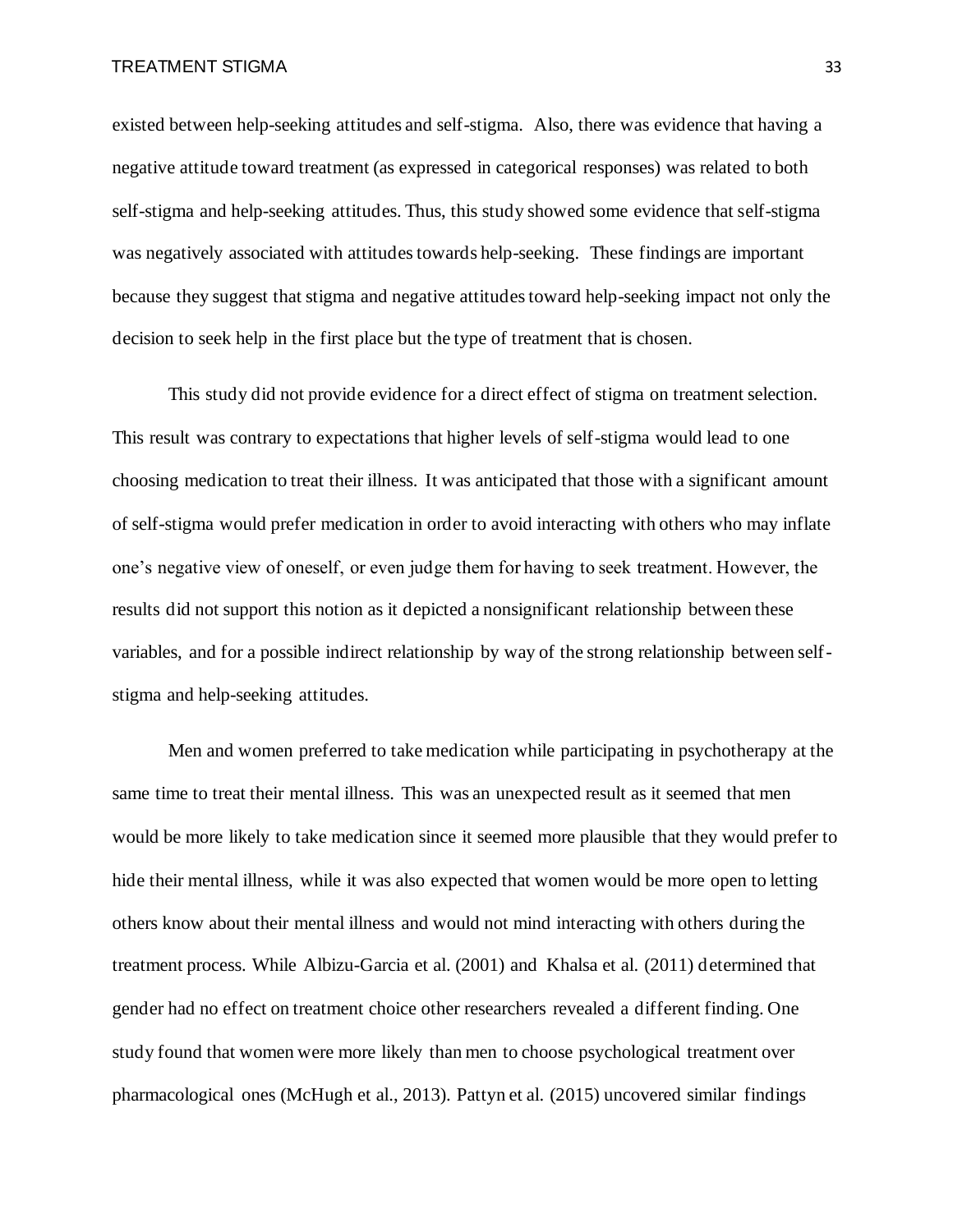existed between help-seeking attitudes and self-stigma. Also, there was evidence that having a negative attitude toward treatment (as expressed in categorical responses) was related to both self-stigma and help-seeking attitudes. Thus, this study showed some evidence that self-stigma was negatively associated with attitudes towards help-seeking. These findings are important because they suggest that stigma and negative attitudes toward help-seeking impact not only the decision to seek help in the first place but the type of treatment that is chosen.

This study did not provide evidence for a direct effect of stigma on treatment selection. This result was contrary to expectations that higher levels of self-stigma would lead to one choosing medication to treat their illness. It was anticipated that those with a significant amount of self-stigma would prefer medication in order to avoid interacting with others who may inflate one's negative view of oneself, or even judge them for having to seek treatment. However, the results did not support this notion as it depicted a nonsignificant relationship between these variables, and for a possible indirect relationship by way of the strong relationship between self-stigma and help-seeking attitudes.

Men and women preferred to take medication while participating in psychotherapy at the same time to treat their mental illness. This was an unexpected result as it seemed that men would be more likely to take medication since it seemed more plausible that they would prefer to hide their mental illness, while it was also expected that women would be more open to letting others know about their mental illness and would not mind interacting with others during the treatment process. While Albizu-Garcia et al. (2001) and Khalsa et al. (2011) determined that gender had no effect on treatment choice other researchers revealed a different finding. One study found that women were more likely than men to choose psychological treatment over pharmacological ones (McHugh et al., 2013). Pattyn et al. (2015) uncovered similar findings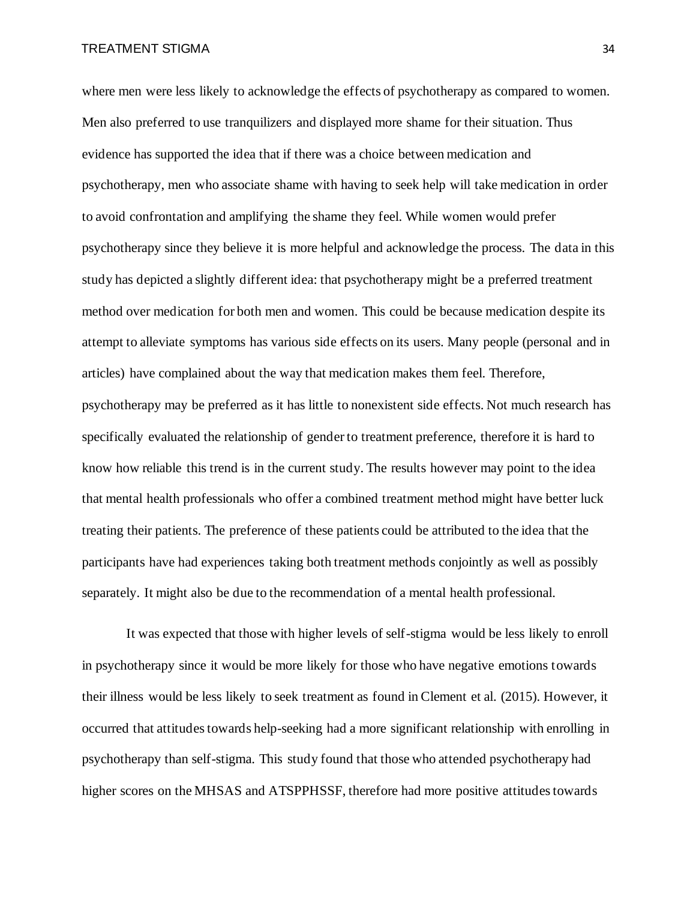where men were less likely to acknowledge the effects of psychotherapy as compared to women. Men also preferred to use tranquilizers and displayed more shame for their situation. Thus evidence has supported the idea that if there was a choice between medication and psychotherapy, men who associate shame with having to seek help will take medication in order to avoid confrontation and amplifying the shame they feel. While women would prefer psychotherapy since they believe it is more helpful and acknowledge the process. The data in this study has depicted a slightly different idea: that psychotherapy might be a preferred treatment method over medication for both men and women. This could be because medication despite its attempt to alleviate symptoms has various side effects on its users. Many people (personal and in articles) have complained about the way that medication makes them feel. Therefore, psychotherapy may be preferred as it has little to nonexistent side effects. Not much research has specifically evaluated the relationship of gender to treatment preference, therefore it is hard to know how reliable this trend is in the current study. The results however may point to the idea that mental health professionals who offer a combined treatment method might have better luck treating their patients. The preference of these patients could be attributed to the idea that the participants have had experiences taking both treatment methods conjointly as well as possibly separately. It might also be due to the recommendation of a mental health professional.

It was expected that those with higher levels of self-stigma would be less likely to enroll in psychotherapy since it would be more likely for those who have negative emotions towards their illness would be less likely to seek treatment as found in Clement et al. (2015). However, it occurred that attitudes towards help-seeking had a more significant relationship with enrolling in psychotherapy than self-stigma. This study found that those who attended psychotherapy had higher scores on the MHSAS and ATSPPHSSF, therefore had more positive attitudes towards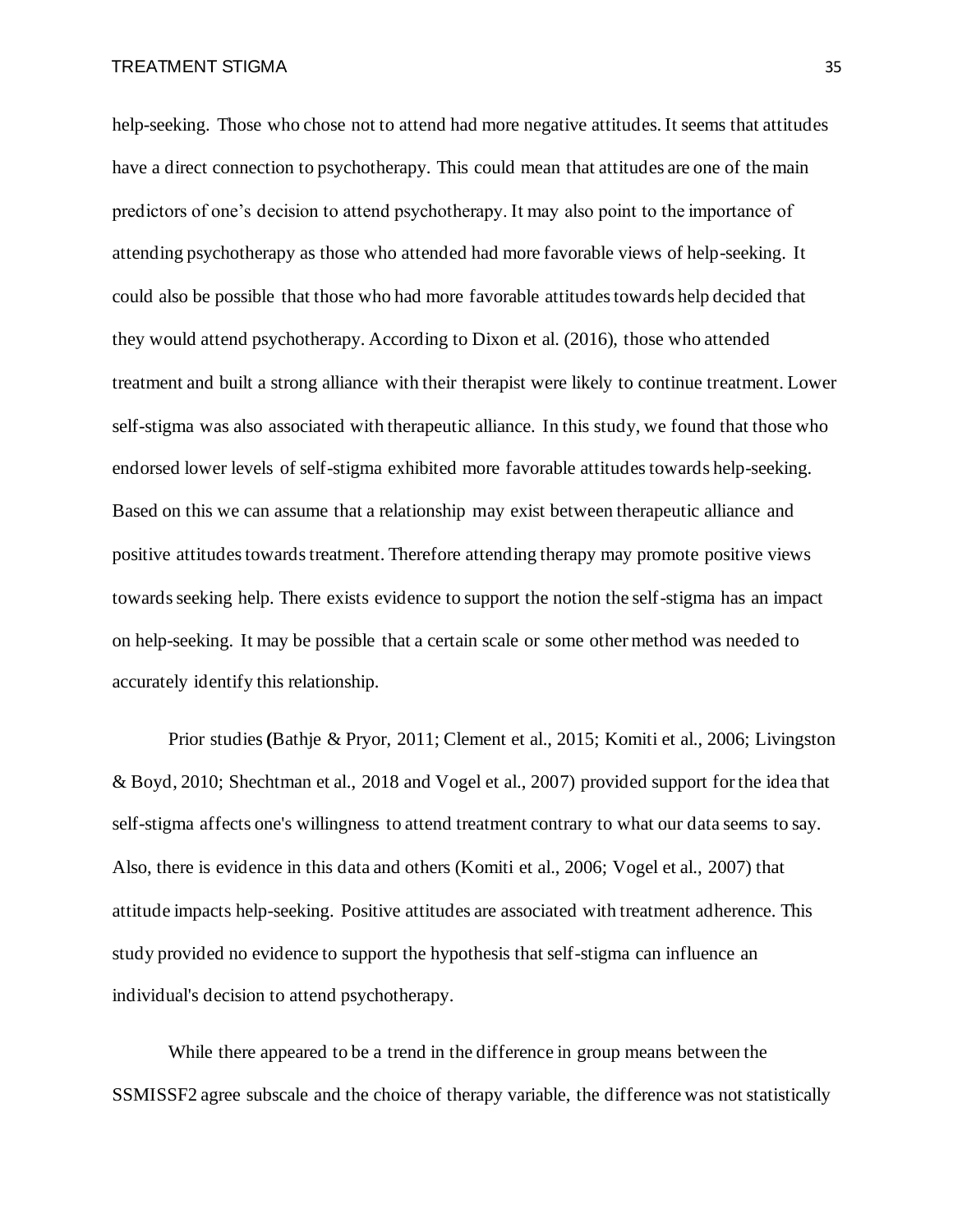help-seeking. Those who chose not to attend had more negative attitudes. It seems that attitudes have a direct connection to psychotherapy. This could mean that attitudes are one of the main predictors of one's decision to attend psychotherapy. It may also point to the importance of attending psychotherapy as those who attended had more favorable views of help-seeking. It could also be possible that those who had more favorable attitudes towards help decided that they would attend psychotherapy. According to Dixon et al. (2016), those who attended treatment and built a strong alliance with their therapist were likely to continue treatment. Lower self-stigma was also associated with therapeutic alliance. In this study, we found that those who endorsed lower levels of self-stigma exhibited more favorable attitudes towards help-seeking. Based on this we can assume that a relationship may exist between therapeutic alliance and positive attitudes towards treatment. Therefore attending therapy may promote positive views towards seeking help. There exists evidence to support the notion the self-stigma has an impact on help-seeking. It may be possible that a certain scale or some other method was needed to accurately identify this relationship.

Prior studies (Bathje & Pryor, 2011; Clement et al., 2015; Komiti et al., 2006; Livingston & Boyd, 2010; Shechtman et al., 2018 and Vogel et al., 2007) provided support for the idea that self-stigma affects one's willingness to attend treatment contrary to what our data seems to say. Also, there is evidence in this data and others (Komiti et al., 2006; Vogel et al., 2007) that attitude impacts help-seeking. Positive attitudes are associated with treatment adherence. This study provided no evidence to support the hypothesis that self-stigma can influence an individual's decision to attend psychotherapy.

While there appeared to be a trend in the difference in group means between the SSMISSF2 agree subscale and the choice of therapy variable, the difference was not statistically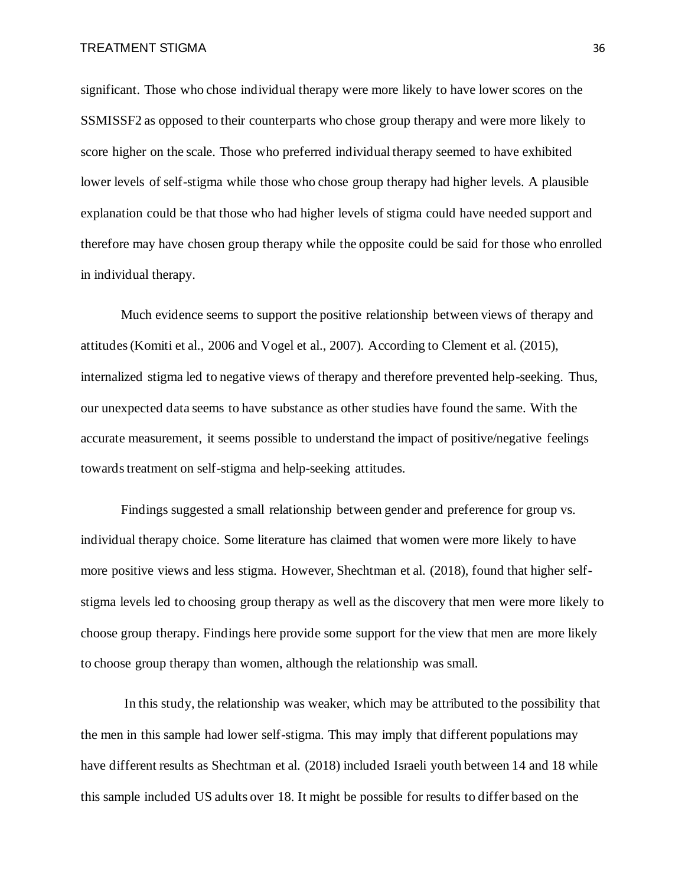significant. Those who chose individual therapy were more likely to have lower scores on the SSMISSF2 as opposed to their counterparts who chose group therapy and were more likely to score higher on the scale. Those who preferred individual therapy seemed to have exhibited lower levels of self-stigma while those who chose group therapy had higher levels. A plausible explanation could be that those who had higher levels of stigma could have needed support and therefore may have chosen group therapy while the opposite could be said for those who enrolled in individual therapy.

Much evidence seems to support the positive relationship between views of therapy and attitudes (Komiti et al., 2006 and Vogel et al., 2007). According to Clement et al. (2015), internalized stigma led to negative views of therapy and therefore prevented help-seeking. Thus, our unexpected data seems to have substance as other studies have found the same. With the accurate measurement, it seems possible to understand the impact of positive/negative feelings towards treatment on self-stigma and help-seeking attitudes.

Findings suggested a small relationship between gender and preference for group vs. individual therapy choice. Some literature has claimed that women were more likely to have more positive views and less stigma. However, Shechtman et al. (2018), found that higher self-stigma levels led to choosing group therapy as well as the discovery that men were more likely to choose group therapy. Findings here provide some support for the view that men are more likely to choose group therapy than women, although the relationship was small.

In this study, the relationship was weaker, which may be attributed to the possibility that the men in this sample had lower self-stigma. This may imply that different populations may have different results as Shechtman et al. (2018) included Israeli youth between 14 and 18 while this sample included US adults over 18. It might be possible for results to differ based on the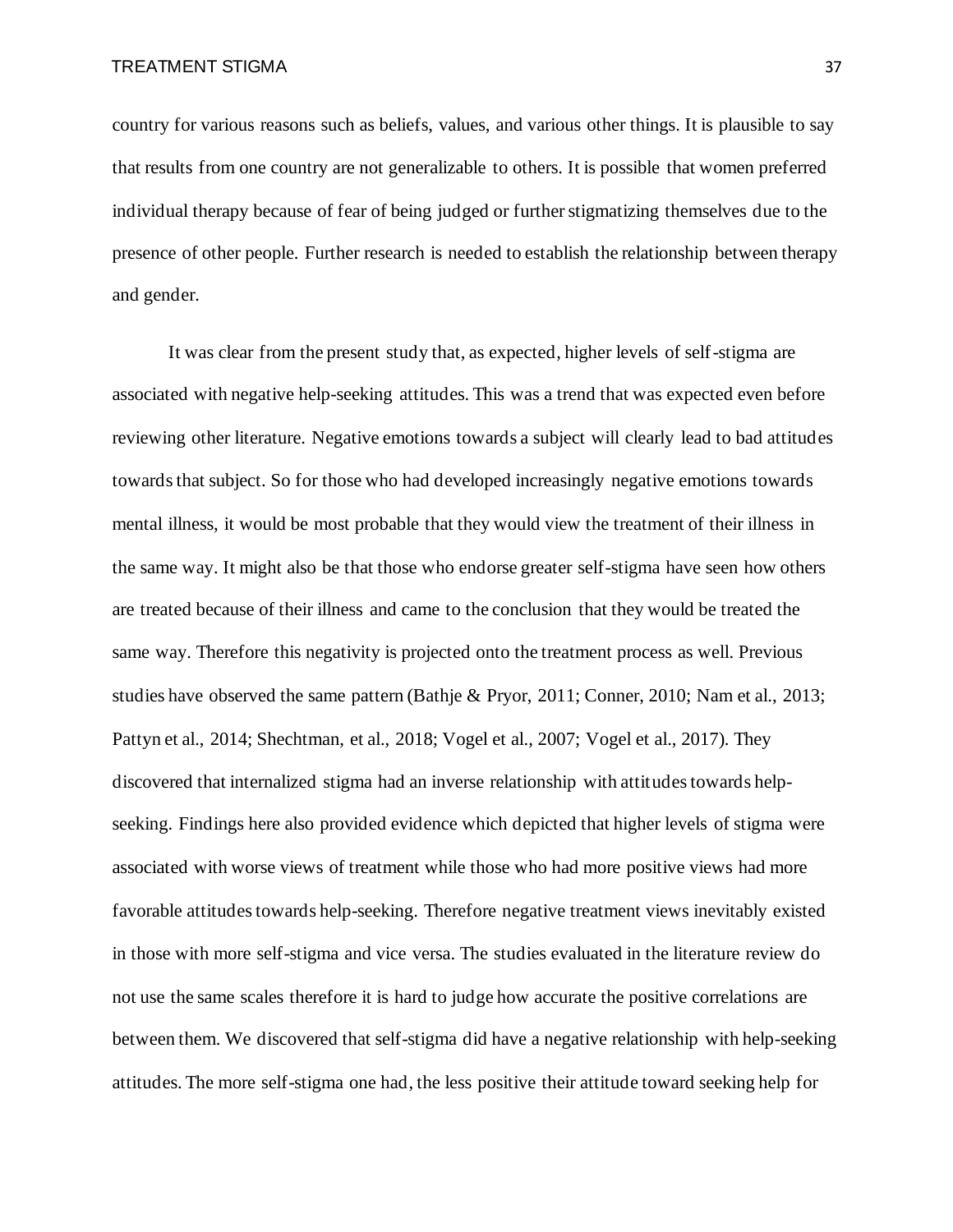country for various reasons such as beliefs, values, and various other things. It is plausible to say that results from one country are not generalizable to others. It is possible that women preferred individual therapy because of fear of being judged or further stigmatizing themselves due to the presence of other people. Further research is needed to establish the relationship between therapy and gender.

It was clear from the present study that, as expected, higher levels of self-stigma are associated with negative help-seeking attitudes. This was a trend that was expected even before reviewing other literature. Negative emotions towards a subject will clearly lead to bad attitudes towards that subject. So for those who had developed increasingly negative emotions towards mental illness, it would be most probable that they would view the treatment of their illness in the same way. It might also be that those who endorse greater self-stigma have seen how others are treated because of their illness and came to the conclusion that they would be treated the same way. Therefore this negativity is projected onto the treatment process as well. Previous studies have observed the same pattern (Bathje & Pryor, 2011; Conner, 2010; Nam et al., 2013; Pattyn et al., 2014; Shechtman, et al., 2018; Vogel et al., 2007; Vogel et al., 2017). They discovered that internalized stigma had an inverse relationship with attitudes towards help-seeking. Findings here also provided evidence which depicted that higher levels of stigma were associated with worse views of treatment while those who had more positive views had more favorable attitudes towards help-seeking. Therefore negative treatment views inevitably existed in those with more self-stigma and vice versa. The studies evaluated in the literature review do not use the same scales therefore it is hard to judge how accurate the positive correlations are between them. We discovered that self-stigma did have a negative relationship with help-seeking attitudes. The more self-stigma one had, the less positive their attitude toward seeking help for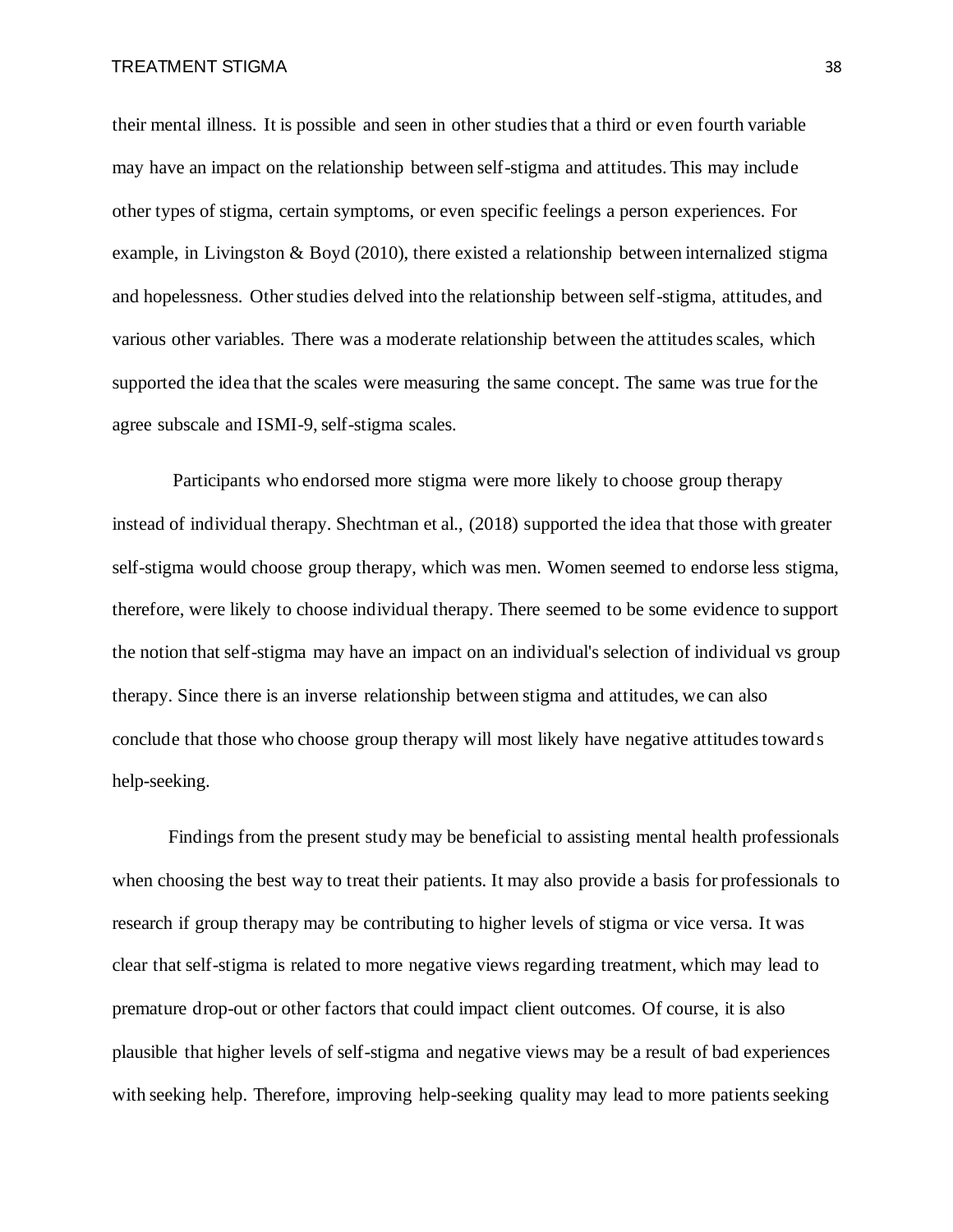their mental illness. It is possible and seen in other studies that a third or even fourth variable may have an impact on the relationship between self-stigma and attitudes. This may include other types of stigma, certain symptoms, or even specific feelings a person experiences. For example, in Livingston & Boyd (2010), there existed a relationship between internalized stigma and hopelessness. Other studies delved into the relationship between self-stigma, attitudes, and various other variables. There was a moderate relationship between the attitudes scales, which supported the idea that the scales were measuring the same concept. The same was true for the agree subscale and ISMI-9, self-stigma scales.

Participants who endorsed more stigma were more likely to choose group therapy instead of individual therapy. Shechtman et al., (2018) supported the idea that those with greater self-stigma would choose group therapy, which was men. Women seemed to endorse less stigma, therefore, were likely to choose individual therapy. There seemed to be some evidence to support the notion that self-stigma may have an impact on an individual's selection of individual vs group therapy. Since there is an inverse relationship between stigma and attitudes, we can also conclude that those who choose group therapy will most likely have negative attitudes towards help-seeking.

Findings from the present study may be beneficial to assisting mental health professionals when choosing the best way to treat their patients. It may also provide a basis for professionals to research if group therapy may be contributing to higher levels of stigma or vice versa. It was clear that self-stigma is related to more negative views regarding treatment, which may lead to premature drop-out or other factors that could impact client outcomes. Of course, it is also plausible that higher levels of self-stigma and negative views may be a result of bad experiences with seeking help. Therefore, improving help-seeking quality may lead to more patients seeking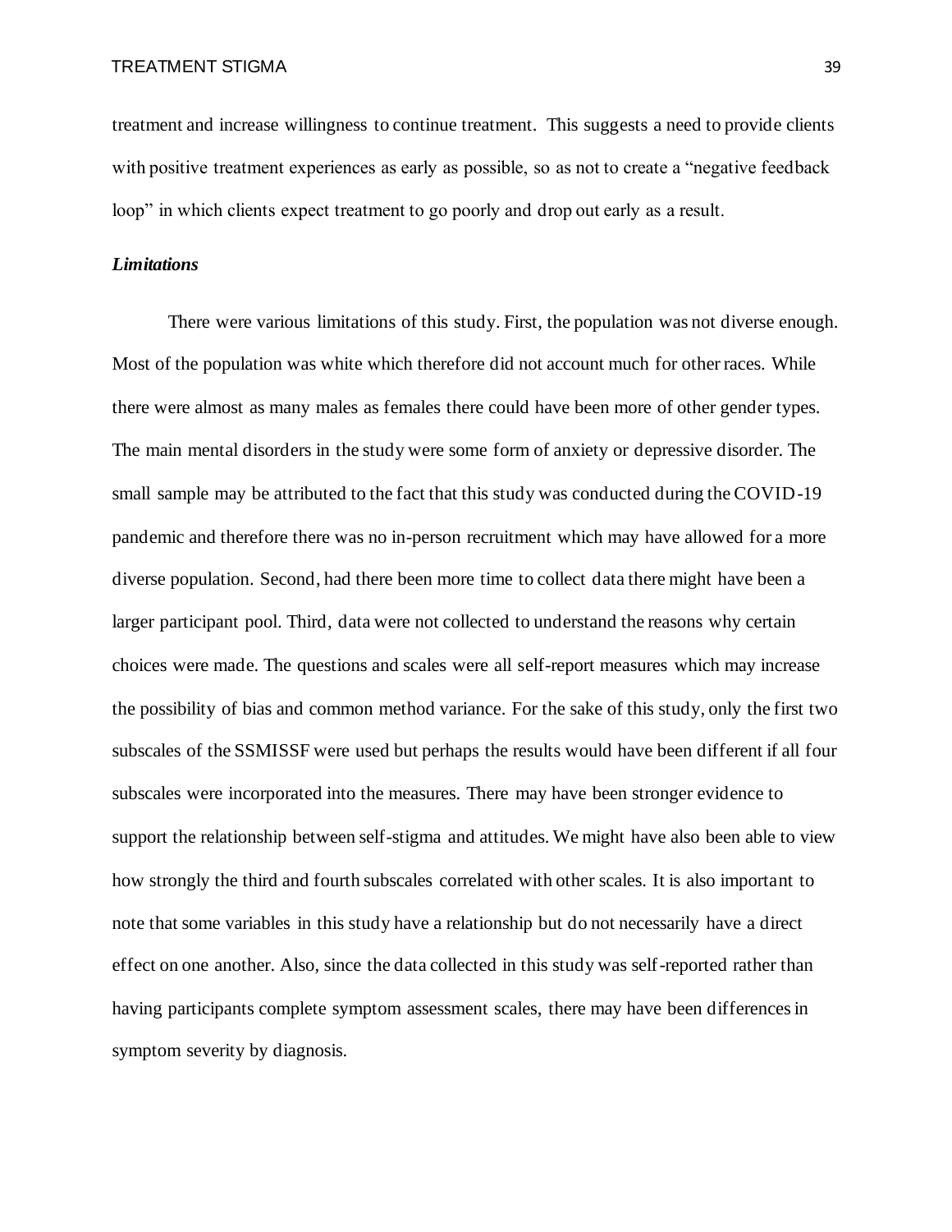treatment and increase willingness to continue treatment. This suggests a need to provide clients with positive treatment experiences as early as possible, so as not to create a "negative feedback loop" in which clients expect treatment to go poorly and drop out early as a result.

### *Limitations*

There were various limitations of this study. First, the population was not diverse enough. Most of the population was white which therefore did not account much for other races. While there were almost as many males as females there could have been more of other gender types. The main mental disorders in the study were some form of anxiety or depressive disorder. The small sample may be attributed to the fact that this study was conducted during the COVID-19 pandemic and therefore there was no in-person recruitment which may have allowed for a more diverse population. Second, had there been more time to collect data there might have been a larger participant pool. Third, data were not collected to understand the reasons why certain choices were made. The questions and scales were all self-report measures which may increase the possibility of bias and common method variance. For the sake of this study, only the first two subscales of the SSMISSF were used but perhaps the results would have been different if all four subscales were incorporated into the measures. There may have been stronger evidence to support the relationship between self-stigma and attitudes. We might have also been able to view how strongly the third and fourth subscales correlated with other scales. It is also important to note that some variables in this study have a relationship but do not necessarily have a direct effect on one another. Also, since the data collected in this study was self-reported rather than having participants complete symptom assessment scales, there may have been differences in symptom severity by diagnosis.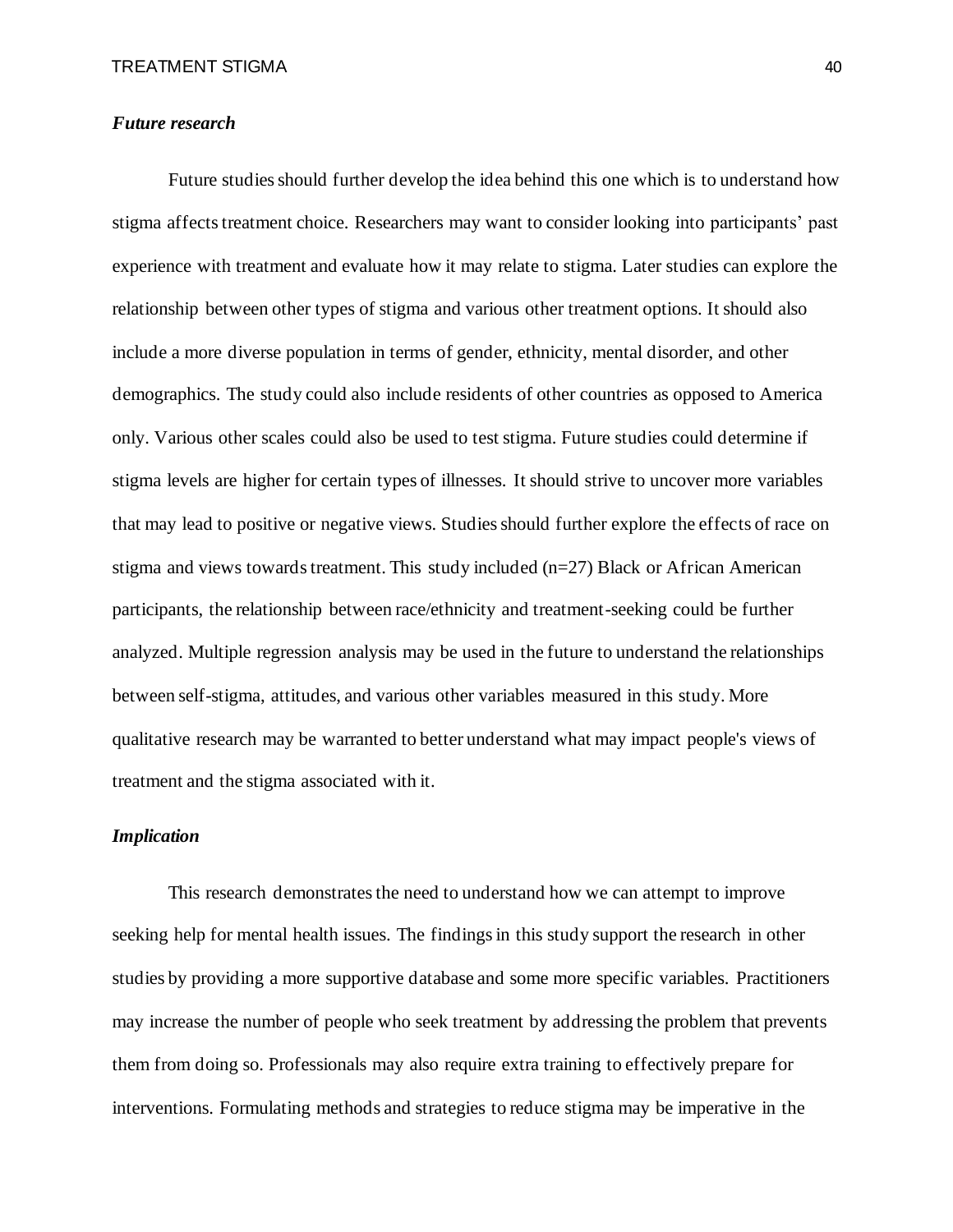### *Future research*

Future studies should further develop the idea behind this one which is to understand how stigma affects treatment choice. Researchers may want to consider looking into participants' past experience with treatment and evaluate how it may relate to stigma. Later studies can explore the relationship between other types of stigma and various other treatment options. It should also include a more diverse population in terms of gender, ethnicity, mental disorder, and other demographics. The study could also include residents of other countries as opposed to America only. Various other scales could also be used to test stigma. Future studies could determine if stigma levels are higher for certain types of illnesses. It should strive to uncover more variables that may lead to positive or negative views. Studies should further explore the effects of race on stigma and views towards treatment. This study included ($n=27$) Black or African American participants, the relationship between race/ethnicity and treatment-seeking could be further analyzed. Multiple regression analysis may be used in the future to understand the relationships between self-stigma, attitudes, and various other variables measured in this study. More qualitative research may be warranted to better understand what may impact people's views of treatment and the stigma associated with it.

### *Implication*

This research demonstrates the need to understand how we can attempt to improve seeking help for mental health issues. The findings in this study support the research in other studies by providing a more supportive database and some more specific variables. Practitioners may increase the number of people who seek treatment by addressing the problem that prevents them from doing so. Professionals may also require extra training to effectively prepare for interventions. Formulating methods and strategies to reduce stigma may be imperative in the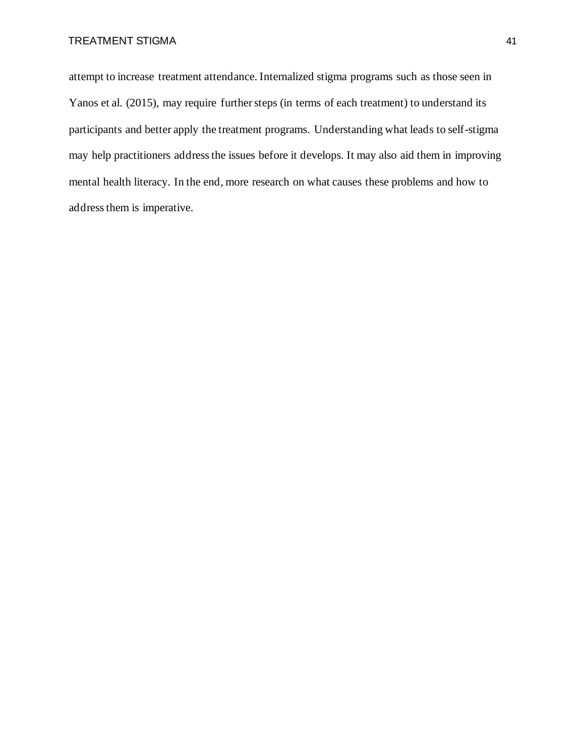attempt to increase treatment attendance. Internalized stigma programs such as those seen in Yanos et al. (2015), may require further steps (in terms of each treatment) to understand its participants and better apply the treatment programs. Understanding what leads to self-stigma may help practitioners address the issues before it develops. It may also aid them in improving mental health literacy. In the end, more research on what causes these problems and how to address them is imperative.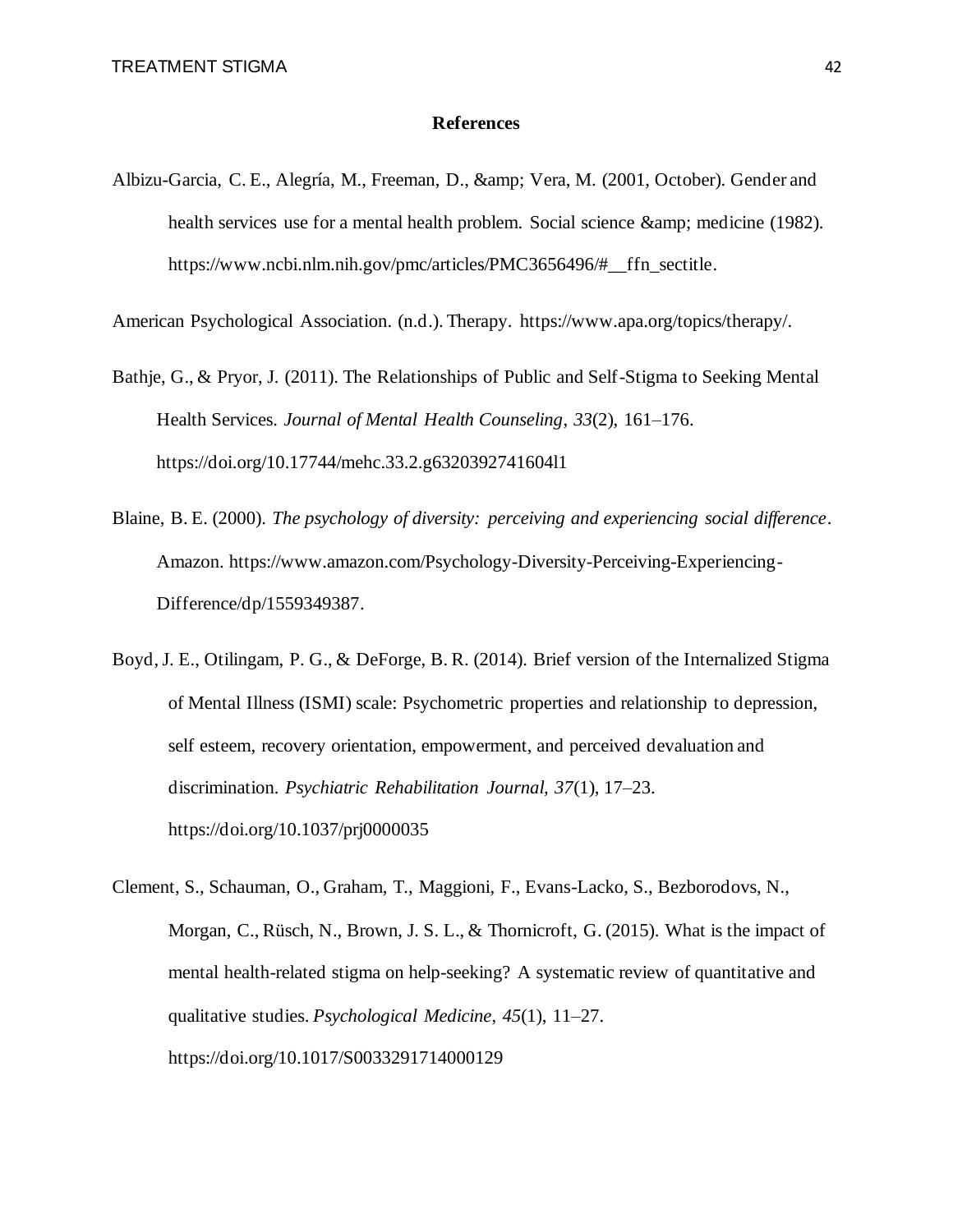## References

Albizu-Garcia, C. E., Alegría, M., Freeman, D., &amp; Vera, M. (2001, October). Gender and health services use for a mental health problem. Social science &amp; medicine (1982). https://www.ncbi.nlm.nih.gov/pmc/articles/PMC3656496/#__ffn_sectitle.

American Psychological Association. (n.d.). Therapy. https://www.apa.org/topics/therapy/.

Bathje, G., & Pryor, J. (2011). The Relationships of Public and Self-Stigma to Seeking Mental Health Services. *Journal of Mental Health Counseling*, *33*(2), 161–176. https://doi.org/10.17744/mehc.33.2.g6320392741604l1

Blaine, B. E. (2000). *The psychology of diversity: perceiving and experiencing social difference*. Amazon. https://www.amazon.com/Psychology-Diversity-Perceiving-Experiencing-Difference/dp/1559349387.

Boyd, J. E., Otilingam, P. G., & DeForge, B. R. (2014). Brief version of the Internalized Stigma of Mental Illness (ISMI) scale: Psychometric properties and relationship to depression, self esteem, recovery orientation, empowerment, and perceived devaluation and discrimination. *Psychiatric Rehabilitation Journal, 37*(1), 17–23. https://doi.org/10.1037/prj0000035

Clement, S., Schauman, O., Graham, T., Maggioni, F., Evans-Lacko, S., Bezborodovs, N., Morgan, C., Rüsch, N., Brown, J. S. L., & Thornicroft, G. (2015). What is the impact of mental health-related stigma on help-seeking? A systematic review of quantitative and qualitative studies. *Psychological Medicine*, *45*(1), 11–27. https://doi.org/10.1017/S0033291714000129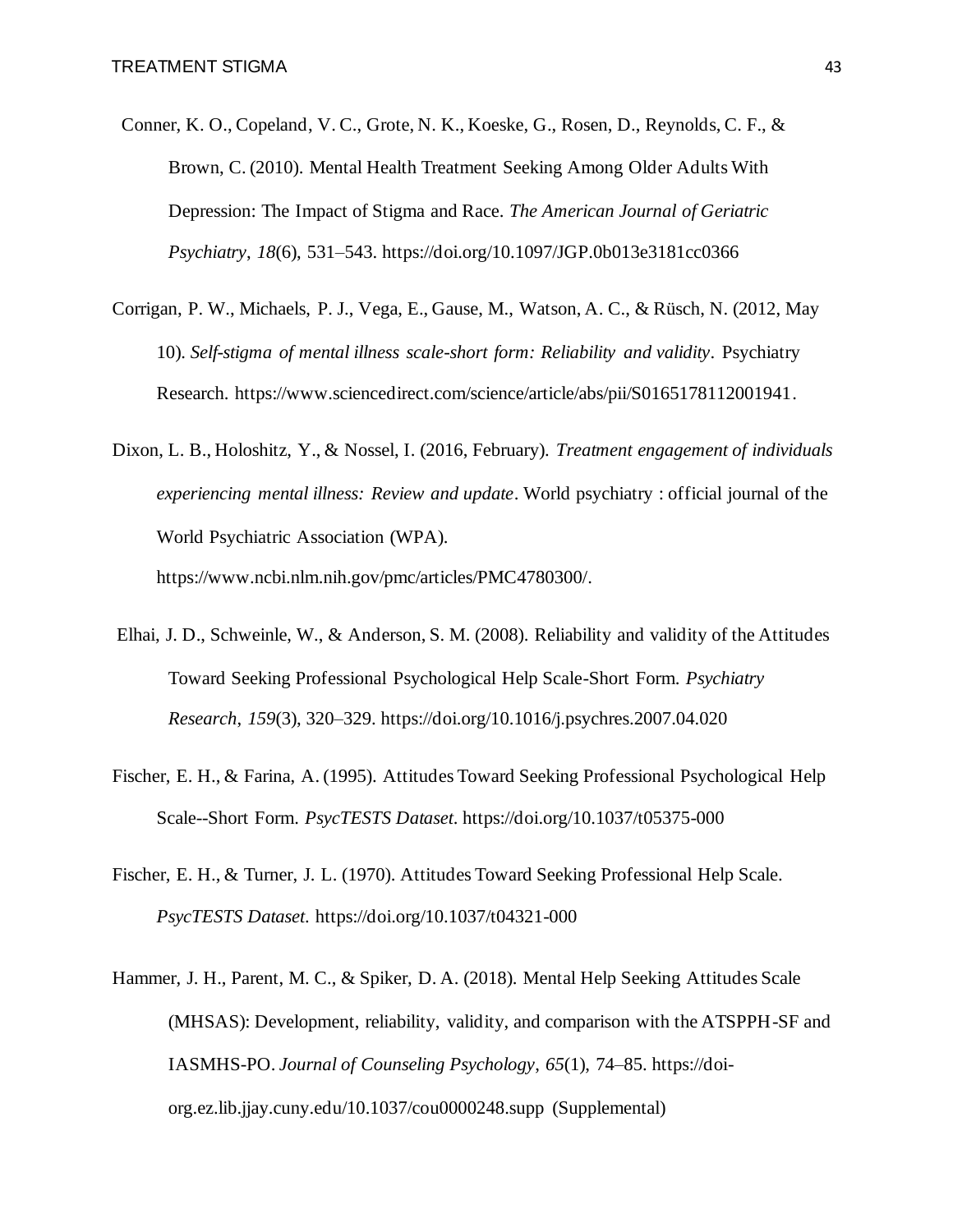Conner, K. O., Copeland, V. C., Grote, N. K., Koeske, G., Rosen, D., Reynolds, C. F., & Brown, C. (2010). Mental Health Treatment Seeking Among Older Adults With Depression: The Impact of Stigma and Race. *The American Journal of Geriatric Psychiatry*, *18*(6), 531–543. https://doi.org/10.1097/JGP.0b013e3181cc0366

Corrigan, P. W., Michaels, P. J., Vega, E., Gause, M., Watson, A. C., & Rüsch, N. (2012, May 10). *Self-stigma of mental illness scale-short form: Reliability and validity*. Psychiatry Research. https://www.sciencedirect.com/science/article/abs/pii/S0165178112001941.

Dixon, L. B., Holoshitz, Y., & Nossel, I. (2016, February). *Treatment engagement of individuals experiencing mental illness: Review and update*. World psychiatry : official journal of the World Psychiatric Association (WPA). https://www.ncbi.nlm.nih.gov/pmc/articles/PMC4780300/.

Elhai, J. D., Schweinle, W., & Anderson, S. M. (2008). Reliability and validity of the Attitudes Toward Seeking Professional Psychological Help Scale-Short Form. *Psychiatry Research*, *159*(3), 320–329. https://doi.org/10.1016/j.psychres.2007.04.020

Fischer, E. H., & Farina, A. (1995). Attitudes Toward Seeking Professional Psychological Help Scale--Short Form. *PsycTESTS Dataset*. https://doi.org/10.1037/t05375-000

Fischer, E. H., & Turner, J. L. (1970). Attitudes Toward Seeking Professional Help Scale. *PsycTESTS Dataset*. https://doi.org/10.1037/t04321-000

Hammer, J. H., Parent, M. C., & Spiker, D. A. (2018). Mental Help Seeking Attitudes Scale (MHSAS): Development, reliability, validity, and comparison with the ATSPPH-SF and IASMHS-PO. *Journal of Counseling Psychology*, *65*(1), 74–85. https://doi-org.ez.lib.jjay.cuny.edu/10.1037/cou0000248.supp (Supplemental)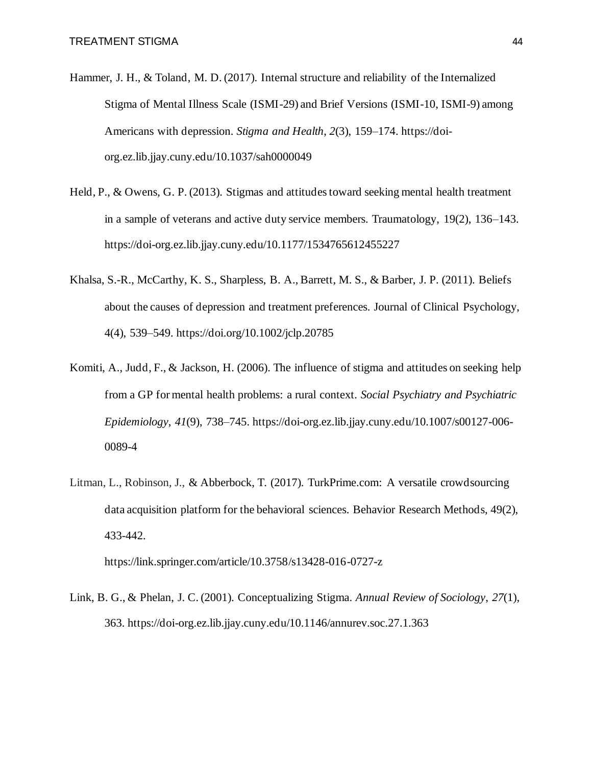Hammer, J. H., & Toland, M. D. (2017). Internal structure and reliability of the Internalized Stigma of Mental Illness Scale (ISMI-29) and Brief Versions (ISMI-10, ISMI-9) among Americans with depression. *Stigma and Health*, *2*(3), 159–174. https://doi-org.ez.lib.jjay.cuny.edu/10.1037/sah0000049

Held, P., & Owens, G. P. (2013). Stigmas and attitudes toward seeking mental health treatment in a sample of veterans and active duty service members. Traumatology, 19(2), 136–143. https://doi-org.ez.lib.jjay.cuny.edu/10.1177/1534765612455227

Khalsa, S.-R., McCarthy, K. S., Sharpless, B. A., Barrett, M. S., & Barber, J. P. (2011). Beliefs about the causes of depression and treatment preferences. Journal of Clinical Psychology, 4(4), 539–549. https://doi.org/10.1002/jclp.20785

Komiti, A., Judd, F., & Jackson, H. (2006). The influence of stigma and attitudes on seeking help from a GP for mental health problems: a rural context. *Social Psychiatry and Psychiatric Epidemiology*, *41*(9), 738–745. https://doi-org.ez.lib.jjay.cuny.edu/10.1007/s00127-006-0089-4

Litman, L., Robinson, J., & Abberbock, T. (2017). TurkPrime.com: A versatile crowdsourcing data acquisition platform for the behavioral sciences. Behavior Research Methods, 49(2), 433-442.
https://link.springer.com/article/10.3758/s13428-016-0727-z

Link, B. G., & Phelan, J. C. (2001). Conceptualizing Stigma. *Annual Review of Sociology*, *27*(1), 363. https://doi-org.ez.lib.jjay.cuny.edu/10.1146/annurev.soc.27.1.363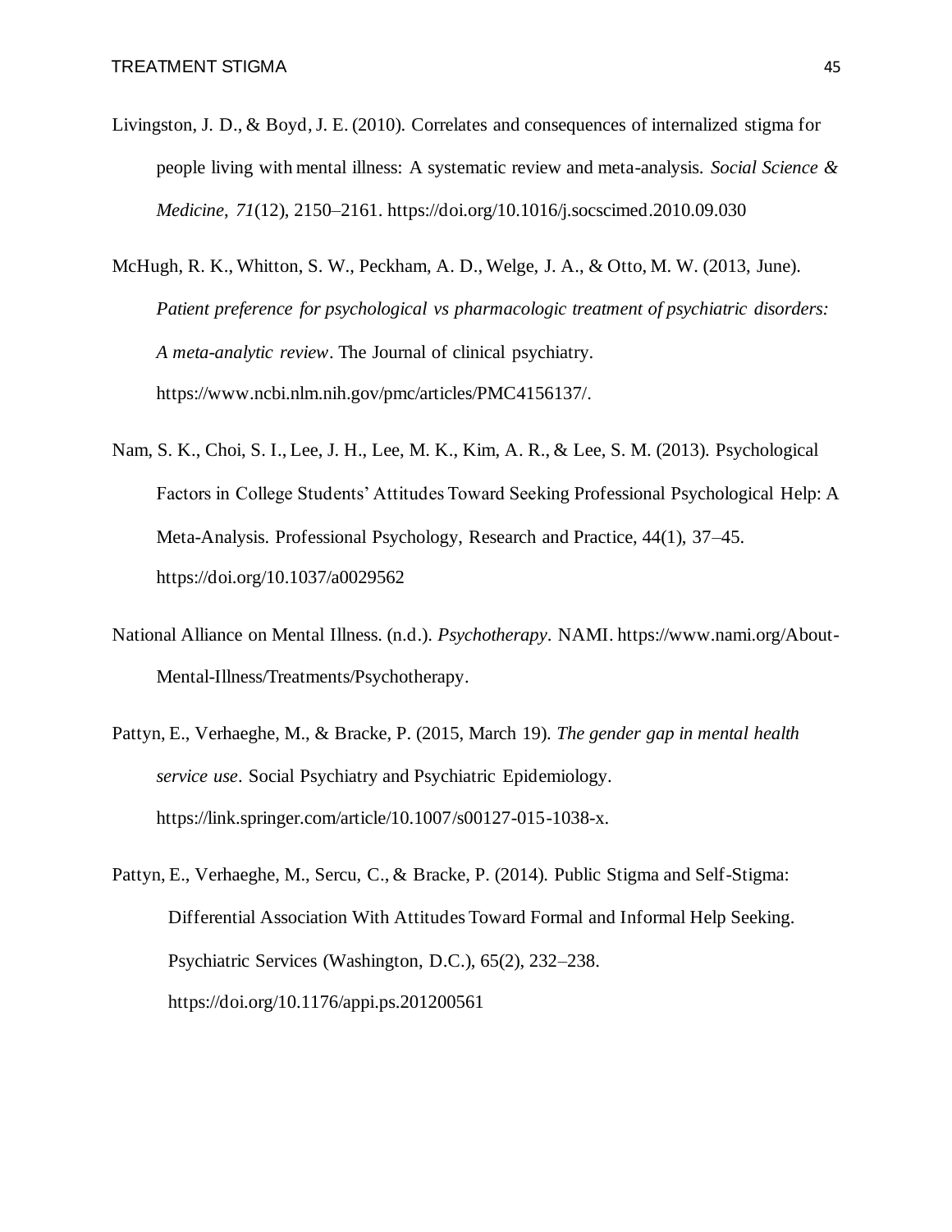Livingston, J. D., & Boyd, J. E. (2010). Correlates and consequences of internalized stigma for people living with mental illness: A systematic review and meta-analysis. *Social Science & Medicine*, *71*(12), 2150–2161. https://doi.org/10.1016/j.socscimed.2010.09.030

McHugh, R. K., Whitton, S. W., Peckham, A. D., Welge, J. A., & Otto, M. W. (2013, June). *Patient preference for psychological vs pharmacologic treatment of psychiatric disorders: A meta-analytic review*. The Journal of clinical psychiatry. https://www.ncbi.nlm.nih.gov/pmc/articles/PMC4156137/.

Nam, S. K., Choi, S. I., Lee, J. H., Lee, M. K., Kim, A. R., & Lee, S. M. (2013). Psychological Factors in College Students' Attitudes Toward Seeking Professional Psychological Help: A Meta-Analysis. Professional Psychology, Research and Practice, 44(1), 37–45. https://doi.org/10.1037/a0029562

National Alliance on Mental Illness. (n.d.). *Psychotherapy*. NAMI. https://www.nami.org/About-Mental-Illness/Treatments/Psychotherapy.

Pattyn, E., Verhaeghe, M., & Bracke, P. (2015, March 19). *The gender gap in mental health service use*. Social Psychiatry and Psychiatric Epidemiology. https://link.springer.com/article/10.1007/s00127-015-1038-x.

Pattyn, E., Verhaeghe, M., Sercu, C., & Bracke, P. (2014). Public Stigma and Self-Stigma: Differential Association With Attitudes Toward Formal and Informal Help Seeking. Psychiatric Services (Washington, D.C.), 65(2), 232–238. https://doi.org/10.1176/appi.ps.201200561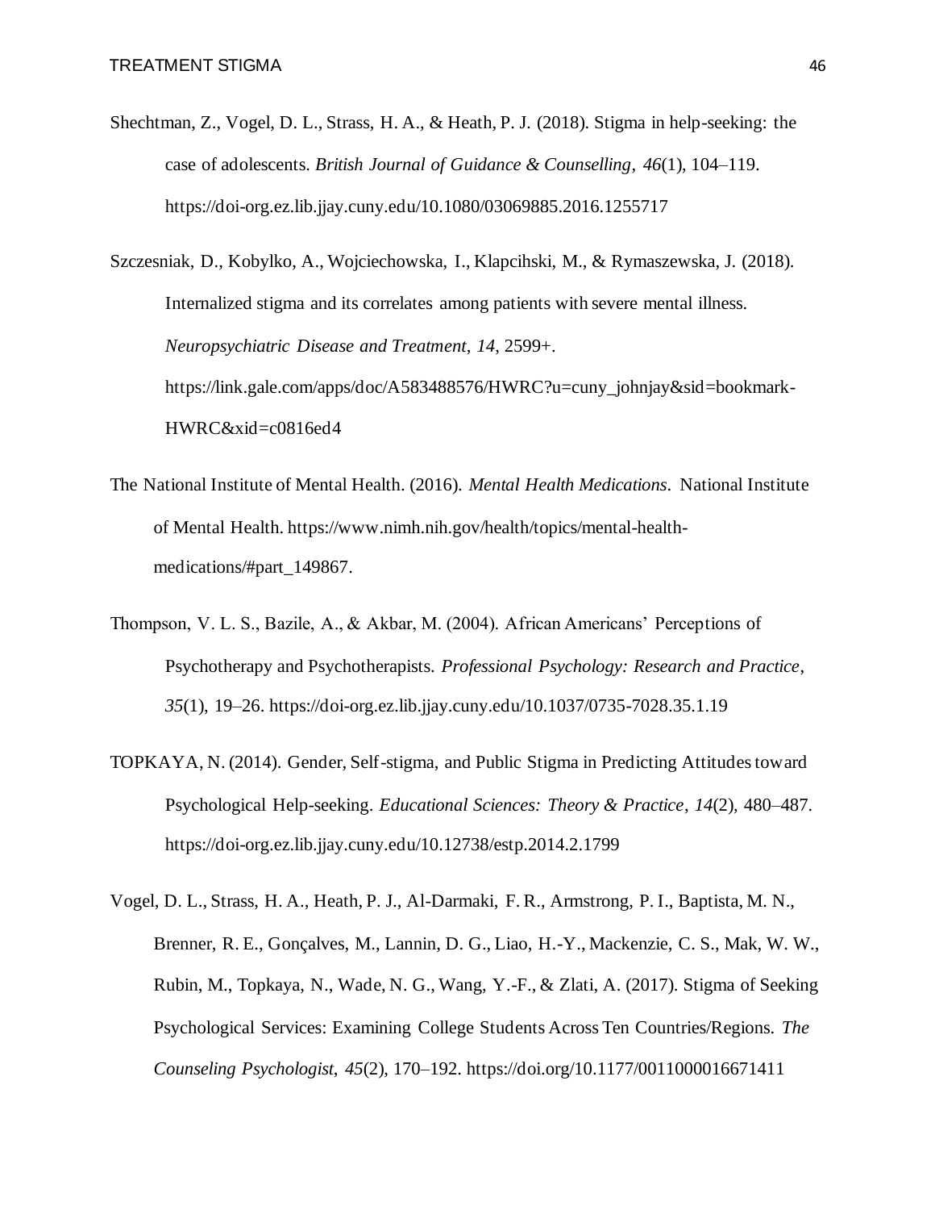Shechtman, Z., Vogel, D. L., Strass, H. A., & Heath, P. J. (2018). Stigma in help-seeking: the case of adolescents. *British Journal of Guidance & Counselling*, *46*(1), 104–119. https://doi-org.ez.lib.jjay.cuny.edu/10.1080/03069885.2016.1255717

Szczesniak, D., Kobylko, A., Wojciechowska, I., Klapcihski, M., & Rymaszewska, J. (2018). Internalized stigma and its correlates among patients with severe mental illness. *Neuropsychiatric Disease and Treatment*, *14*, 2599+. https://link.gale.com/apps/doc/A583488576/HWRC?u=cuny_johnjay&sid=bookmark-HWRC&xid=c0816ed4

The National Institute of Mental Health. (2016). *Mental Health Medications*. National Institute of Mental Health. https://www.nimh.nih.gov/health/topics/mental-health-medications/#part_149867.

Thompson, V. L. S., Bazile, A., & Akbar, M. (2004). African Americans' Perceptions of Psychotherapy and Psychotherapists. *Professional Psychology: Research and Practice*, *35*(1), 19–26. https://doi-org.ez.lib.jjay.cuny.edu/10.1037/0735-7028.35.1.19

TOPKAYA, N. (2014). Gender, Self-stigma, and Public Stigma in Predicting Attitudes toward Psychological Help-seeking. *Educational Sciences: Theory & Practice*, *14*(2), 480–487. https://doi-org.ez.lib.jjay.cuny.edu/10.12738/estp.2014.2.1799

Vogel, D. L., Strass, H. A., Heath, P. J., Al-Darmaki, F. R., Armstrong, P. I., Baptista, M. N., Brenner, R. E., Gonçalves, M., Lannin, D. G., Liao, H.-Y., Mackenzie, C. S., Mak, W. W., Rubin, M., Topkaya, N., Wade, N. G., Wang, Y.-F., & Zlati, A. (2017). Stigma of Seeking Psychological Services: Examining College Students Across Ten Countries/Regions. *The Counseling Psychologist*, *45*(2), 170–192. https://doi.org/10.1177/0011000016671411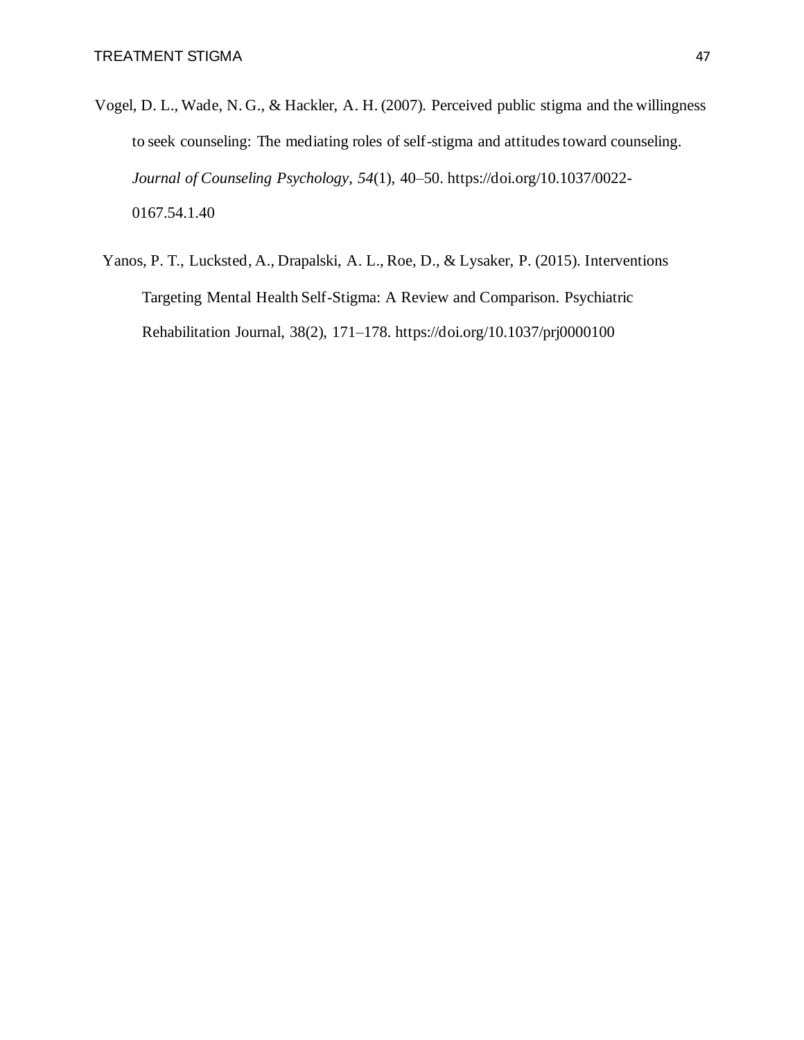Vogel, D. L., Wade, N. G., & Hackler, A. H. (2007). Perceived public stigma and the willingness to seek counseling: The mediating roles of self-stigma and attitudes toward counseling. *Journal of Counseling Psychology*, *54*(1), 40–50. https://doi.org/10.1037/0022-0167.54.1.40

Yanos, P. T., Lucksted, A., Drapalski, A. L., Roe, D., & Lysaker, P. (2015). Interventions Targeting Mental Health Self-Stigma: A Review and Comparison. Psychiatric Rehabilitation Journal, 38(2), 171–178. https://doi.org/10.1037/prj0000100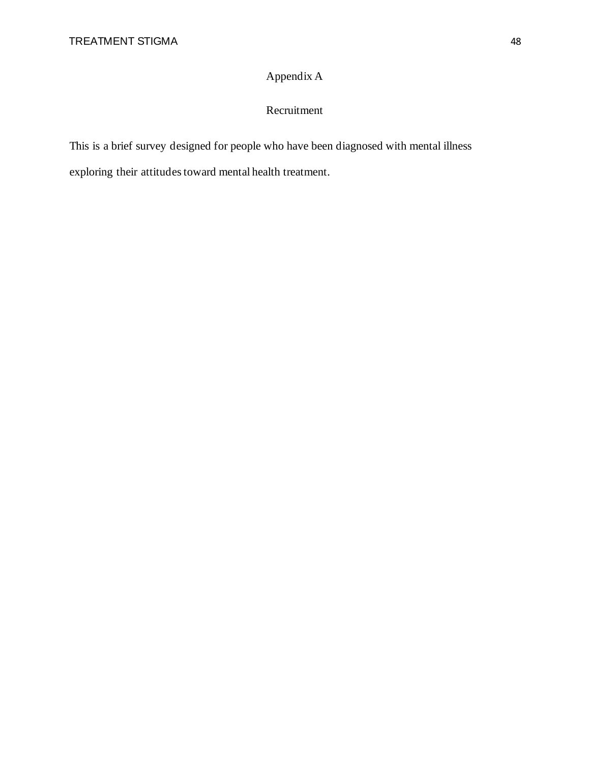# Appendix A

## Recruitment

This is a brief survey designed for people who have been diagnosed with mental illness exploring their attitudes toward mental health treatment.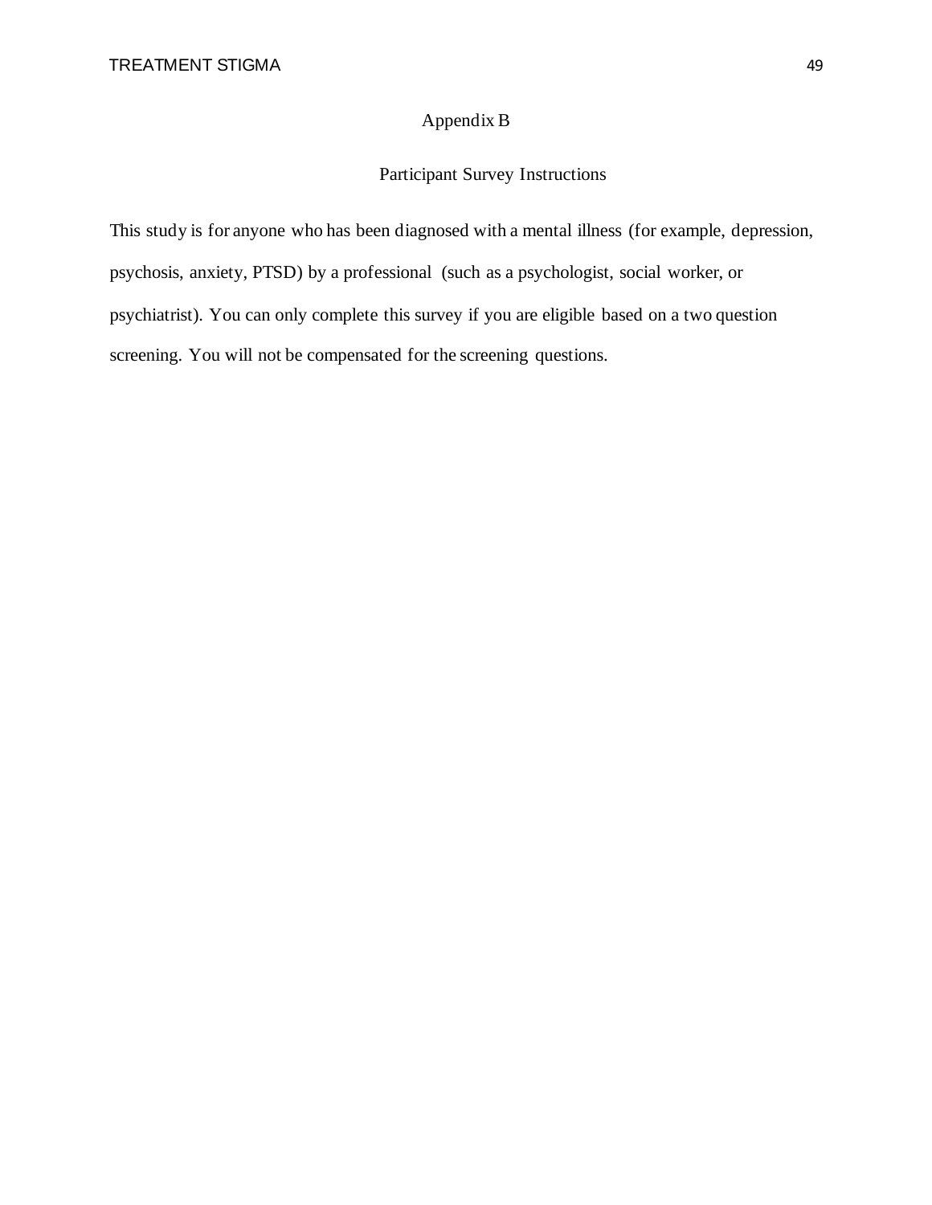# Appendix B

## Participant Survey Instructions

This study is for anyone who has been diagnosed with a mental illness (for example, depression, psychosis, anxiety, PTSD) by a professional (such as a psychologist, social worker, or psychiatrist). You can only complete this survey if you are eligible based on a two question screening. You will not be compensated for the screening questions.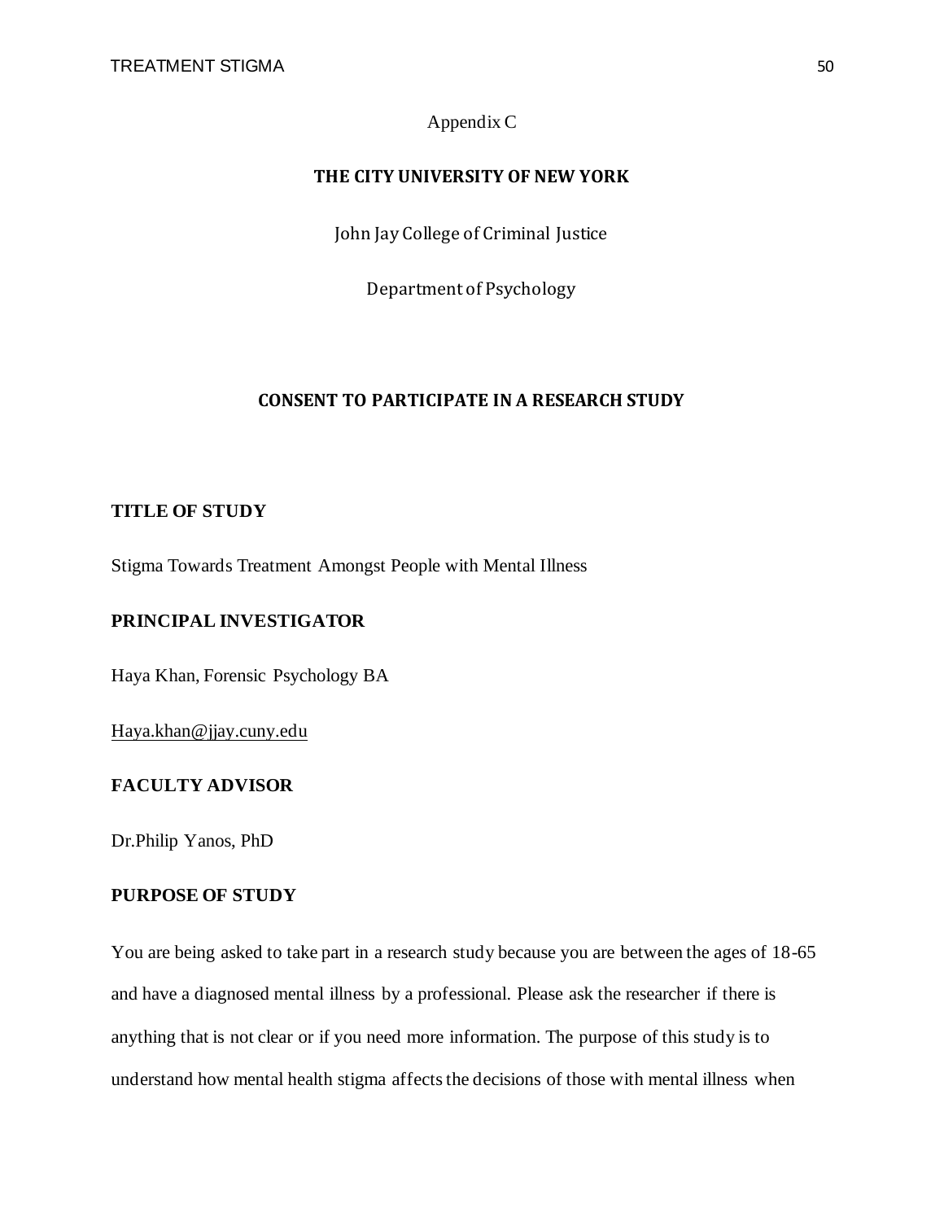Appendix C

**THE CITY UNIVERSITY OF NEW YORK**

John Jay College of Criminal Justice

Department of Psychology

**CONSENT TO PARTICIPATE IN A RESEARCH STUDY**

**TITLE OF STUDY**

Stigma Towards Treatment Amongst People with Mental Illness

**PRINCIPAL INVESTIGATOR**

Haya Khan, Forensic Psychology BA

Haya.khan@jjay.cuny.edu

**FACULTY ADVISOR**

Dr.Philip Yanos, PhD

**PURPOSE OF STUDY**

You are being asked to take part in a research study because you are between the ages of 18-65 and have a diagnosed mental illness by a professional. Please ask the researcher if there is anything that is not clear or if you need more information. The purpose of this study is to understand how mental health stigma affects the decisions of those with mental illness when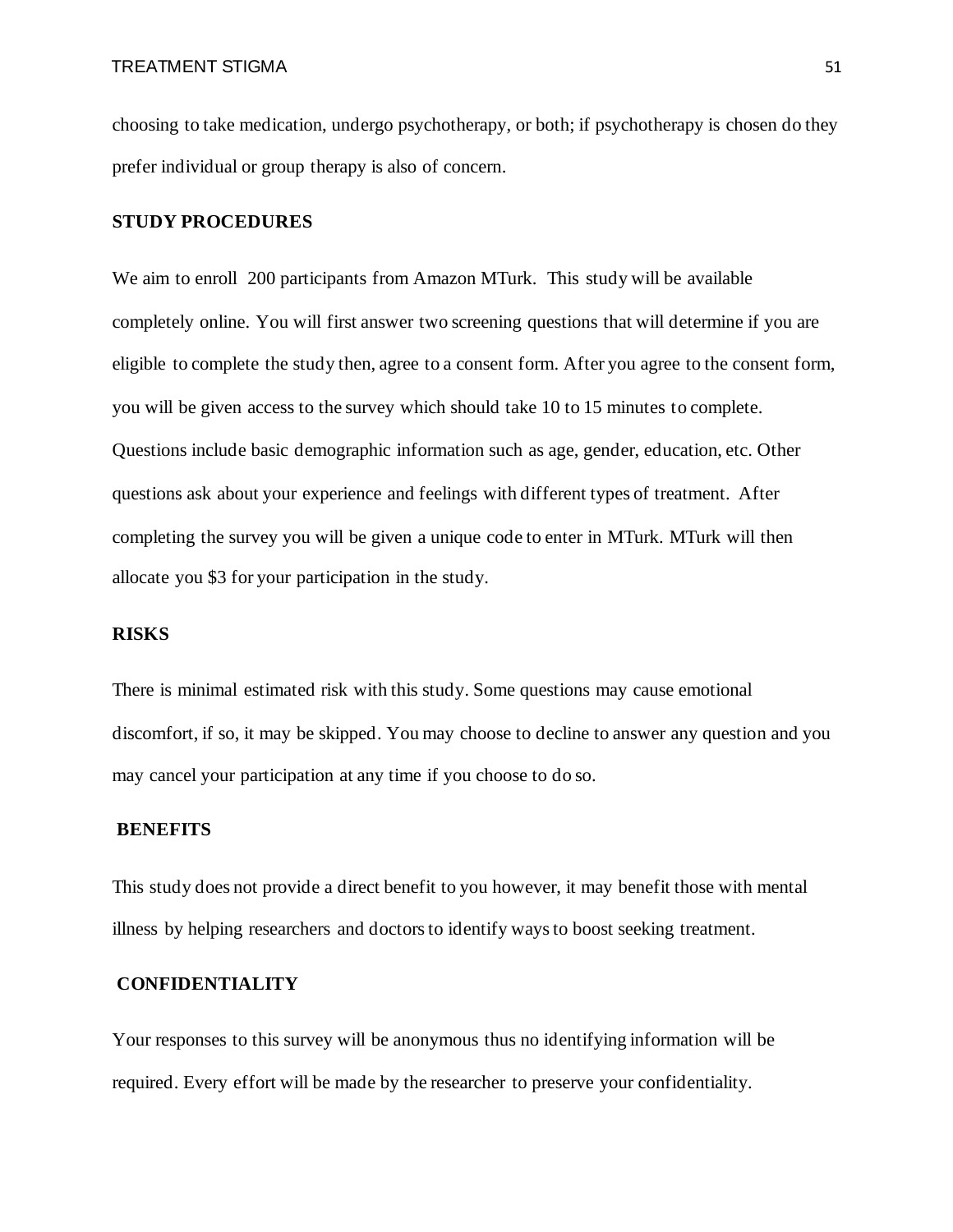choosing to take medication, undergo psychotherapy, or both; if psychotherapy is chosen do they prefer individual or group therapy is also of concern.

**STUDY PROCEDURES**

We aim to enroll 200 participants from Amazon MTurk. This study will be available completely online. You will first answer two screening questions that will determine if you are eligible to complete the study then, agree to a consent form. After you agree to the consent form, you will be given access to the survey which should take 10 to 15 minutes to complete. Questions include basic demographic information such as age, gender, education, etc. Other questions ask about your experience and feelings with different types of treatment. After completing the survey you will be given a unique code to enter in MTurk. MTurk will then allocate you $3 for your participation in the study.

**RISKS**

There is minimal estimated risk with this study. Some questions may cause emotional discomfort, if so, it may be skipped. You may choose to decline to answer any question and you may cancel your participation at any time if you choose to do so.

**BENEFITS**

This study does not provide a direct benefit to you however, it may benefit those with mental illness by helping researchers and doctors to identify ways to boost seeking treatment.

**CONFIDENTIALITY**

Your responses to this survey will be anonymous thus no identifying information will be required. Every effort will be made by the researcher to preserve your confidentiality.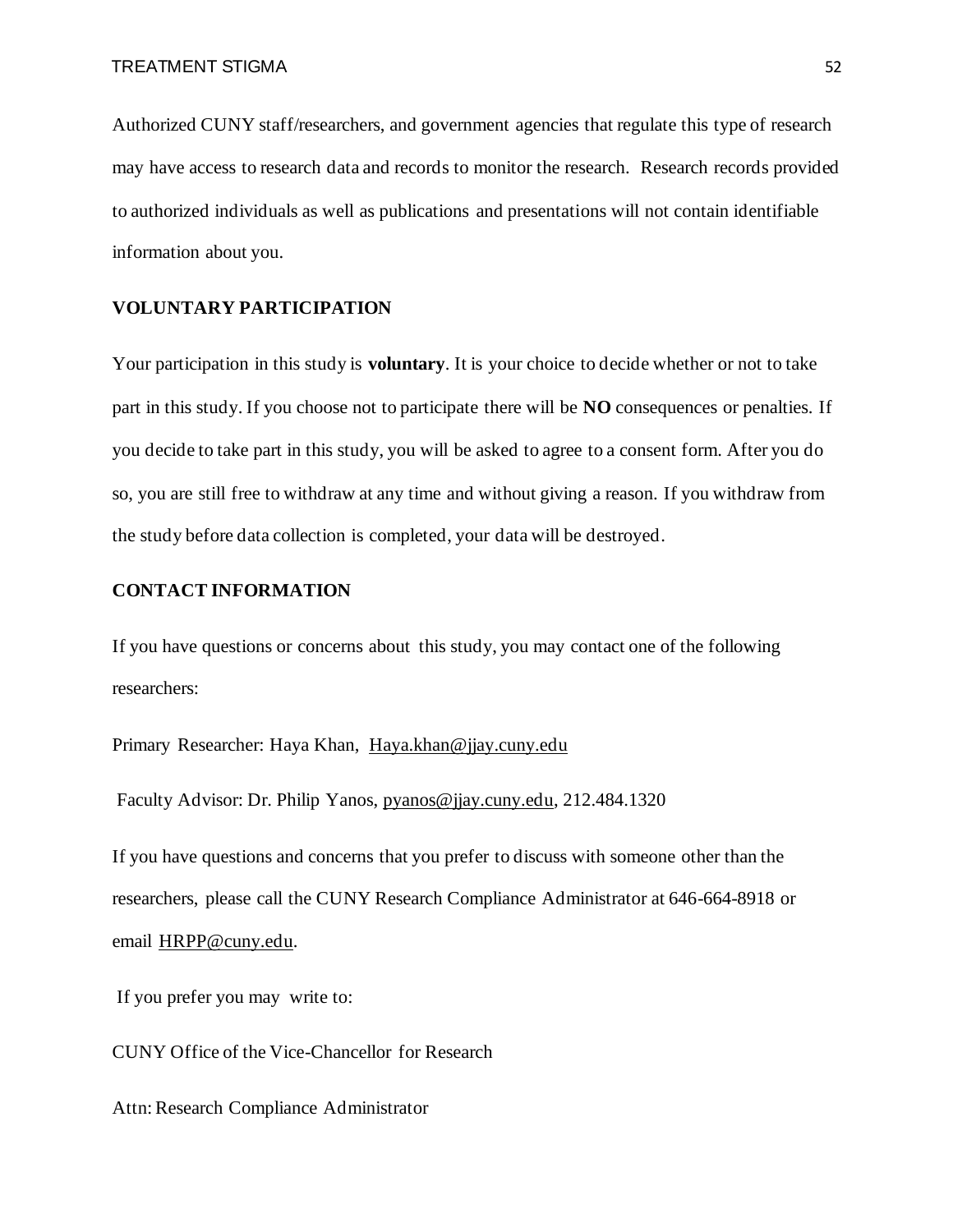Authorized CUNY staff/researchers, and government agencies that regulate this type of research may have access to research data and records to monitor the research. Research records provided to authorized individuals as well as publications and presentations will not contain identifiable information about you.

**VOLUNTARY PARTICIPATION**

Your participation in this study is **voluntary**. It is your choice to decide whether or not to take part in this study. If you choose not to participate there will be **NO** consequences or penalties. If you decide to take part in this study, you will be asked to agree to a consent form. After you do so, you are still free to withdraw at any time and without giving a reason. If you withdraw from the study before data collection is completed, your data will be destroyed.

**CONTACT INFORMATION**

If you have questions or concerns about this study, you may contact one of the following researchers:

Primary Researcher: Haya Khan, Haya.khan@jjay.cuny.edu

Faculty Advisor: Dr. Philip Yanos, pyanos@jjay.cuny.edu, 212.484.1320

If you have questions and concerns that you prefer to discuss with someone other than the researchers, please call the CUNY Research Compliance Administrator at 646-664-8918 or email HRPP@cuny.edu.

If you prefer you may write to:

CUNY Office of the Vice-Chancellor for Research

Attn: Research Compliance Administrator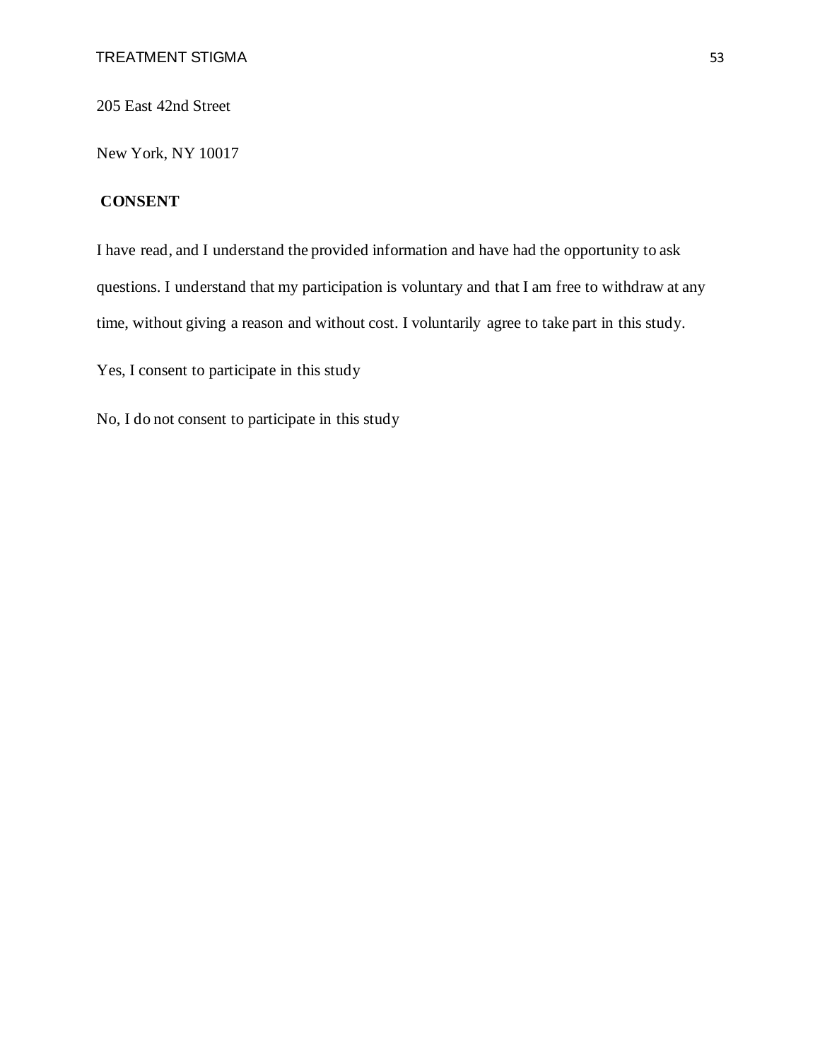205 East 42nd Street

New York, NY 10017

**CONSENT**

I have read, and I understand the provided information and have had the opportunity to ask questions. I understand that my participation is voluntary and that I am free to withdraw at any time, without giving a reason and without cost. I voluntarily agree to take part in this study.

Yes, I consent to participate in this study

No, I do not consent to participate in this study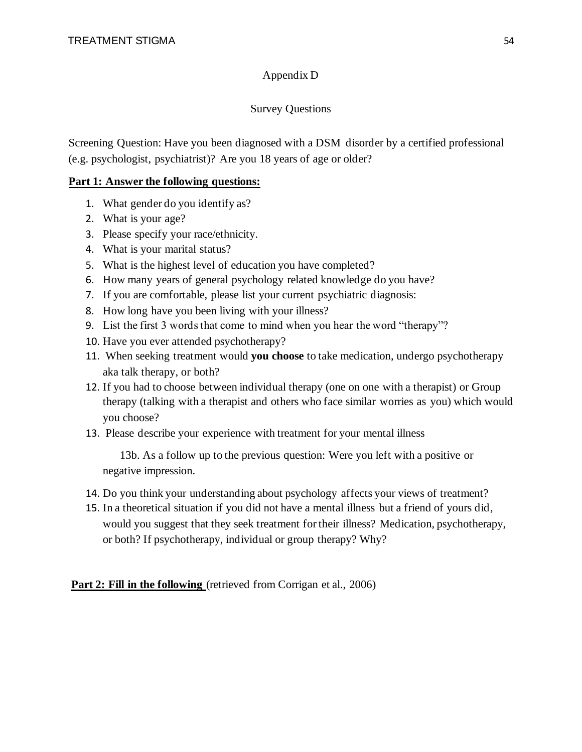# Appendix D

## Survey Questions

Screening Question: Have you been diagnosed with a DSM disorder by a certified professional (e.g. psychologist, psychiatrist)? Are you 18 years of age or older?

**Part 1: Answer the following questions:**

1. What gender do you identify as?
2. What is your age?
3. Please specify your race/ethnicity.
4. What is your marital status?
5. What is the highest level of education you have completed?
6. How many years of general psychology related knowledge do you have?
7. If you are comfortable, please list your current psychiatric diagnosis:
8. How long have you been living with your illness?
9. List the first 3 words that come to mind when you hear the word "therapy"?
10. Have you ever attended psychotherapy?
11. When seeking treatment would **you choose** to take medication, undergo psychotherapy aka talk therapy, or both?
12. If you had to choose between individual therapy (one on one with a therapist) or Group therapy (talking with a therapist and others who face similar worries as you) which would you choose?
13. Please describe your experience with treatment for your mental illness

    13b. As a follow up to the previous question: Were you left with a positive or negative impression.

14. Do you think your understanding about psychology affects your views of treatment?
15. In a theoretical situation if you did not have a mental illness but a friend of yours did, would you suggest that they seek treatment for their illness? Medication, psychotherapy, or both? If psychotherapy, individual or group therapy? Why?

**Part 2: Fill in the following** (retrieved from Corrigan et al., 2006)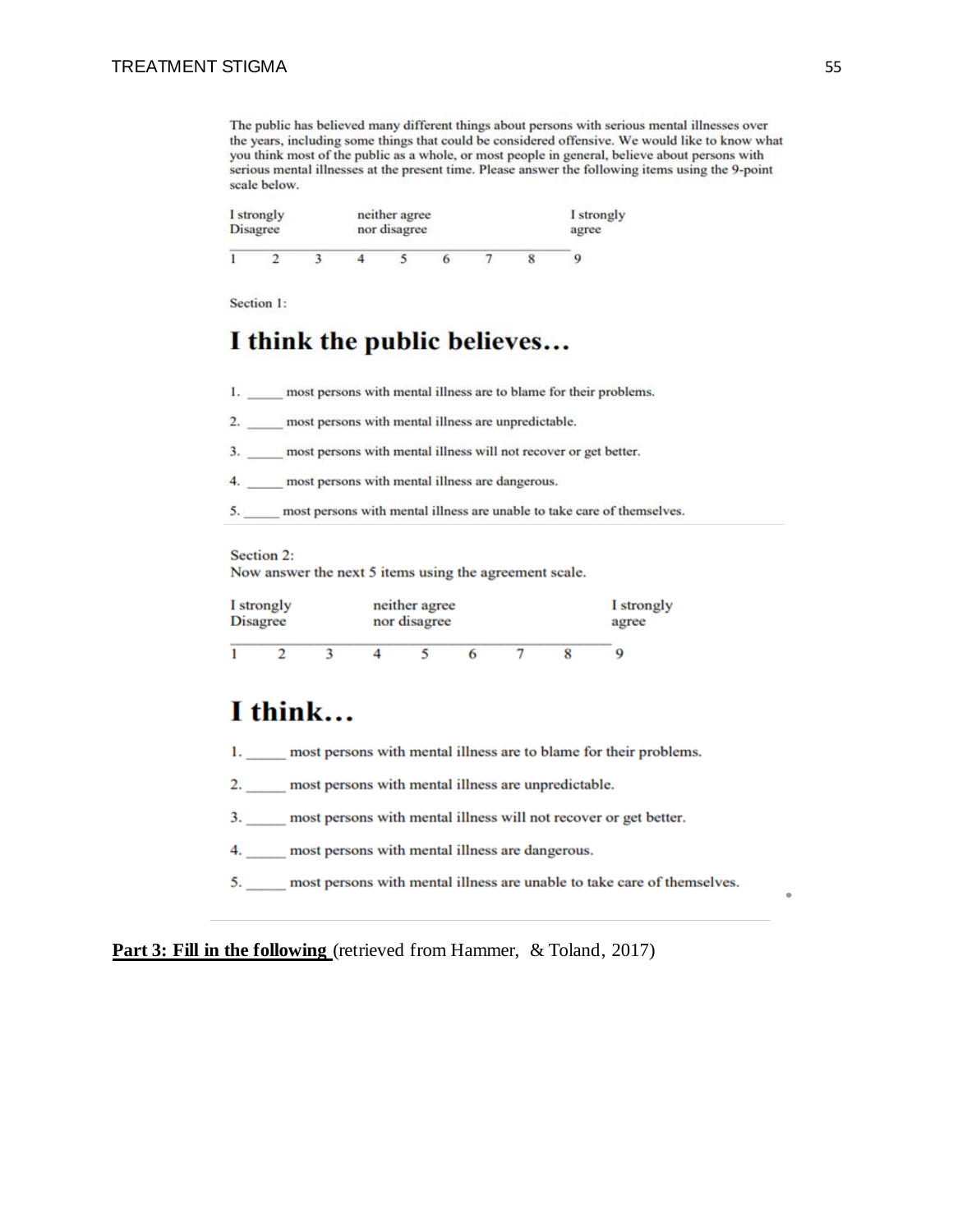The public has believed many different things about persons with serious mental illnesses over the years, including some things that could be considered offensive. We would like to know what you think most of the public as a whole, or most people in general, believe about persons with serious mental illnesses at the present time. Please answer the following items using the 9-point scale below.

| I strongly Disagree | | | neither agree nor disagree | | | | | I strongly agree |
|---|---|---|---|---|---|---|---|---|
| 1 | 2 | 3 | 4 | 5 | 6 | 7 | 8 | 9 |

Section 1:

# I think the public believes…

1. _____ most persons with mental illness are to blame for their problems.
2. _____ most persons with mental illness are unpredictable.
3. _____ most persons with mental illness will not recover or get better.
4. _____ most persons with mental illness are dangerous.
5. _____ most persons with mental illness are unable to take care of themselves.

Section 2:
Now answer the next 5 items using the agreement scale.

| I strongly Disagree | | | neither agree nor disagree | | | | | I strongly agree |
|---|---|---|---|---|---|---|---|---|
| 1 | 2 | 3 | 4 | 5 | 6 | 7 | 8 | 9 |

# I think…

1. _____ most persons with mental illness are to blame for their problems.
2. _____ most persons with mental illness are unpredictable.
3. _____ most persons with mental illness will not recover or get better.
4. _____ most persons with mental illness are dangerous.
5. _____ most persons with mental illness are unable to take care of themselves.

**Part 3: Fill in the following** (retrieved from Hammer, & Toland, 2017)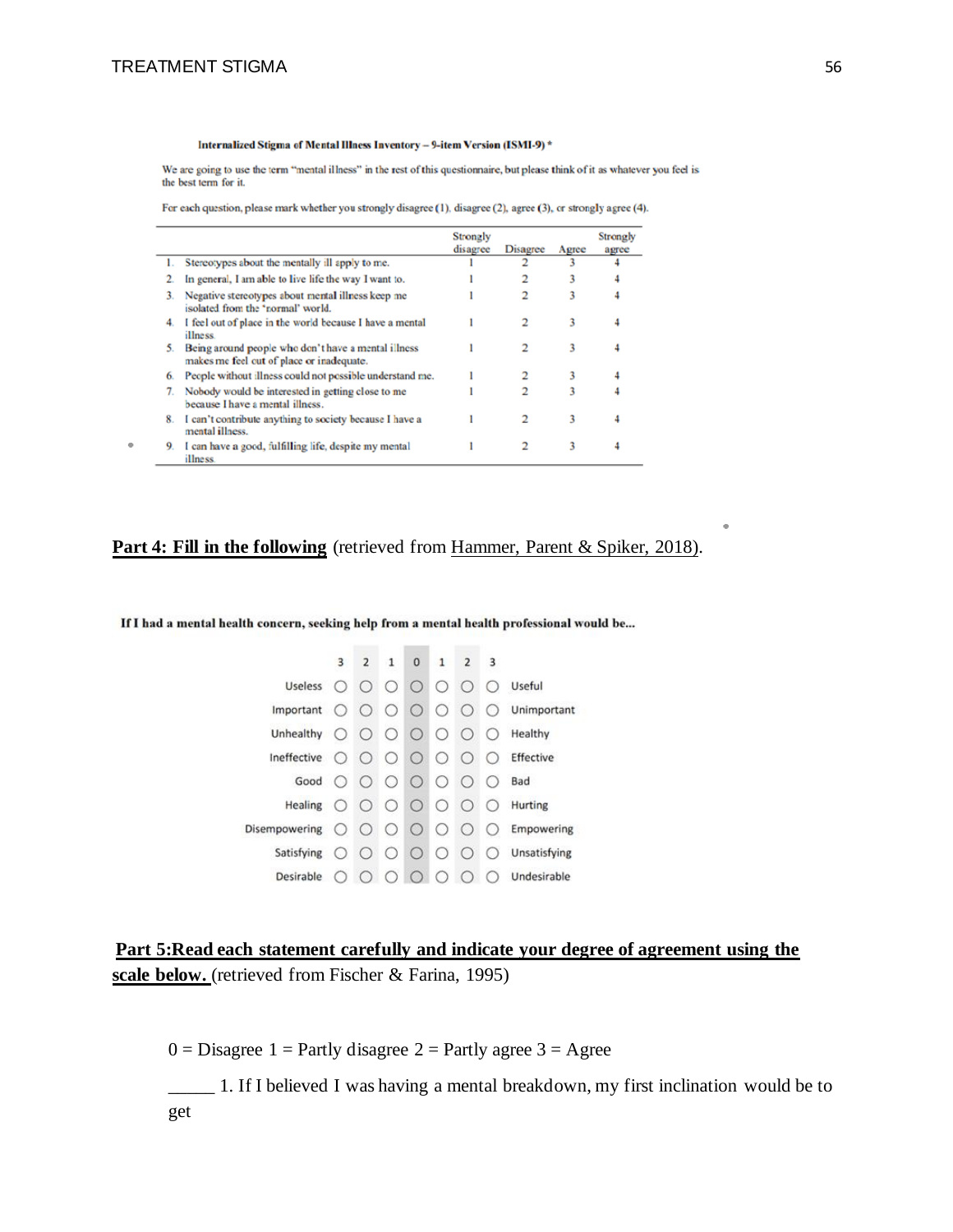**Internalized Stigma of Mental Illness Inventory – 9-item Version (ISMI-9) ***

We are going to use the term "mental illness" in the rest of this questionnaire, but please think of it as whatever you feel is the best term for it.

For each question, please mark whether you strongly disagree (1), disagree (2), agree (3), or strongly agree (4).

| | | Strongly disagree | Disagree | Agree | Strongly agree |
|---|---|---|---|---|---|
| 1. | Stereotypes about the mentally ill apply to me. | 1 | 2 | 3 | 4 |
| 2. | In general, I am able to live life the way I want to. | 1 | 2 | 3 | 4 |
| 3. | Negative stereotypes about mental illness keep me isolated from the 'normal' world. | 1 | 2 | 3 | 4 |
| 4. | I feel out of place in the world because I have a mental illness. | 1 | 2 | 3 | 4 |
| 5. | Being around people who don't have a mental illness makes me feel out of place or inadequate. | 1 | 2 | 3 | 4 |
| 6. | People without illness could not possible understand me. | 1 | 2 | 3 | 4 |
| 7. | Nobody would be interested in getting close to me because I have a mental illness. | 1 | 2 | 3 | 4 |
| 8. | I can't contribute anything to society because I have a mental illness. | 1 | 2 | 3 | 4 |
| 9. | I can have a good, fulfilling life, despite my mental illness. | 1 | 2 | 3 | 4 |

**Part 4: Fill in the following** (retrieved from Hammer, Parent & Spiker, 2018).

**If I had a mental health concern, seeking help from a mental health professional would be...**

| | 3 | 2 | 1 | 0 | 1 | 2 | 3 | |
|---|---|---|---|---|---|---|---|---|
| Useless | ○ | ○ | ○ | ○ | ○ | ○ | ○ | Useful |
| Important | ○ | ○ | ○ | ○ | ○ | ○ | ○ | Unimportant |
| Unhealthy | ○ | ○ | ○ | ○ | ○ | ○ | ○ | Healthy |
| Ineffective | ○ | ○ | ○ | ○ | ○ | ○ | ○ | Effective |
| Good | ○ | ○ | ○ | ○ | ○ | ○ | ○ | Bad |
| Healing | ○ | ○ | ○ | ○ | ○ | ○ | ○ | Hurting |
| Disempowering | ○ | ○ | ○ | ○ | ○ | ○ | ○ | Empowering |
| Satisfying | ○ | ○ | ○ | ○ | ○ | ○ | ○ | Unsatisfying |
| Desirable | ○ | ○ | ○ | ○ | ○ | ○ | ○ | Undesirable |

**Part 5: Read each statement carefully and indicate your degree of agreement using the scale below.** (retrieved from Fischer & Farina, 1995)

0 = Disagree 1 = Partly disagree 2 = Partly agree 3 = Agree

_____ 1. If I believed I was having a mental breakdown, my first inclination would be to get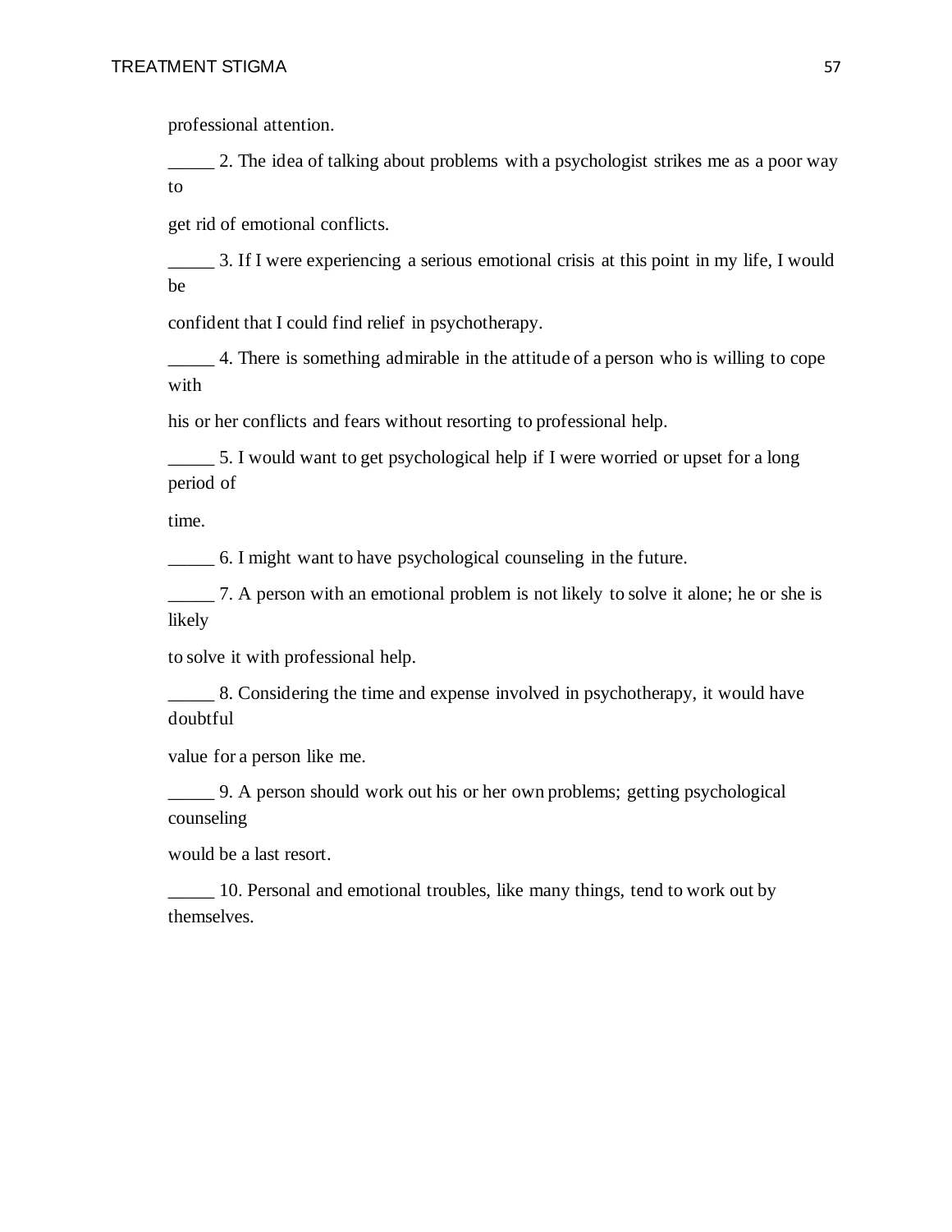professional attention.

_____ 2. The idea of talking about problems with a psychologist strikes me as a poor way to get rid of emotional conflicts.

_____ 3. If I were experiencing a serious emotional crisis at this point in my life, I would be confident that I could find relief in psychotherapy.

_____ 4. There is something admirable in the attitude of a person who is willing to cope with his or her conflicts and fears without resorting to professional help.

_____ 5. I would want to get psychological help if I were worried or upset for a long period of time.

_____ 6. I might want to have psychological counseling in the future.

_____ 7. A person with an emotional problem is not likely to solve it alone; he or she is likely to solve it with professional help.

_____ 8. Considering the time and expense involved in psychotherapy, it would have doubtful value for a person like me.

_____ 9. A person should work out his or her own problems; getting psychological counseling would be a last resort.

_____ 10. Personal and emotional troubles, like many things, tend to work out by themselves.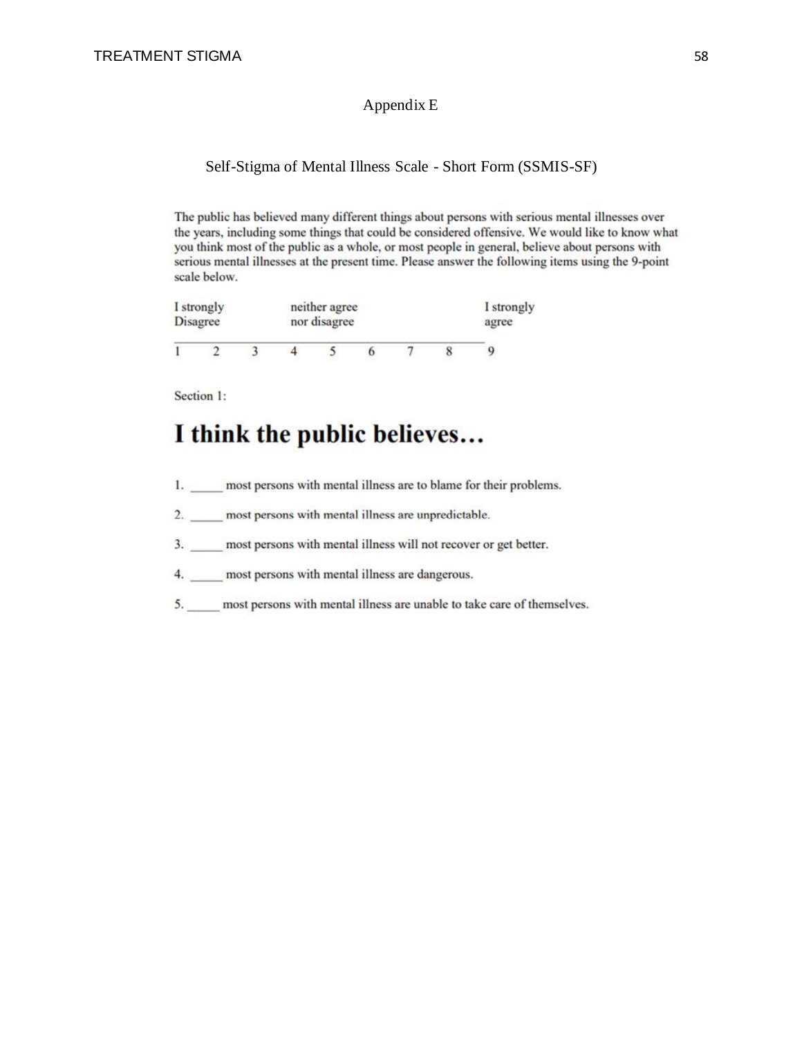## Appendix E

### Self-Stigma of Mental Illness Scale - Short Form (SSMIS-SF)

The public has believed many different things about persons with serious mental illnesses over the years, including some things that could be considered offensive. We would like to know what you think most of the public as a whole, or most people in general, believe about persons with serious mental illnesses at the present time. Please answer the following items using the 9-point scale below.

| I strongly Disagree | | | neither agree nor disagree | | | | | I strongly agree |
|---|---|---|---|---|---|---|---|---|
| 1 | 2 | 3 | 4 | 5 | 6 | 7 | 8 | 9 |

Section 1:

# I think the public believes…

1. _____ most persons with mental illness are to blame for their problems.
2. _____ most persons with mental illness are unpredictable.
3. _____ most persons with mental illness will not recover or get better.
4. _____ most persons with mental illness are dangerous.
5. _____ most persons with mental illness are unable to take care of themselves.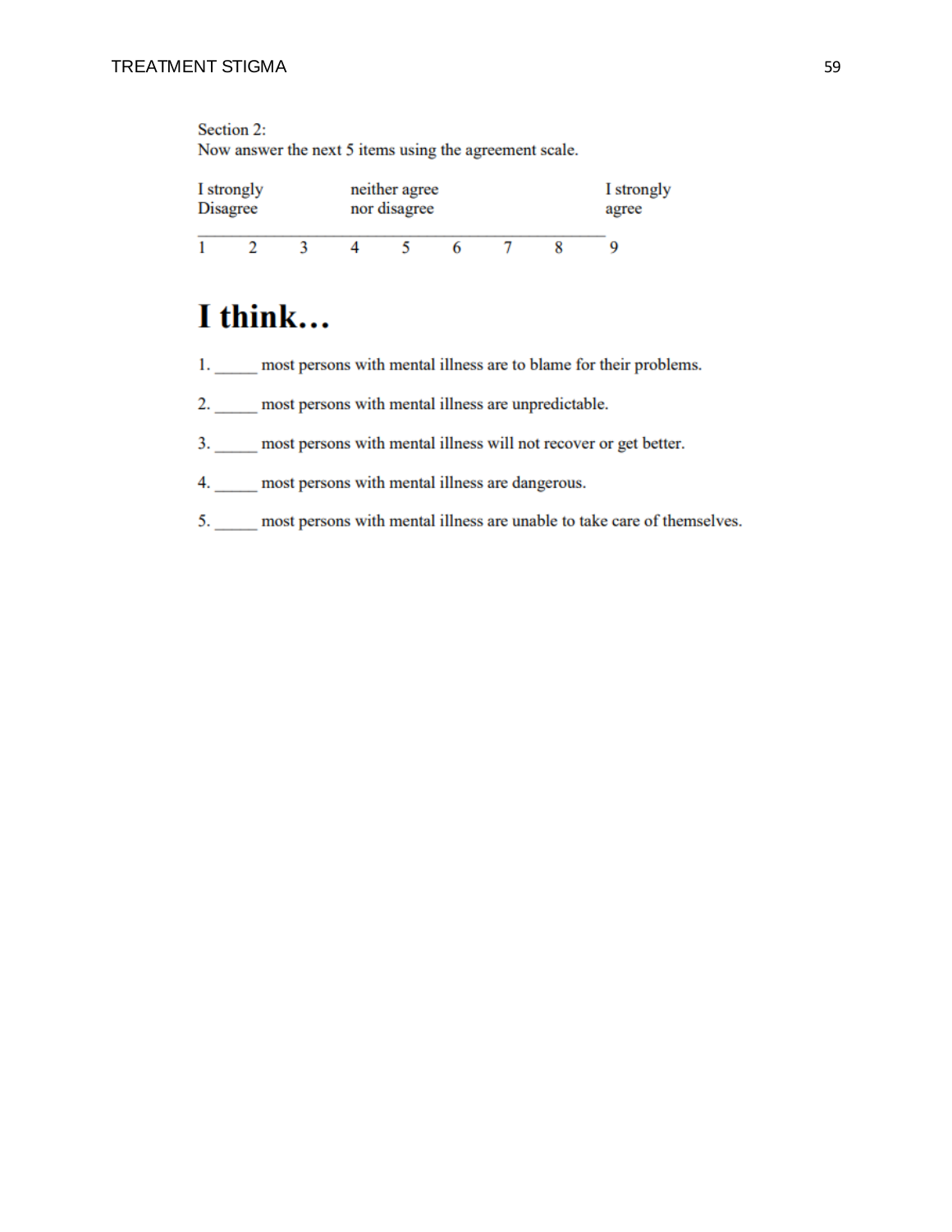Section 2:
Now answer the next 5 items using the agreement scale.

| I strongly Disagree | | | neither agree nor disagree | | | | | I strongly agree |
|---|---|---|---|---|---|---|---|---|
| 1 | 2 | 3 | 4 | 5 | 6 | 7 | 8 | 9 |

# I think…

1. _____ most persons with mental illness are to blame for their problems.

2. _____ most persons with mental illness are unpredictable.

3. _____ most persons with mental illness will not recover or get better.

4. _____ most persons with mental illness are dangerous.

5. _____ most persons with mental illness are unable to take care of themselves.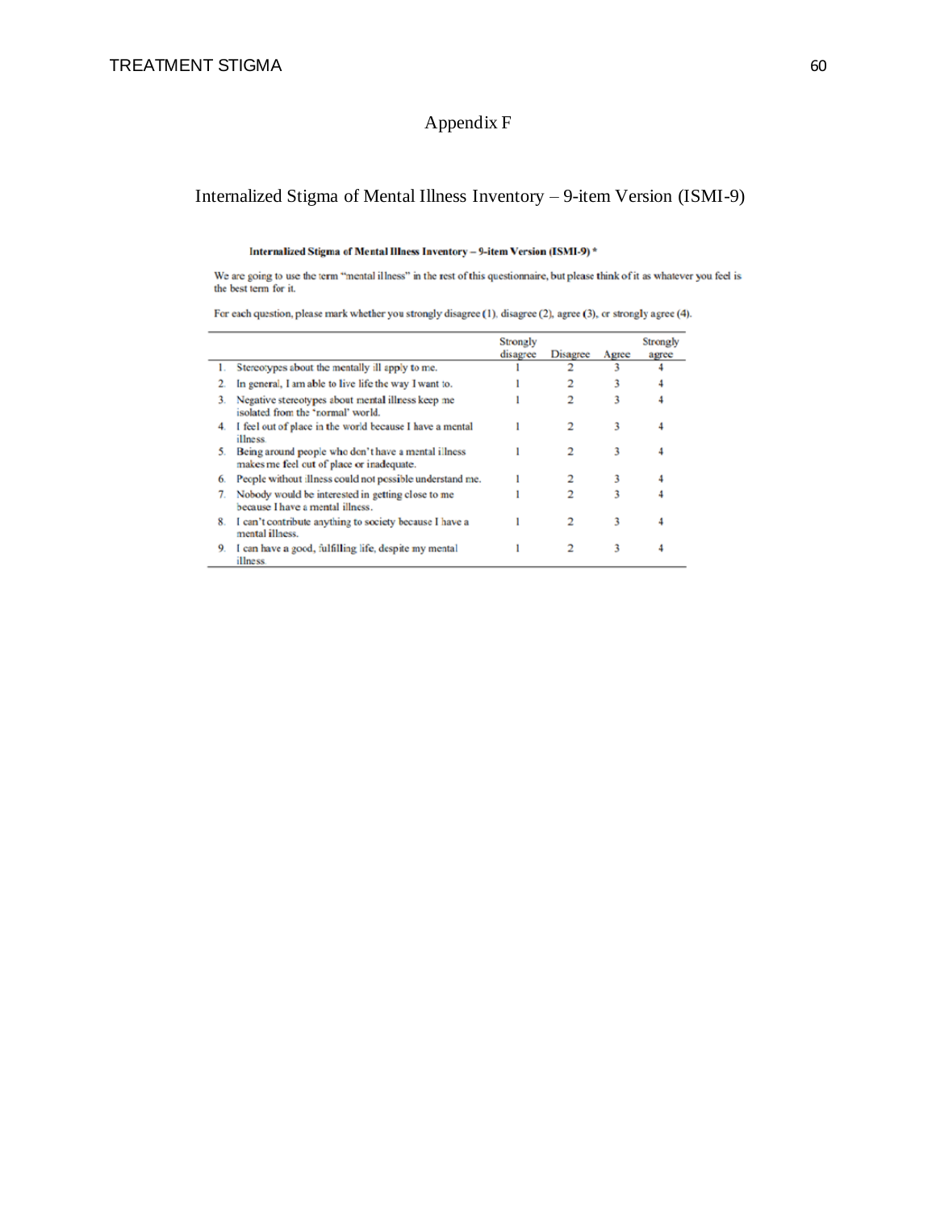# Appendix F

## Internalized Stigma of Mental Illness Inventory – 9-item Version (ISMI-9)

**Internalized Stigma of Mental Illness Inventory – 9-item Version (ISMI-9) ***

We are going to use the term "mental illness" in the rest of this questionnaire, but please think of it as whatever you feel is the best term for it.

For each question, please mark whether you strongly disagree (1), disagree (2), agree (3), or strongly agree (4).

| | | Strongly disagree | Disagree | Agree | Strongly agree |
|---|---|---|---|---|---|
| 1. | Stereotypes about the mentally ill apply to me. | 1 | 2 | 3 | 4 |
| 2. | In general, I am able to live life the way I want to. | 1 | 2 | 3 | 4 |
| 3. | Negative stereotypes about mental illness keep me isolated from the 'normal' world. | 1 | 2 | 3 | 4 |
| 4. | I feel out of place in the world because I have a mental illness. | 1 | 2 | 3 | 4 |
| 5. | Being around people who don't have a mental illness makes me feel out of place or inadequate. | 1 | 2 | 3 | 4 |
| 6. | People without illness could not possible understand me. | 1 | 2 | 3 | 4 |
| 7. | Nobody would be interested in getting close to me because I have a mental illness. | 1 | 2 | 3 | 4 |
| 8. | I can't contribute anything to society because I have a mental illness. | 1 | 2 | 3 | 4 |
| 9. | I can have a good, fulfilling life, despite my mental illness. | 1 | 2 | 3 | 4 |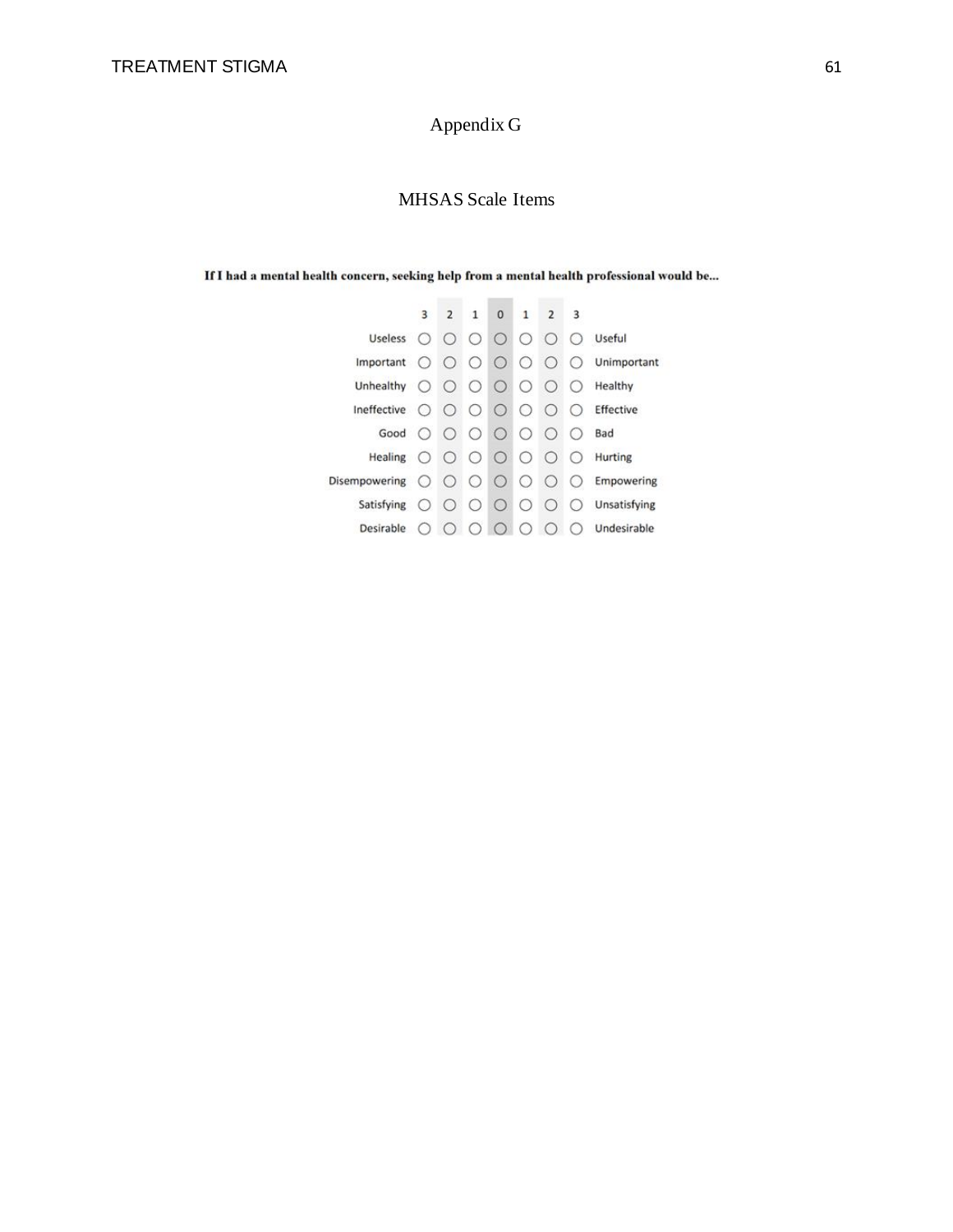# Appendix G

## MHSAS Scale Items

**If I had a mental health concern, seeking help from a mental health professional would be...**

| | 3 | 2 | 1 | 0 | 1 | 2 | 3 | |
|---|---|---|---|---|---|---|---|---|
| Useless | ○ | ○ | ○ | ○ | ○ | ○ | ○ | Useful |
| Important | ○ | ○ | ○ | ○ | ○ | ○ | ○ | Unimportant |
| Unhealthy | ○ | ○ | ○ | ○ | ○ | ○ | ○ | Healthy |
| Ineffective | ○ | ○ | ○ | ○ | ○ | ○ | ○ | Effective |
| Good | ○ | ○ | ○ | ○ | ○ | ○ | ○ | Bad |
| Healing | ○ | ○ | ○ | ○ | ○ | ○ | ○ | Hurting |
| Disempowering | ○ | ○ | ○ | ○ | ○ | ○ | ○ | Empowering |
| Satisfying | ○ | ○ | ○ | ○ | ○ | ○ | ○ | Unsatisfying |
| Desirable | ○ | ○ | ○ | ○ | ○ | ○ | ○ | Undesirable |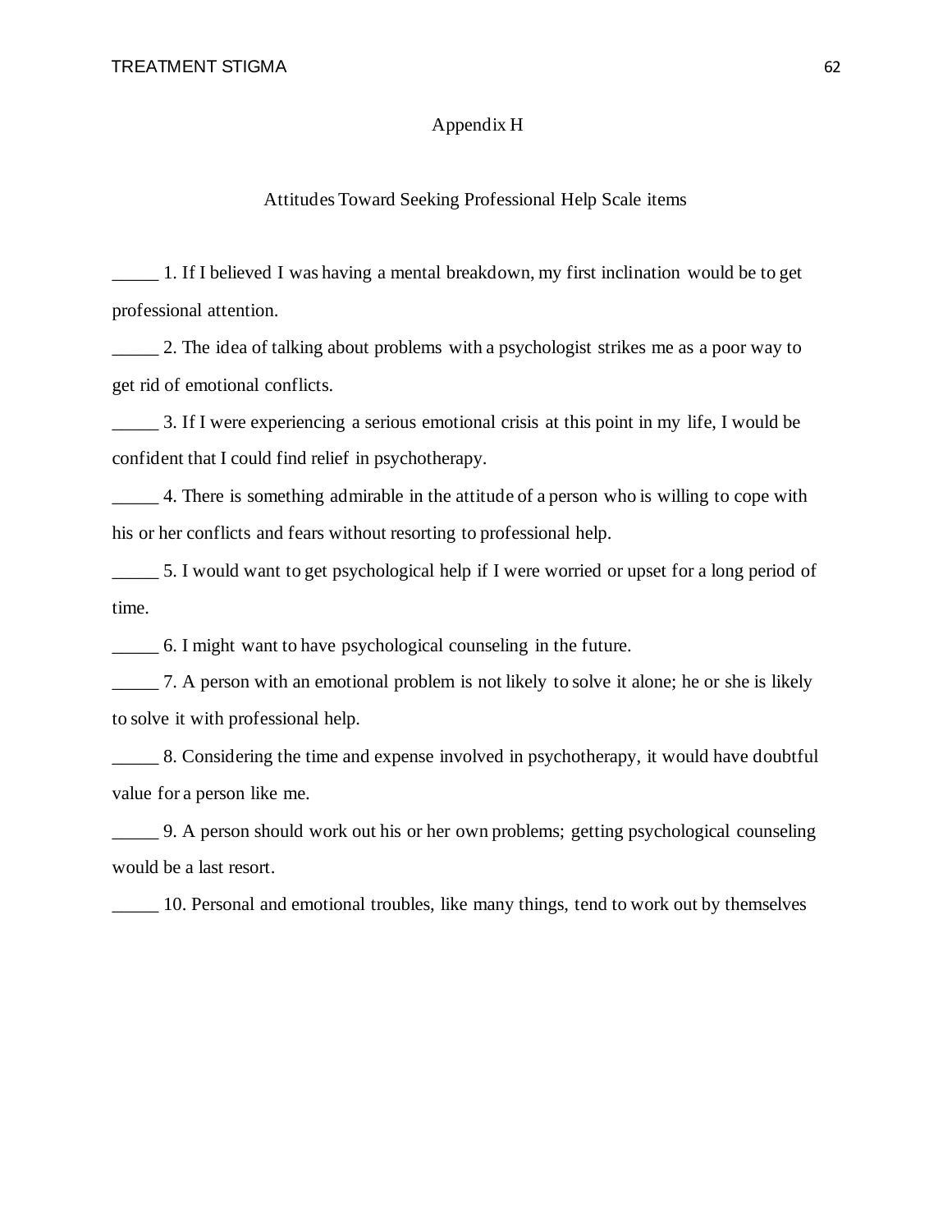# Appendix H

## Attitudes Toward Seeking Professional Help Scale items

_____ 1. If I believed I was having a mental breakdown, my first inclination would be to get professional attention.

_____ 2. The idea of talking about problems with a psychologist strikes me as a poor way to get rid of emotional conflicts.

_____ 3. If I were experiencing a serious emotional crisis at this point in my life, I would be confident that I could find relief in psychotherapy.

_____ 4. There is something admirable in the attitude of a person who is willing to cope with his or her conflicts and fears without resorting to professional help.

_____ 5. I would want to get psychological help if I were worried or upset for a long period of time.

_____ 6. I might want to have psychological counseling in the future.

_____ 7. A person with an emotional problem is not likely to solve it alone; he or she is likely to solve it with professional help.

_____ 8. Considering the time and expense involved in psychotherapy, it would have doubtful value for a person like me.

_____ 9. A person should work out his or her own problems; getting psychological counseling would be a last resort.

_____ 10. Personal and emotional troubles, like many things, tend to work out by themselves